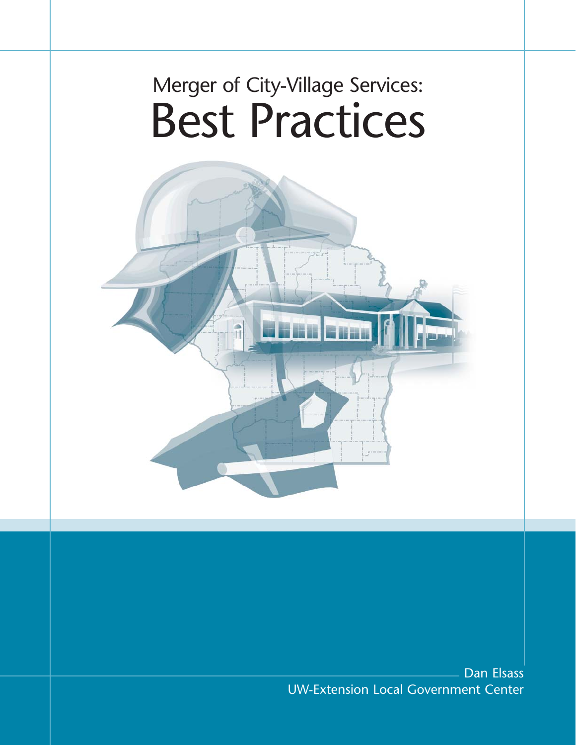# Merger of City-Village Services: Best Practices

Dan Elsass
UW-Extension Local Government Center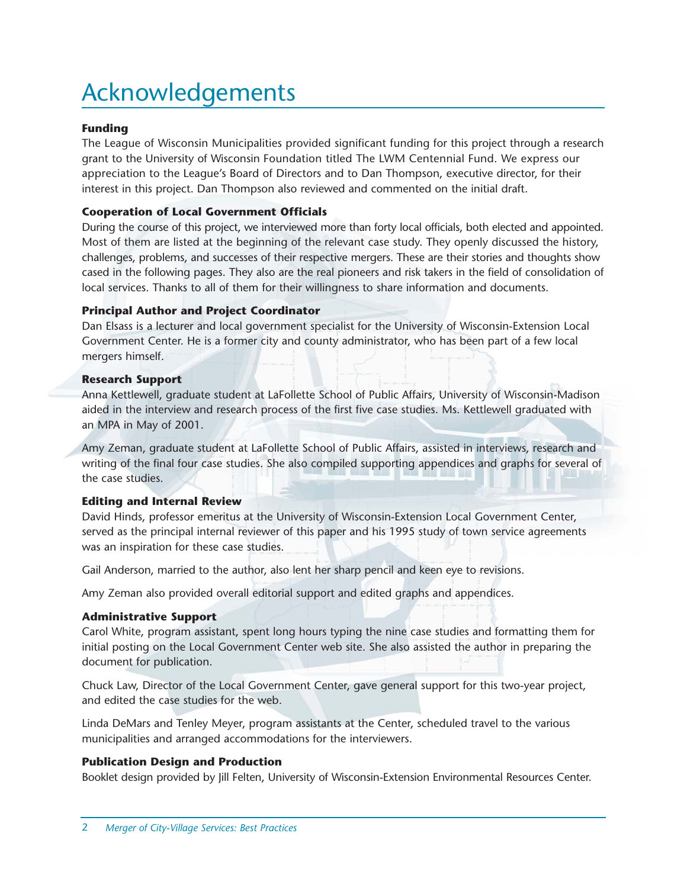# Acknowledgements

### Funding

The League of Wisconsin Municipalities provided significant funding for this project through a research grant to the University of Wisconsin Foundation titled The LWM Centennial Fund. We express our appreciation to the League's Board of Directors and to Dan Thompson, executive director, for their interest in this project. Dan Thompson also reviewed and commented on the initial draft.

### Cooperation of Local Government Officials

During the course of this project, we interviewed more than forty local officials, both elected and appointed. Most of them are listed at the beginning of the relevant case study. They openly discussed the history, challenges, problems, and successes of their respective mergers. These are their stories and thoughts show cased in the following pages. They also are the real pioneers and risk takers in the field of consolidation of local services. Thanks to all of them for their willingness to share information and documents.

### Principal Author and Project Coordinator

Dan Elsass is a lecturer and local government specialist for the University of Wisconsin-Extension Local Government Center. He is a former city and county administrator, who has been part of a few local mergers himself.

### Research Support

Anna Kettlewell, graduate student at LaFollette School of Public Affairs, University of Wisconsin-Madison aided in the interview and research process of the first five case studies. Ms. Kettlewell graduated with an MPA in May of 2001.

Amy Zeman, graduate student at LaFollette School of Public Affairs, assisted in interviews, research and writing of the final four case studies. She also compiled supporting appendices and graphs for several of the case studies.

### Editing and Internal Review

David Hinds, professor emeritus at the University of Wisconsin-Extension Local Government Center, served as the principal internal reviewer of this paper and his 1995 study of town service agreements was an inspiration for these case studies.

Gail Anderson, married to the author, also lent her sharp pencil and keen eye to revisions.

Amy Zeman also provided overall editorial support and edited graphs and appendices.

### Administrative Support

Carol White, program assistant, spent long hours typing the nine case studies and formatting them for initial posting on the Local Government Center web site. She also assisted the author in preparing the document for publication.

Chuck Law, Director of the Local Government Center, gave general support for this two-year project, and edited the case studies for the web.

Linda DeMars and Tenley Meyer, program assistants at the Center, scheduled travel to the various municipalities and arranged accommodations for the interviewers.

### Publication Design and Production

Booklet design provided by Jill Felten, University of Wisconsin-Extension Environmental Resources Center.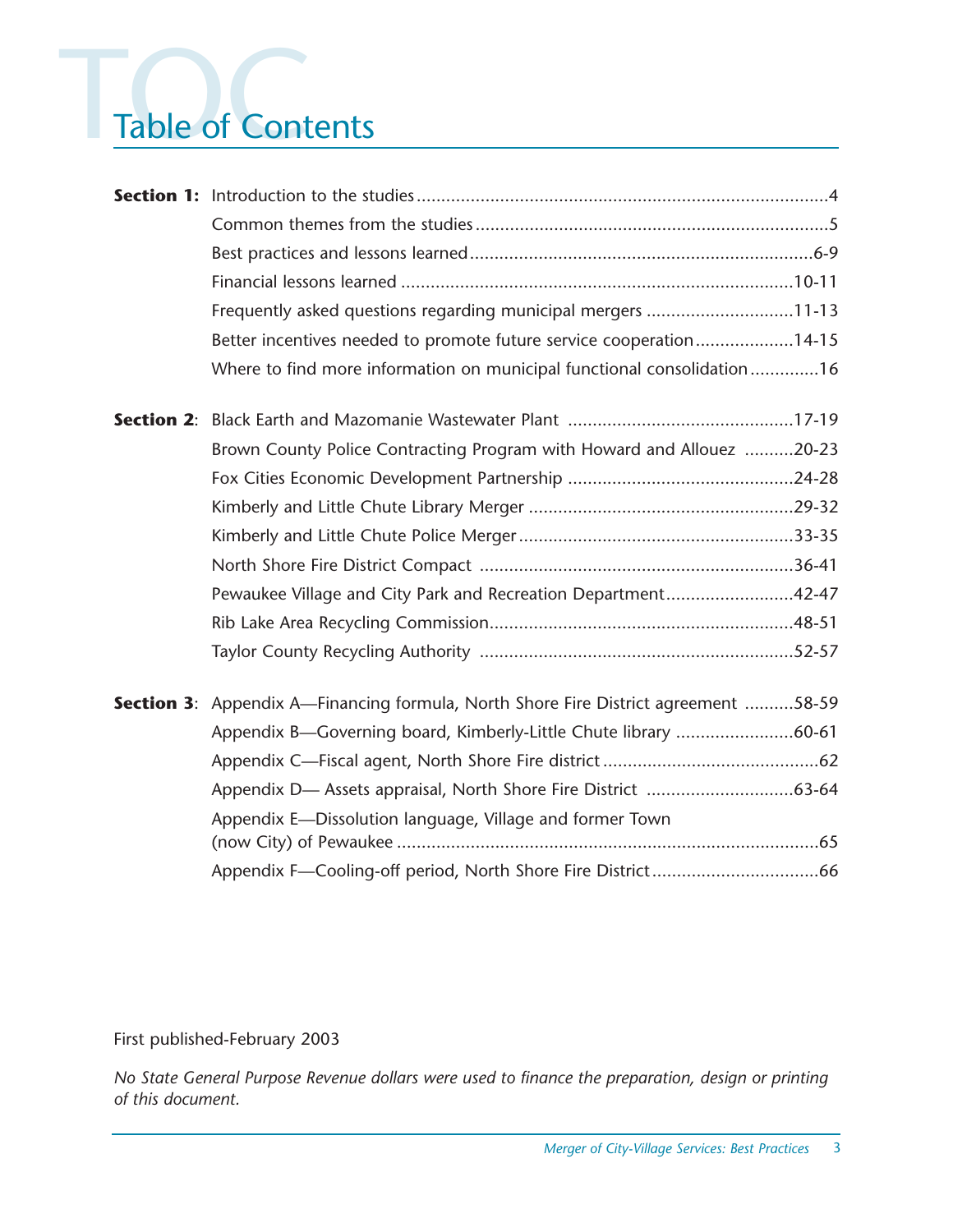# Table of Contents

**Section 1:** Introduction to the studies....................4

Common themes from the studies....................5

Best practices and lessons learned....................6-9

Financial lessons learned....................10-11

Frequently asked questions regarding municipal mergers....................11-13

Better incentives needed to promote future service cooperation....................14-15

Where to find more information on municipal functional consolidation....................16

**Section 2**: Black Earth and Mazomanie Wastewater Plant....................17-19

Brown County Police Contracting Program with Howard and Allouez....................20-23

Fox Cities Economic Development Partnership....................24-28

Kimberly and Little Chute Library Merger....................29-32

Kimberly and Little Chute Police Merger....................33-35

North Shore Fire District Compact....................36-41

Pewaukee Village and City Park and Recreation Department....................42-47

Rib Lake Area Recycling Commission....................48-51

Taylor County Recycling Authority....................52-57

**Section 3**: Appendix A—Financing formula, North Shore Fire District agreement....................58-59

Appendix B—Governing board, Kimberly-Little Chute library....................60-61

Appendix C—Fiscal agent, North Shore Fire district....................62

Appendix D— Assets appraisal, North Shore Fire District....................63-64

Appendix E—Dissolution language, Village and former Town (now City) of Pewaukee....................65

Appendix F—Cooling-off period, North Shore Fire District....................66

First published-February 2003

*No State General Purpose Revenue dollars were used to finance the preparation, design or printing of this document.*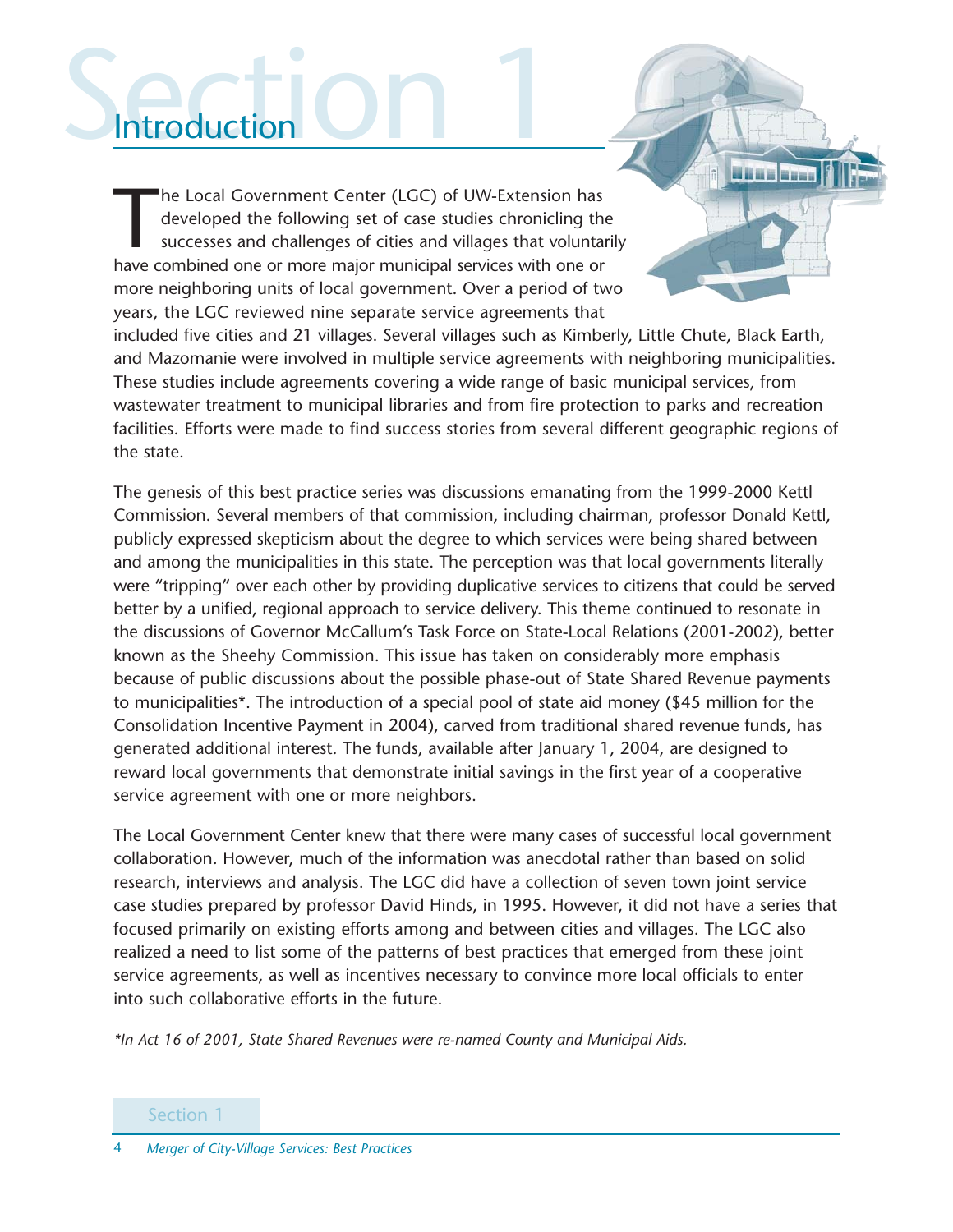# Section 1

## Introduction

The Local Government Center (LGC) of UW-Extension has developed the following set of case studies chronicling the successes and challenges of cities and villages that voluntarily have combined one or more major municipal services with one or more neighboring units of local government. Over a period of two years, the LGC reviewed nine separate service agreements that included five cities and 21 villages. Several villages such as Kimberly, Little Chute, Black Earth, and Mazomanie were involved in multiple service agreements with neighboring municipalities. These studies include agreements covering a wide range of basic municipal services, from wastewater treatment to municipal libraries and from fire protection to parks and recreation facilities. Efforts were made to find success stories from several different geographic regions of the state.

The genesis of this best practice series was discussions emanating from the 1999-2000 Kettl Commission. Several members of that commission, including chairman, professor Donald Kettl, publicly expressed skepticism about the degree to which services were being shared between and among the municipalities in this state. The perception was that local governments literally were "tripping" over each other by providing duplicative services to citizens that could be served better by a unified, regional approach to service delivery. This theme continued to resonate in the discussions of Governor McCallum's Task Force on State-Local Relations (2001-2002), better known as the Sheehy Commission. This issue has taken on considerably more emphasis because of public discussions about the possible phase-out of State Shared Revenue payments to municipalities*. The introduction of a special pool of state aid money ($45 million for the Consolidation Incentive Payment in 2004), carved from traditional shared revenue funds, has generated additional interest. The funds, available after January 1, 2004, are designed to reward local governments that demonstrate initial savings in the first year of a cooperative service agreement with one or more neighbors.

The Local Government Center knew that there were many cases of successful local government collaboration. However, much of the information was anecdotal rather than based on solid research, interviews and analysis. The LGC did have a collection of seven town joint service case studies prepared by professor David Hinds, in 1995. However, it did not have a series that focused primarily on existing efforts among and between cities and villages. The LGC also realized a need to list some of the patterns of best practices that emerged from these joint service agreements, as well as incentives necessary to convince more local officials to enter into such collaborative efforts in the future.

*\*In Act 16 of 2001, State Shared Revenues were re-named County and Municipal Aids.*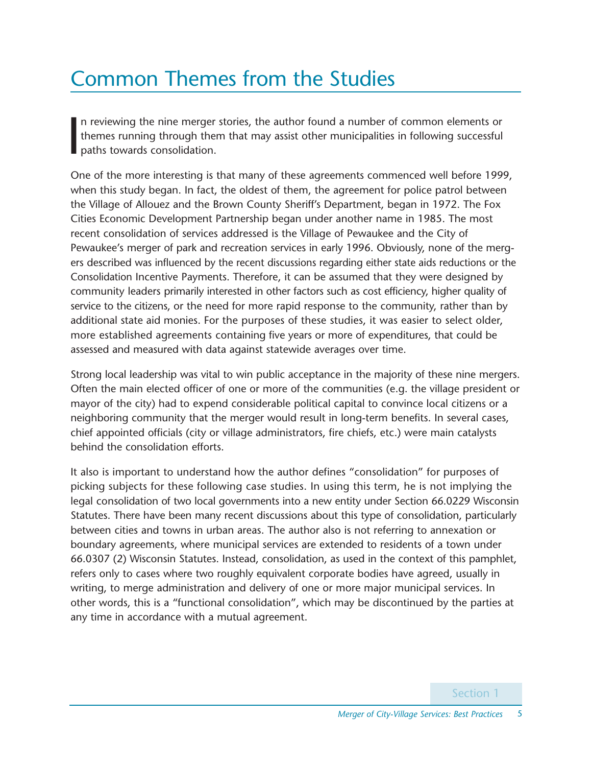# Common Themes from the Studies

In reviewing the nine merger stories, the author found a number of common elements or themes running through them that may assist other municipalities in following successful paths towards consolidation.

One of the more interesting is that many of these agreements commenced well before 1999, when this study began. In fact, the oldest of them, the agreement for police patrol between the Village of Allouez and the Brown County Sheriff's Department, began in 1972. The Fox Cities Economic Development Partnership began under another name in 1985. The most recent consolidation of services addressed is the Village of Pewaukee and the City of Pewaukee's merger of park and recreation services in early 1996. Obviously, none of the mergers described was influenced by the recent discussions regarding either state aids reductions or the Consolidation Incentive Payments. Therefore, it can be assumed that they were designed by community leaders primarily interested in other factors such as cost efficiency, higher quality of service to the citizens, or the need for more rapid response to the community, rather than by additional state aid monies. For the purposes of these studies, it was easier to select older, more established agreements containing five years or more of expenditures, that could be assessed and measured with data against statewide averages over time.

Strong local leadership was vital to win public acceptance in the majority of these nine mergers. Often the main elected officer of one or more of the communities (e.g. the village president or mayor of the city) had to expend considerable political capital to convince local citizens or a neighboring community that the merger would result in long-term benefits. In several cases, chief appointed officials (city or village administrators, fire chiefs, etc.) were main catalysts behind the consolidation efforts.

It also is important to understand how the author defines "consolidation" for purposes of picking subjects for these following case studies. In using this term, he is not implying the legal consolidation of two local governments into a new entity under Section 66.0229 Wisconsin Statutes. There have been many recent discussions about this type of consolidation, particularly between cities and towns in urban areas. The author also is not referring to annexation or boundary agreements, where municipal services are extended to residents of a town under 66.0307 (2) Wisconsin Statutes. Instead, consolidation, as used in the context of this pamphlet, refers only to cases where two roughly equivalent corporate bodies have agreed, usually in writing, to merge administration and delivery of one or more major municipal services. In other words, this is a "functional consolidation", which may be discontinued by the parties at any time in accordance with a mutual agreement.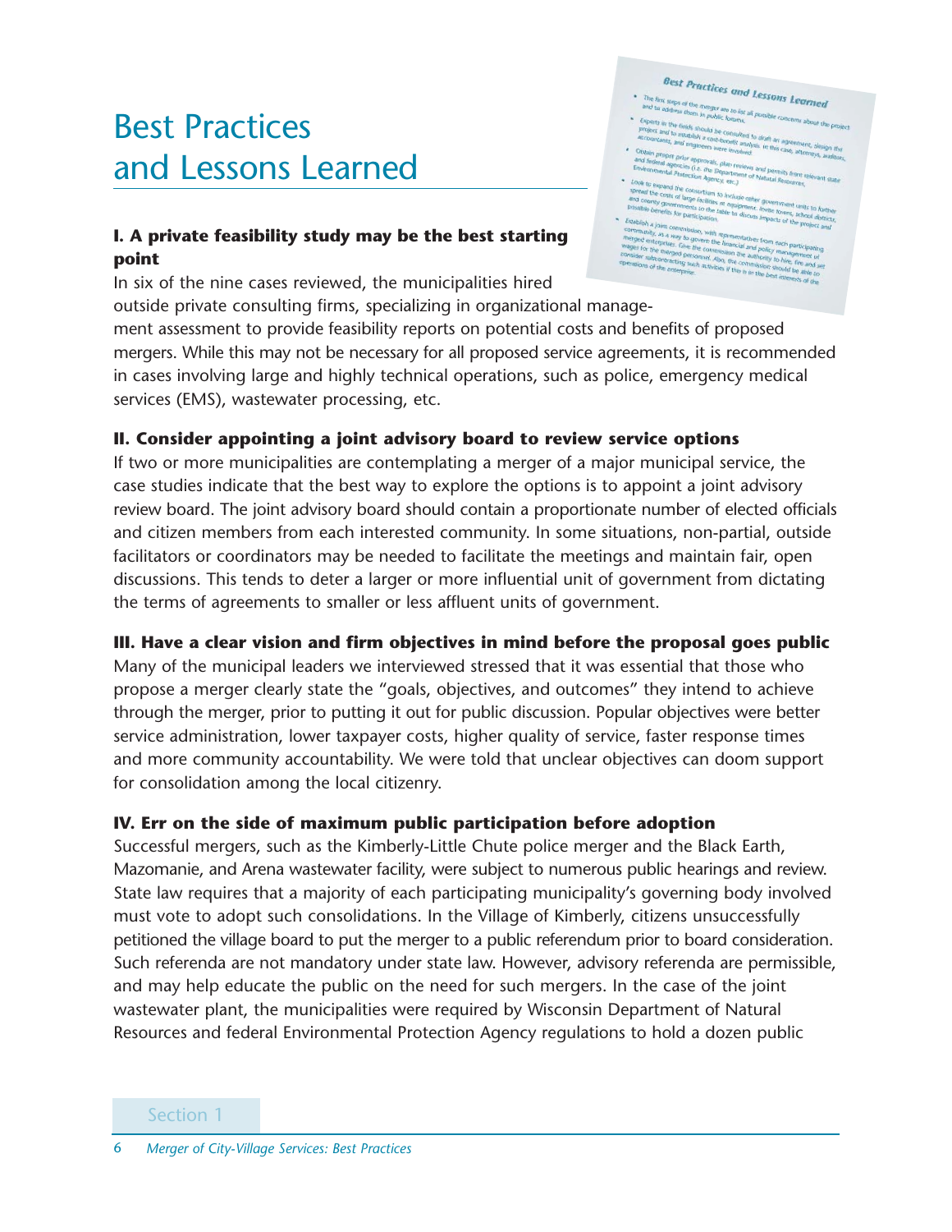# Best Practices and Lessons Learned

### I. A private feasibility study may be the best starting point

In six of the nine cases reviewed, the municipalities hired outside private consulting firms, specializing in organizational management assessment to provide feasibility reports on potential costs and benefits of proposed mergers. While this may not be necessary for all proposed service agreements, it is recommended in cases involving large and highly technical operations, such as police, emergency medical services (EMS), wastewater processing, etc.

### II. Consider appointing a joint advisory board to review service options

If two or more municipalities are contemplating a merger of a major municipal service, the case studies indicate that the best way to explore the options is to appoint a joint advisory review board. The joint advisory board should contain a proportionate number of elected officials and citizen members from each interested community. In some situations, non-partial, outside facilitators or coordinators may be needed to facilitate the meetings and maintain fair, open discussions. This tends to deter a larger or more influential unit of government from dictating the terms of agreements to smaller or less affluent units of government.

### III. Have a clear vision and firm objectives in mind before the proposal goes public

Many of the municipal leaders we interviewed stressed that it was essential that those who propose a merger clearly state the "goals, objectives, and outcomes" they intend to achieve through the merger, prior to putting it out for public discussion. Popular objectives were better service administration, lower taxpayer costs, higher quality of service, faster response times and more community accountability. We were told that unclear objectives can doom support for consolidation among the local citizenry.

### IV. Err on the side of maximum public participation before adoption

Successful mergers, such as the Kimberly-Little Chute police merger and the Black Earth, Mazomanie, and Arena wastewater facility, were subject to numerous public hearings and review. State law requires that a majority of each participating municipality's governing body involved must vote to adopt such consolidations. In the Village of Kimberly, citizens unsuccessfully petitioned the village board to put the merger to a public referendum prior to board consideration. Such referenda are not mandatory under state law. However, advisory referenda are permissible, and may help educate the public on the need for such mergers. In the case of the joint wastewater plant, the municipalities were required by Wisconsin Department of Natural Resources and federal Environmental Protection Agency regulations to hold a dozen public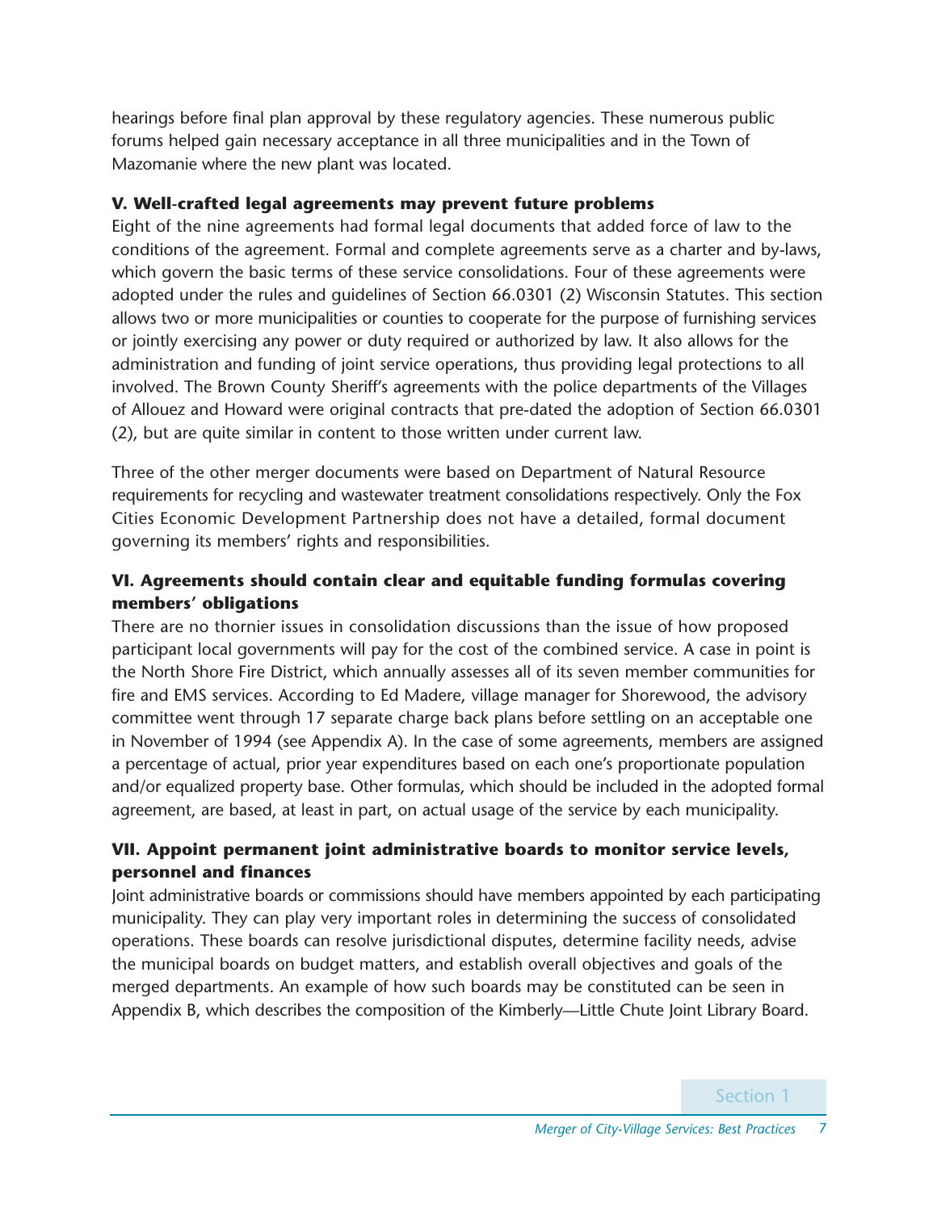hearings before final plan approval by these regulatory agencies. These numerous public forums helped gain necessary acceptance in all three municipalities and in the Town of Mazomanie where the new plant was located.

### V. Well-crafted legal agreements may prevent future problems

Eight of the nine agreements had formal legal documents that added force of law to the conditions of the agreement. Formal and complete agreements serve as a charter and by-laws, which govern the basic terms of these service consolidations. Four of these agreements were adopted under the rules and guidelines of Section 66.0301 (2) Wisconsin Statutes. This section allows two or more municipalities or counties to cooperate for the purpose of furnishing services or jointly exercising any power or duty required or authorized by law. It also allows for the administration and funding of joint service operations, thus providing legal protections to all involved. The Brown County Sheriff's agreements with the police departments of the Villages of Allouez and Howard were original contracts that pre-dated the adoption of Section 66.0301 (2), but are quite similar in content to those written under current law.

Three of the other merger documents were based on Department of Natural Resource requirements for recycling and wastewater treatment consolidations respectively. Only the Fox Cities Economic Development Partnership does not have a detailed, formal document governing its members' rights and responsibilities.

### VI. Agreements should contain clear and equitable funding formulas covering members' obligations

There are no thornier issues in consolidation discussions than the issue of how proposed participant local governments will pay for the cost of the combined service. A case in point is the North Shore Fire District, which annually assesses all of its seven member communities for fire and EMS services. According to Ed Madere, village manager for Shorewood, the advisory committee went through 17 separate charge back plans before settling on an acceptable one in November of 1994 (see Appendix A). In the case of some agreements, members are assigned a percentage of actual, prior year expenditures based on each one's proportionate population and/or equalized property base. Other formulas, which should be included in the adopted formal agreement, are based, at least in part, on actual usage of the service by each municipality.

### VII. Appoint permanent joint administrative boards to monitor service levels, personnel and finances

Joint administrative boards or commissions should have members appointed by each participating municipality. They can play very important roles in determining the success of consolidated operations. These boards can resolve jurisdictional disputes, determine facility needs, advise the municipal boards on budget matters, and establish overall objectives and goals of the merged departments. An example of how such boards may be constituted can be seen in Appendix B, which describes the composition of the Kimberly—Little Chute Joint Library Board.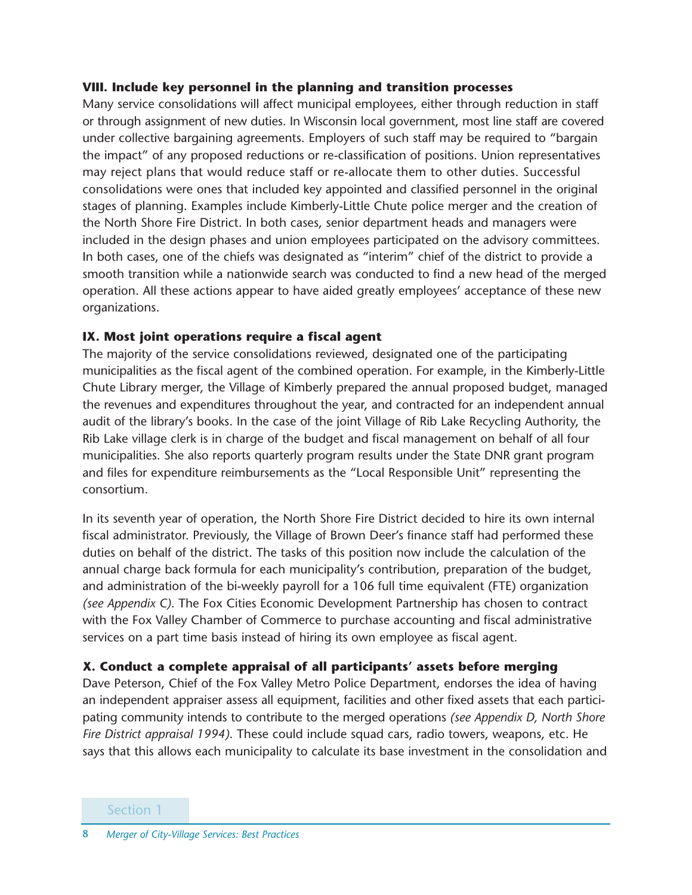### VIII. Include key personnel in the planning and transition processes

Many service consolidations will affect municipal employees, either through reduction in staff or through assignment of new duties. In Wisconsin local government, most line staff are covered under collective bargaining agreements. Employers of such staff may be required to "bargain the impact" of any proposed reductions or re-classification of positions. Union representatives may reject plans that would reduce staff or re-allocate them to other duties. Successful consolidations were ones that included key appointed and classified personnel in the original stages of planning. Examples include Kimberly-Little Chute police merger and the creation of the North Shore Fire District. In both cases, senior department heads and managers were included in the design phases and union employees participated on the advisory committees. In both cases, one of the chiefs was designated as "interim" chief of the district to provide a smooth transition while a nationwide search was conducted to find a new head of the merged operation. All these actions appear to have aided greatly employees' acceptance of these new organizations.

### IX. Most joint operations require a fiscal agent

The majority of the service consolidations reviewed, designated one of the participating municipalities as the fiscal agent of the combined operation. For example, in the Kimberly-Little Chute Library merger, the Village of Kimberly prepared the annual proposed budget, managed the revenues and expenditures throughout the year, and contracted for an independent annual audit of the library's books. In the case of the joint Village of Rib Lake Recycling Authority, the Rib Lake village clerk is in charge of the budget and fiscal management on behalf of all four municipalities. She also reports quarterly program results under the State DNR grant program and files for expenditure reimbursements as the "Local Responsible Unit" representing the consortium.

In its seventh year of operation, the North Shore Fire District decided to hire its own internal fiscal administrator. Previously, the Village of Brown Deer's finance staff had performed these duties on behalf of the district. The tasks of this position now include the calculation of the annual charge back formula for each municipality's contribution, preparation of the budget, and administration of the bi-weekly payroll for a 106 full time equivalent (FTE) organization *(see Appendix C)*. The Fox Cities Economic Development Partnership has chosen to contract with the Fox Valley Chamber of Commerce to purchase accounting and fiscal administrative services on a part time basis instead of hiring its own employee as fiscal agent.

### X. Conduct a complete appraisal of all participants' assets before merging

Dave Peterson, Chief of the Fox Valley Metro Police Department, endorses the idea of having an independent appraiser assess all equipment, facilities and other fixed assets that each participating community intends to contribute to the merged operations *(see Appendix D, North Shore Fire District appraisal 1994)*. These could include squad cars, radio towers, weapons, etc. He says that this allows each municipality to calculate its base investment in the consolidation and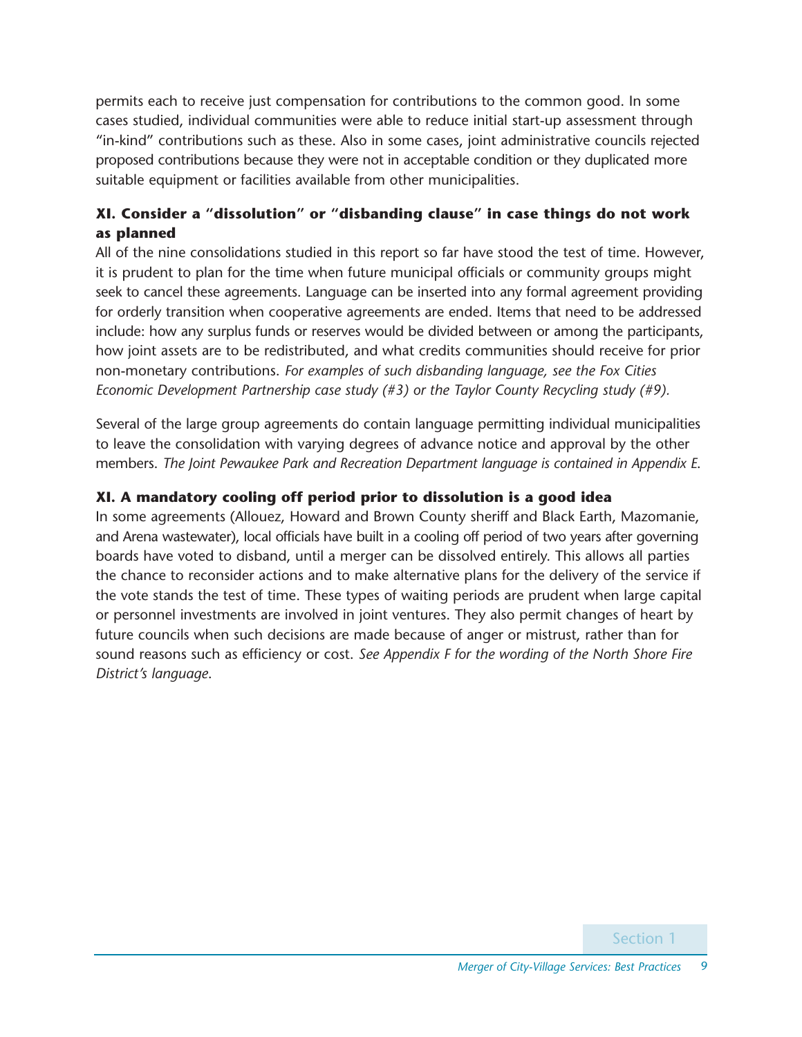permits each to receive just compensation for contributions to the common good. In some cases studied, individual communities were able to reduce initial start-up assessment through "in-kind" contributions such as these. Also in some cases, joint administrative councils rejected proposed contributions because they were not in acceptable condition or they duplicated more suitable equipment or facilities available from other municipalities.

### XI. Consider a "dissolution" or "disbanding clause" in case things do not work as planned

All of the nine consolidations studied in this report so far have stood the test of time. However, it is prudent to plan for the time when future municipal officials or community groups might seek to cancel these agreements. Language can be inserted into any formal agreement providing for orderly transition when cooperative agreements are ended. Items that need to be addressed include: how any surplus funds or reserves would be divided between or among the participants, how joint assets are to be redistributed, and what credits communities should receive for prior non-monetary contributions. *For examples of such disbanding language, see the Fox Cities Economic Development Partnership case study (#3) or the Taylor County Recycling study (#9).*

Several of the large group agreements do contain language permitting individual municipalities to leave the consolidation with varying degrees of advance notice and approval by the other members. *The Joint Pewaukee Park and Recreation Department language is contained in Appendix E.*

### XI. A mandatory cooling off period prior to dissolution is a good idea

In some agreements (Allouez, Howard and Brown County sheriff and Black Earth, Mazomanie, and Arena wastewater), local officials have built in a cooling off period of two years after governing boards have voted to disband, until a merger can be dissolved entirely. This allows all parties the chance to reconsider actions and to make alternative plans for the delivery of the service if the vote stands the test of time. These types of waiting periods are prudent when large capital or personnel investments are involved in joint ventures. They also permit changes of heart by future councils when such decisions are made because of anger or mistrust, rather than for sound reasons such as efficiency or cost. *See Appendix F for the wording of the North Shore Fire District's language.*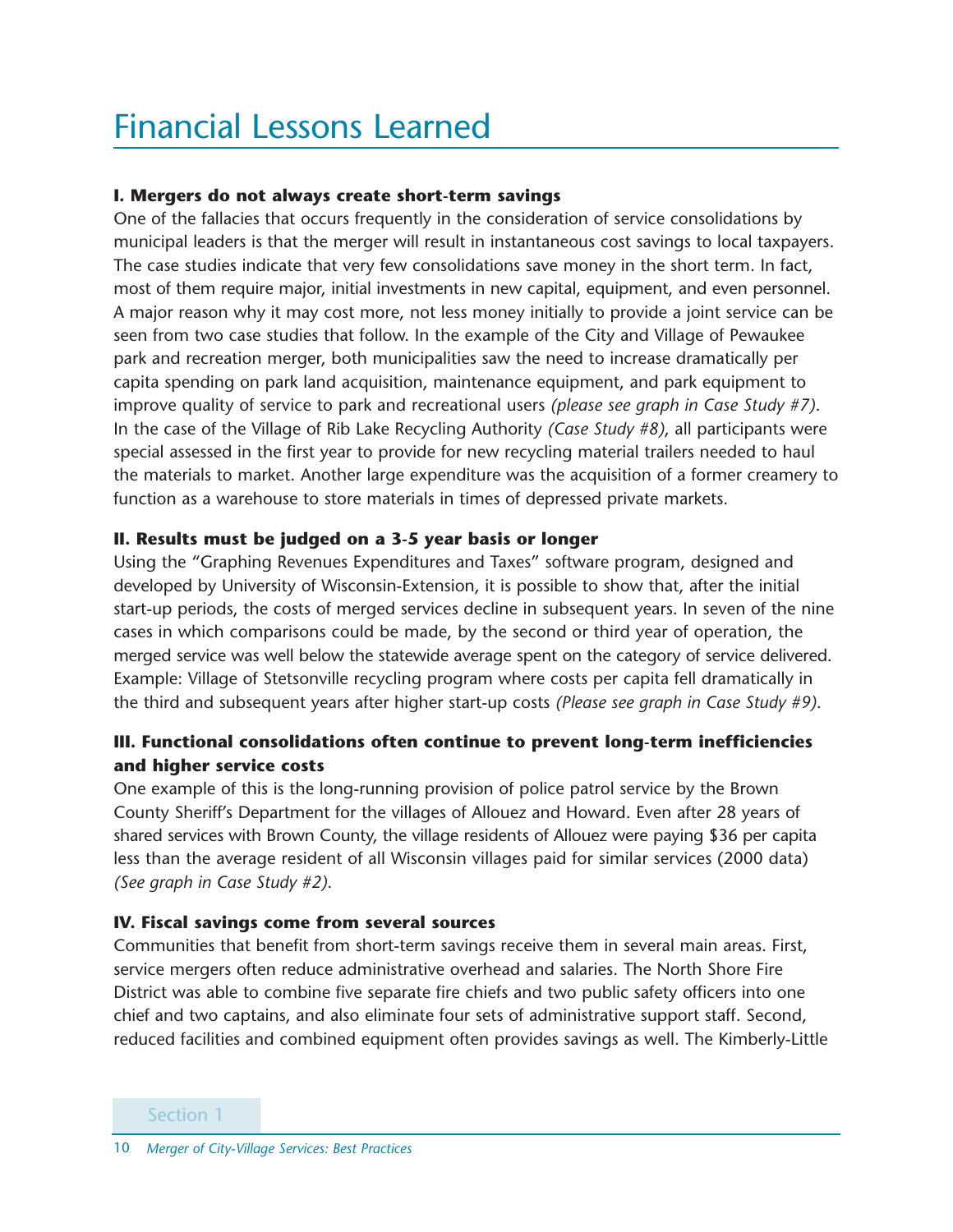# Financial Lessons Learned

**I. Mergers do not always create short-term savings**

One of the fallacies that occurs frequently in the consideration of service consolidations by municipal leaders is that the merger will result in instantaneous cost savings to local taxpayers. The case studies indicate that very few consolidations save money in the short term. In fact, most of them require major, initial investments in new capital, equipment, and even personnel. A major reason why it may cost more, not less money initially to provide a joint service can be seen from two case studies that follow. In the example of the City and Village of Pewaukee park and recreation merger, both municipalities saw the need to increase dramatically per capita spending on park land acquisition, maintenance equipment, and park equipment to improve quality of service to park and recreational users *(please see graph in Case Study #7)*. In the case of the Village of Rib Lake Recycling Authority *(Case Study #8)*, all participants were special assessed in the first year to provide for new recycling material trailers needed to haul the materials to market. Another large expenditure was the acquisition of a former creamery to function as a warehouse to store materials in times of depressed private markets.

**II. Results must be judged on a 3-5 year basis or longer**

Using the "Graphing Revenues Expenditures and Taxes" software program, designed and developed by University of Wisconsin-Extension, it is possible to show that, after the initial start-up periods, the costs of merged services decline in subsequent years. In seven of the nine cases in which comparisons could be made, by the second or third year of operation, the merged service was well below the statewide average spent on the category of service delivered. Example: Village of Stetsonville recycling program where costs per capita fell dramatically in the third and subsequent years after higher start-up costs *(Please see graph in Case Study #9)*.

**III. Functional consolidations often continue to prevent long-term inefficiencies and higher service costs**

One example of this is the long-running provision of police patrol service by the Brown County Sheriff's Department for the villages of Allouez and Howard. Even after 28 years of shared services with Brown County, the village residents of Allouez were paying $36 per capita less than the average resident of all Wisconsin villages paid for similar services (2000 data) *(See graph in Case Study #2)*.

**IV. Fiscal savings come from several sources**

Communities that benefit from short-term savings receive them in several main areas. First, service mergers often reduce administrative overhead and salaries. The North Shore Fire District was able to combine five separate fire chiefs and two public safety officers into one chief and two captains, and also eliminate four sets of administrative support staff. Second, reduced facilities and combined equipment often provides savings as well. The Kimberly-Little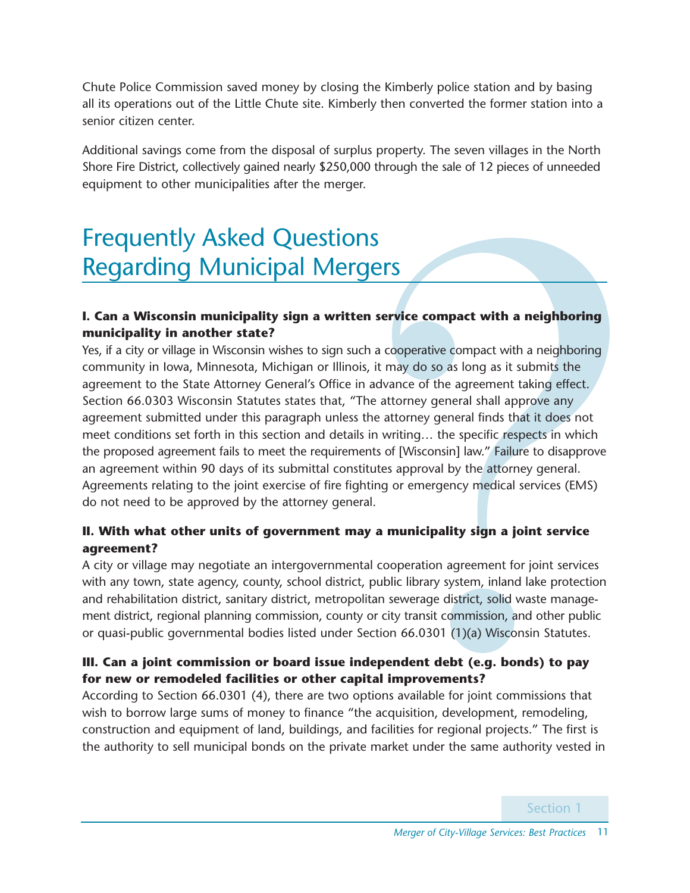Chute Police Commission saved money by closing the Kimberly police station and by basing all its operations out of the Little Chute site. Kimberly then converted the former station into a senior citizen center.

Additional savings come from the disposal of surplus property. The seven villages in the North Shore Fire District, collectively gained nearly $250,000 through the sale of 12 pieces of unneeded equipment to other municipalities after the merger.

# Frequently Asked Questions Regarding Municipal Mergers

**I. Can a Wisconsin municipality sign a written service compact with a neighboring municipality in another state?**

Yes, if a city or village in Wisconsin wishes to sign such a cooperative compact with a neighboring community in Iowa, Minnesota, Michigan or Illinois, it may do so as long as it submits the agreement to the State Attorney General's Office in advance of the agreement taking effect. Section 66.0303 Wisconsin Statutes states that, "The attorney general shall approve any agreement submitted under this paragraph unless the attorney general finds that it does not meet conditions set forth in this section and details in writing… the specific respects in which the proposed agreement fails to meet the requirements of [Wisconsin] law." Failure to disapprove an agreement within 90 days of its submittal constitutes approval by the attorney general. Agreements relating to the joint exercise of fire fighting or emergency medical services (EMS) do not need to be approved by the attorney general.

**II. With what other units of government may a municipality sign a joint service agreement?**

A city or village may negotiate an intergovernmental cooperation agreement for joint services with any town, state agency, county, school district, public library system, inland lake protection and rehabilitation district, sanitary district, metropolitan sewerage district, solid waste management district, regional planning commission, county or city transit commission, and other public or quasi-public governmental bodies listed under Section 66.0301 (1)(a) Wisconsin Statutes.

**III. Can a joint commission or board issue independent debt (e.g. bonds) to pay for new or remodeled facilities or other capital improvements?**

According to Section 66.0301 (4), there are two options available for joint commissions that wish to borrow large sums of money to finance "the acquisition, development, remodeling, construction and equipment of land, buildings, and facilities for regional projects." The first is the authority to sell municipal bonds on the private market under the same authority vested in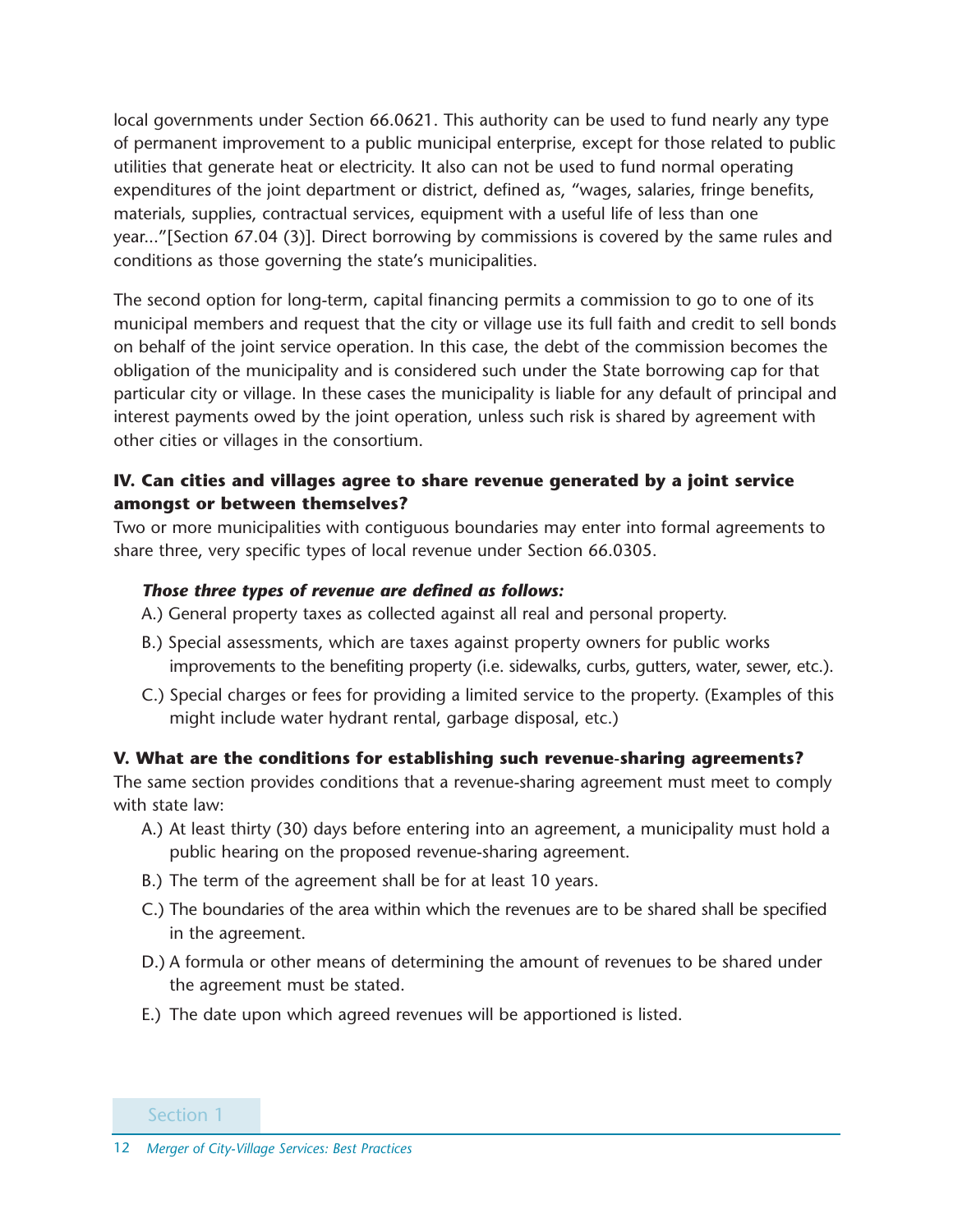local governments under Section 66.0621. This authority can be used to fund nearly any type of permanent improvement to a public municipal enterprise, except for those related to public utilities that generate heat or electricity. It also can not be used to fund normal operating expenditures of the joint department or district, defined as, "wages, salaries, fringe benefits, materials, supplies, contractual services, equipment with a useful life of less than one year..."[Section 67.04 (3)]. Direct borrowing by commissions is covered by the same rules and conditions as those governing the state's municipalities.

The second option for long-term, capital financing permits a commission to go to one of its municipal members and request that the city or village use its full faith and credit to sell bonds on behalf of the joint service operation. In this case, the debt of the commission becomes the obligation of the municipality and is considered such under the State borrowing cap for that particular city or village. In these cases the municipality is liable for any default of principal and interest payments owed by the joint operation, unless such risk is shared by agreement with other cities or villages in the consortium.

**IV. Can cities and villages agree to share revenue generated by a joint service amongst or between themselves?**

Two or more municipalities with contiguous boundaries may enter into formal agreements to share three, very specific types of local revenue under Section 66.0305.

***Those three types of revenue are defined as follows:***

A.) General property taxes as collected against all real and personal property.

B.) Special assessments, which are taxes against property owners for public works improvements to the benefiting property (i.e. sidewalks, curbs, gutters, water, sewer, etc.).

C.) Special charges or fees for providing a limited service to the property. (Examples of this might include water hydrant rental, garbage disposal, etc.)

**V. What are the conditions for establishing such revenue-sharing agreements?**

The same section provides conditions that a revenue-sharing agreement must meet to comply with state law:

A.) At least thirty (30) days before entering into an agreement, a municipality must hold a public hearing on the proposed revenue-sharing agreement.

B.) The term of the agreement shall be for at least 10 years.

C.) The boundaries of the area within which the revenues are to be shared shall be specified in the agreement.

D.) A formula or other means of determining the amount of revenues to be shared under the agreement must be stated.

E.) The date upon which agreed revenues will be apportioned is listed.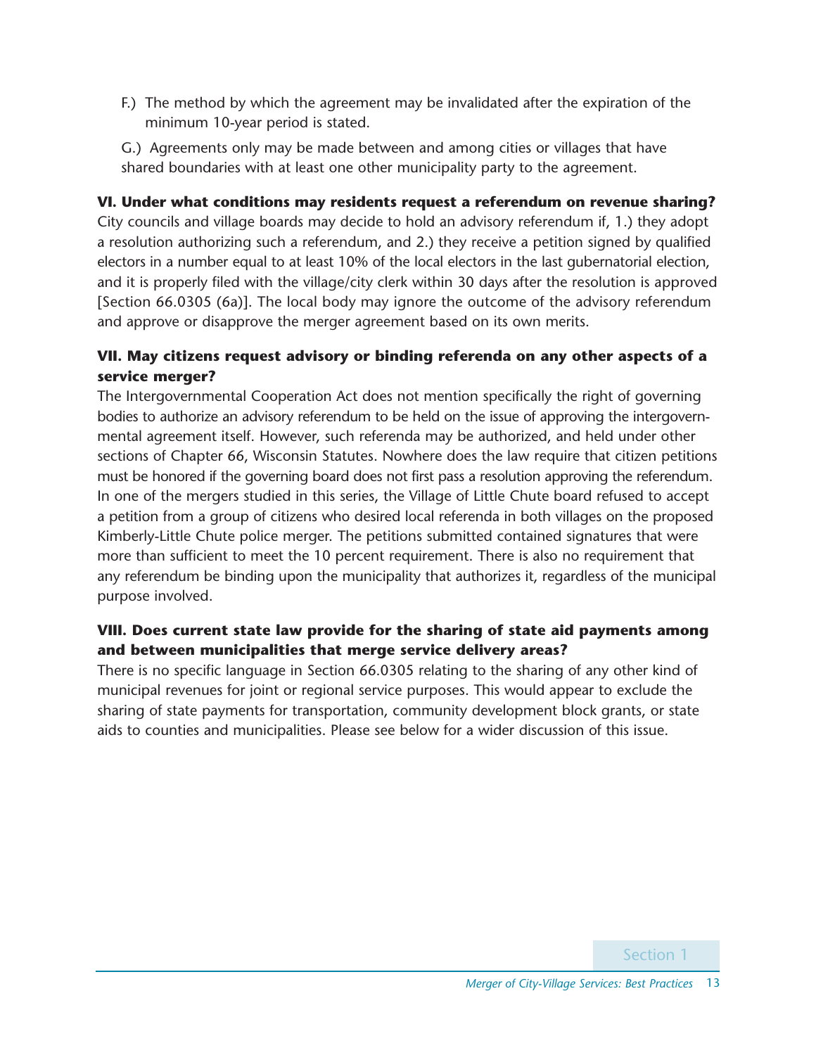F.) The method by which the agreement may be invalidated after the expiration of the minimum 10-year period is stated.

G.) Agreements only may be made between and among cities or villages that have shared boundaries with at least one other municipality party to the agreement.

**VI. Under what conditions may residents request a referendum on revenue sharing?**

City councils and village boards may decide to hold an advisory referendum if, 1.) they adopt a resolution authorizing such a referendum, and 2.) they receive a petition signed by qualified electors in a number equal to at least 10% of the local electors in the last gubernatorial election, and it is properly filed with the village/city clerk within 30 days after the resolution is approved [Section 66.0305 (6a)]. The local body may ignore the outcome of the advisory referendum and approve or disapprove the merger agreement based on its own merits.

**VII. May citizens request advisory or binding referenda on any other aspects of a service merger?**

The Intergovernmental Cooperation Act does not mention specifically the right of governing bodies to authorize an advisory referendum to be held on the issue of approving the intergovernmental agreement itself. However, such referenda may be authorized, and held under other sections of Chapter 66, Wisconsin Statutes. Nowhere does the law require that citizen petitions must be honored if the governing board does not first pass a resolution approving the referendum. In one of the mergers studied in this series, the Village of Little Chute board refused to accept a petition from a group of citizens who desired local referenda in both villages on the proposed Kimberly-Little Chute police merger. The petitions submitted contained signatures that were more than sufficient to meet the 10 percent requirement. There is also no requirement that any referendum be binding upon the municipality that authorizes it, regardless of the municipal purpose involved.

**VIII. Does current state law provide for the sharing of state aid payments among and between municipalities that merge service delivery areas?**

There is no specific language in Section 66.0305 relating to the sharing of any other kind of municipal revenues for joint or regional service purposes. This would appear to exclude the sharing of state payments for transportation, community development block grants, or state aids to counties and municipalities. Please see below for a wider discussion of this issue.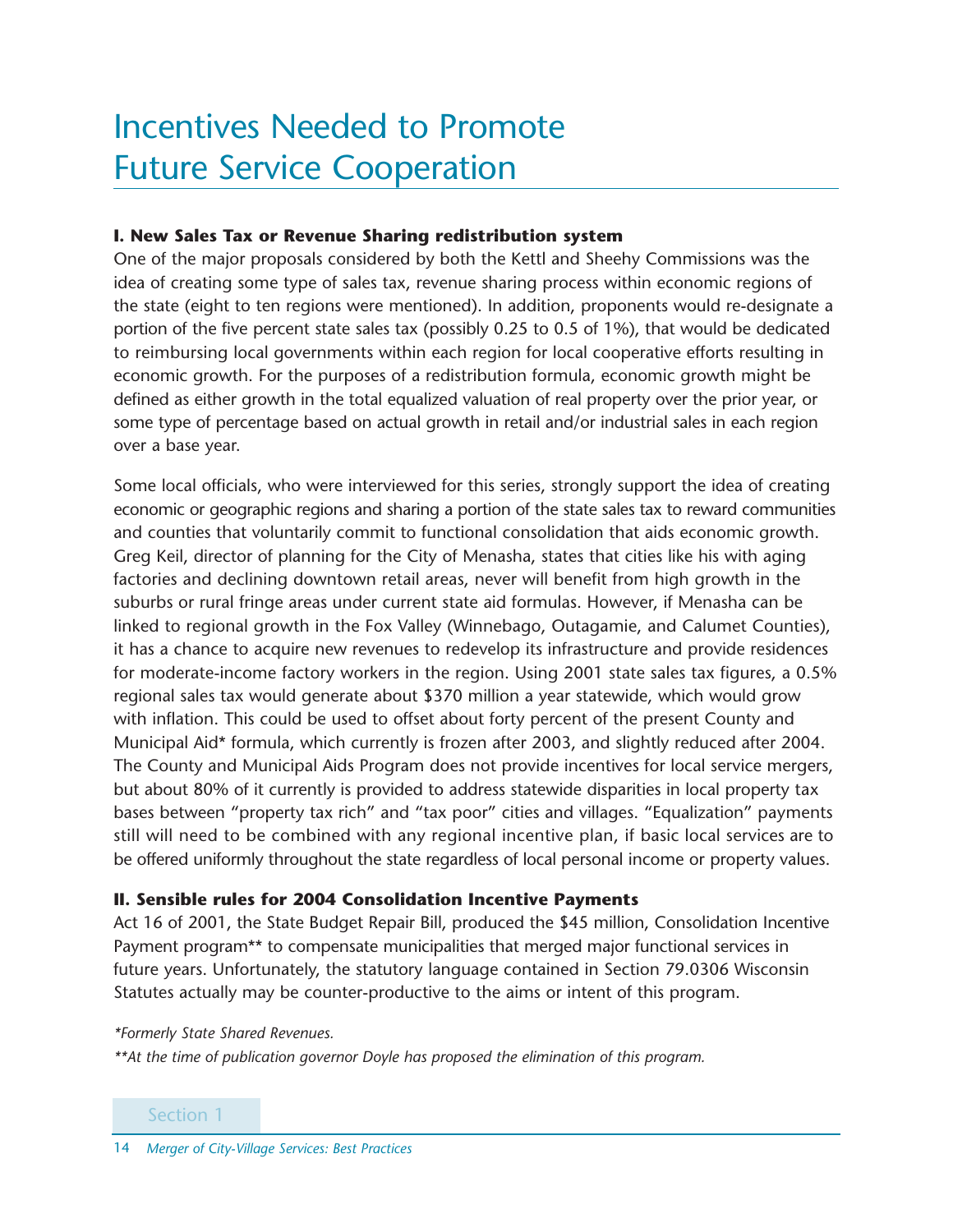# Incentives Needed to Promote Future Service Cooperation

**I. New Sales Tax or Revenue Sharing redistribution system**

One of the major proposals considered by both the Kettl and Sheehy Commissions was the idea of creating some type of sales tax, revenue sharing process within economic regions of the state (eight to ten regions were mentioned). In addition, proponents would re-designate a portion of the five percent state sales tax (possibly 0.25 to 0.5 of 1%), that would be dedicated to reimbursing local governments within each region for local cooperative efforts resulting in economic growth. For the purposes of a redistribution formula, economic growth might be defined as either growth in the total equalized valuation of real property over the prior year, or some type of percentage based on actual growth in retail and/or industrial sales in each region over a base year.

Some local officials, who were interviewed for this series, strongly support the idea of creating economic or geographic regions and sharing a portion of the state sales tax to reward communities and counties that voluntarily commit to functional consolidation that aids economic growth. Greg Keil, director of planning for the City of Menasha, states that cities like his with aging factories and declining downtown retail areas, never will benefit from high growth in the suburbs or rural fringe areas under current state aid formulas. However, if Menasha can be linked to regional growth in the Fox Valley (Winnebago, Outagamie, and Calumet Counties), it has a chance to acquire new revenues to redevelop its infrastructure and provide residences for moderate-income factory workers in the region. Using 2001 state sales tax figures, a 0.5% regional sales tax would generate about $370 million a year statewide, which would grow with inflation. This could be used to offset about forty percent of the present County and Municipal Aid* formula, which currently is frozen after 2003, and slightly reduced after 2004. The County and Municipal Aids Program does not provide incentives for local service mergers, but about 80% of it currently is provided to address statewide disparities in local property tax bases between "property tax rich" and "tax poor" cities and villages. "Equalization" payments still will need to be combined with any regional incentive plan, if basic local services are to be offered uniformly throughout the state regardless of local personal income or property values.

**II. Sensible rules for 2004 Consolidation Incentive Payments**

Act 16 of 2001, the State Budget Repair Bill, produced the $45 million, Consolidation Incentive Payment program** to compensate municipalities that merged major functional services in future years. Unfortunately, the statutory language contained in Section 79.0306 Wisconsin Statutes actually may be counter-productive to the aims or intent of this program.

*\*Formerly State Shared Revenues.*

*\*\*At the time of publication governor Doyle has proposed the elimination of this program.*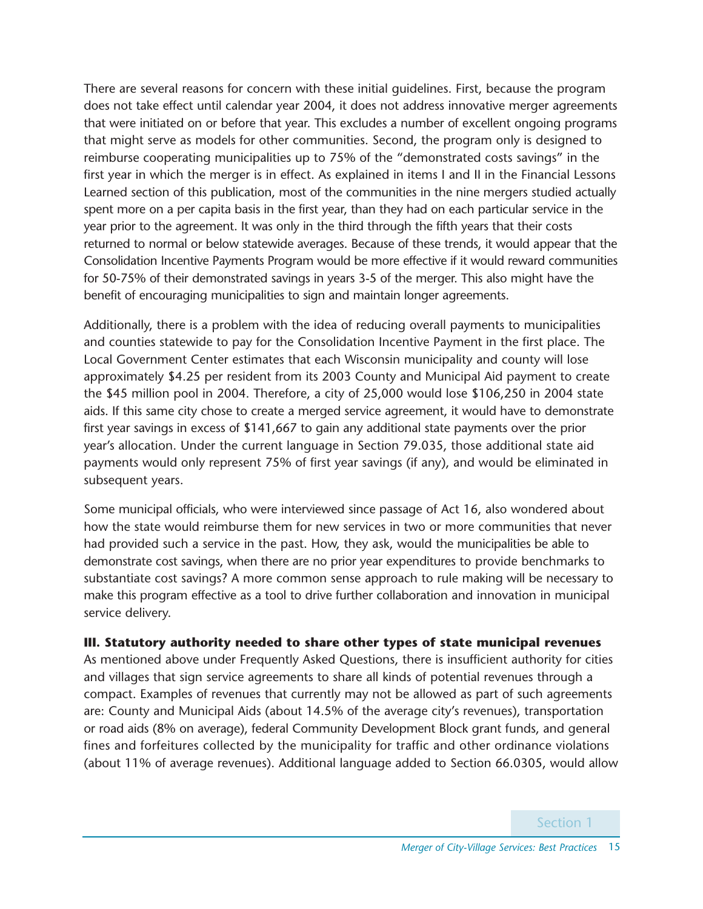There are several reasons for concern with these initial guidelines. First, because the program does not take effect until calendar year 2004, it does not address innovative merger agreements that were initiated on or before that year. This excludes a number of excellent ongoing programs that might serve as models for other communities. Second, the program only is designed to reimburse cooperating municipalities up to 75% of the "demonstrated costs savings" in the first year in which the merger is in effect. As explained in items I and II in the Financial Lessons Learned section of this publication, most of the communities in the nine mergers studied actually spent more on a per capita basis in the first year, than they had on each particular service in the year prior to the agreement. It was only in the third through the fifth years that their costs returned to normal or below statewide averages. Because of these trends, it would appear that the Consolidation Incentive Payments Program would be more effective if it would reward communities for 50-75% of their demonstrated savings in years 3-5 of the merger. This also might have the benefit of encouraging municipalities to sign and maintain longer agreements.

Additionally, there is a problem with the idea of reducing overall payments to municipalities and counties statewide to pay for the Consolidation Incentive Payment in the first place. The Local Government Center estimates that each Wisconsin municipality and county will lose approximately $4.25 per resident from its 2003 County and Municipal Aid payment to create the $45 million pool in 2004. Therefore, a city of 25,000 would lose $106,250 in 2004 state aids. If this same city chose to create a merged service agreement, it would have to demonstrate first year savings in excess of $141,667 to gain any additional state payments over the prior year's allocation. Under the current language in Section 79.035, those additional state aid payments would only represent 75% of first year savings (if any), and would be eliminated in subsequent years.

Some municipal officials, who were interviewed since passage of Act 16, also wondered about how the state would reimburse them for new services in two or more communities that never had provided such a service in the past. How, they ask, would the municipalities be able to demonstrate cost savings, when there are no prior year expenditures to provide benchmarks to substantiate cost savings? A more common sense approach to rule making will be necessary to make this program effective as a tool to drive further collaboration and innovation in municipal service delivery.

**III. Statutory authority needed to share other types of state municipal revenues**

As mentioned above under Frequently Asked Questions, there is insufficient authority for cities and villages that sign service agreements to share all kinds of potential revenues through a compact. Examples of revenues that currently may not be allowed as part of such agreements are: County and Municipal Aids (about 14.5% of the average city's revenues), transportation or road aids (8% on average), federal Community Development Block grant funds, and general fines and forfeitures collected by the municipality for traffic and other ordinance violations (about 11% of average revenues). Additional language added to Section 66.0305, would allow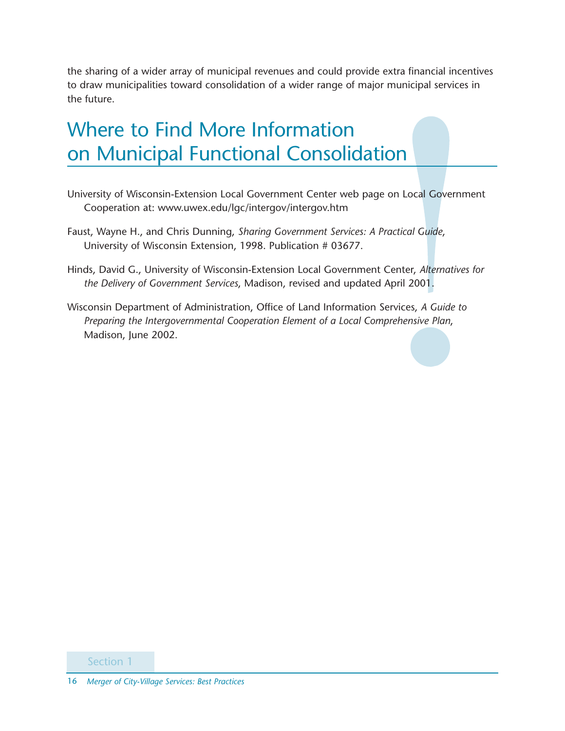the sharing of a wider array of municipal revenues and could provide extra financial incentives to draw municipalities toward consolidation of a wider range of major municipal services in the future.

## Where to Find More Information on Municipal Functional Consolidation

University of Wisconsin-Extension Local Government Center web page on Local Government Cooperation at: www.uwex.edu/lgc/intergov/intergov.htm

Faust, Wayne H., and Chris Dunning, *Sharing Government Services: A Practical Guide*, University of Wisconsin Extension, 1998. Publication # 03677.

Hinds, David G., University of Wisconsin-Extension Local Government Center, *Alternatives for the Delivery of Government Services*, Madison, revised and updated April 2001.

Wisconsin Department of Administration, Office of Land Information Services, *A Guide to Preparing the Intergovernmental Cooperation Element of a Local Comprehensive Plan*, Madison, June 2002.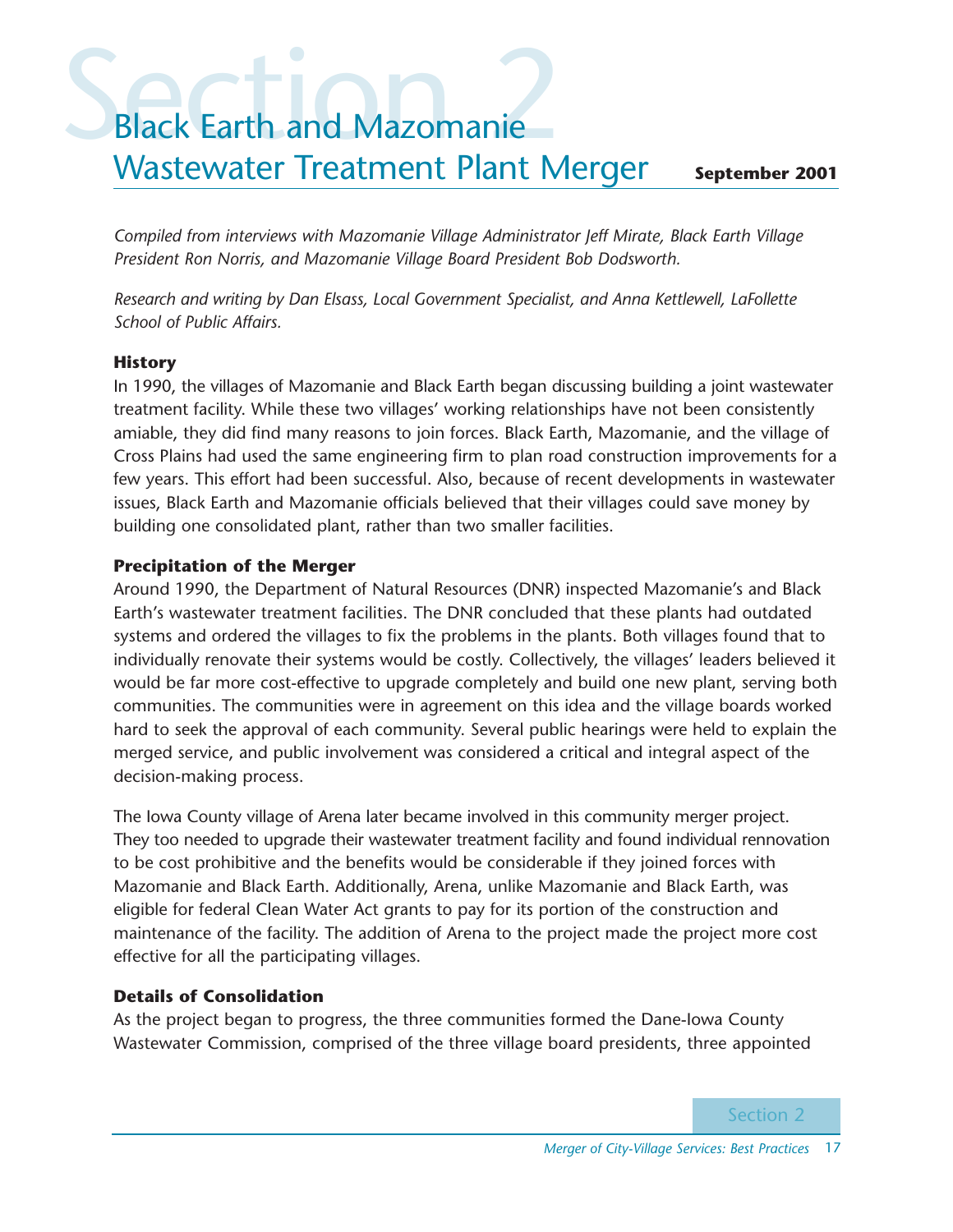# Section 2

# Black Earth and Mazomanie Wastewater Treatment Plant Merger

**September 2001**

*Compiled from interviews with Mazomanie Village Administrator Jeff Mirate, Black Earth Village President Ron Norris, and Mazomanie Village Board President Bob Dodsworth.*

*Research and writing by Dan Elsass, Local Government Specialist, and Anna Kettlewell, LaFollette School of Public Affairs.*

### History

In 1990, the villages of Mazomanie and Black Earth began discussing building a joint wastewater treatment facility. While these two villages' working relationships have not been consistently amiable, they did find many reasons to join forces. Black Earth, Mazomanie, and the village of Cross Plains had used the same engineering firm to plan road construction improvements for a few years. This effort had been successful. Also, because of recent developments in wastewater issues, Black Earth and Mazomanie officials believed that their villages could save money by building one consolidated plant, rather than two smaller facilities.

### Precipitation of the Merger

Around 1990, the Department of Natural Resources (DNR) inspected Mazomanie's and Black Earth's wastewater treatment facilities. The DNR concluded that these plants had outdated systems and ordered the villages to fix the problems in the plants. Both villages found that to individually renovate their systems would be costly. Collectively, the villages' leaders believed it would be far more cost-effective to upgrade completely and build one new plant, serving both communities. The communities were in agreement on this idea and the village boards worked hard to seek the approval of each community. Several public hearings were held to explain the merged service, and public involvement was considered a critical and integral aspect of the decision-making process.

The Iowa County village of Arena later became involved in this community merger project. They too needed to upgrade their wastewater treatment facility and found individual rennovation to be cost prohibitive and the benefits would be considerable if they joined forces with Mazomanie and Black Earth. Additionally, Arena, unlike Mazomanie and Black Earth, was eligible for federal Clean Water Act grants to pay for its portion of the construction and maintenance of the facility. The addition of Arena to the project made the project more cost effective for all the participating villages.

### Details of Consolidation

As the project began to progress, the three communities formed the Dane-Iowa County Wastewater Commission, comprised of the three village board presidents, three appointed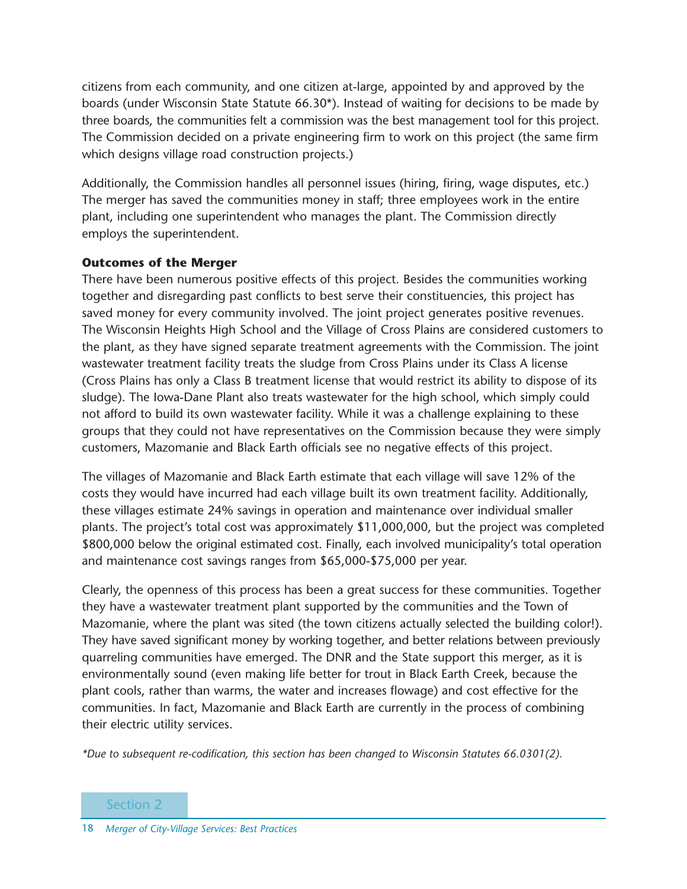citizens from each community, and one citizen at-large, appointed by and approved by the boards (under Wisconsin State Statute 66.30*). Instead of waiting for decisions to be made by three boards, the communities felt a commission was the best management tool for this project. The Commission decided on a private engineering firm to work on this project (the same firm which designs village road construction projects.)

Additionally, the Commission handles all personnel issues (hiring, firing, wage disputes, etc.) The merger has saved the communities money in staff; three employees work in the entire plant, including one superintendent who manages the plant. The Commission directly employs the superintendent.

**Outcomes of the Merger**

There have been numerous positive effects of this project. Besides the communities working together and disregarding past conflicts to best serve their constituencies, this project has saved money for every community involved. The joint project generates positive revenues. The Wisconsin Heights High School and the Village of Cross Plains are considered customers to the plant, as they have signed separate treatment agreements with the Commission. The joint wastewater treatment facility treats the sludge from Cross Plains under its Class A license (Cross Plains has only a Class B treatment license that would restrict its ability to dispose of its sludge). The Iowa-Dane Plant also treats wastewater for the high school, which simply could not afford to build its own wastewater facility. While it was a challenge explaining to these groups that they could not have representatives on the Commission because they were simply customers, Mazomanie and Black Earth officials see no negative effects of this project.

The villages of Mazomanie and Black Earth estimate that each village will save 12% of the costs they would have incurred had each village built its own treatment facility. Additionally, these villages estimate 24% savings in operation and maintenance over individual smaller plants. The project's total cost was approximately $11,000,000, but the project was completed $800,000 below the original estimated cost. Finally, each involved municipality's total operation and maintenance cost savings ranges from $65,000-$75,000 per year.

Clearly, the openness of this process has been a great success for these communities. Together they have a wastewater treatment plant supported by the communities and the Town of Mazomanie, where the plant was sited (the town citizens actually selected the building color!). They have saved significant money by working together, and better relations between previously quarreling communities have emerged. The DNR and the State support this merger, as it is environmentally sound (even making life better for trout in Black Earth Creek, because the plant cools, rather than warms, the water and increases flowage) and cost effective for the communities. In fact, Mazomanie and Black Earth are currently in the process of combining their electric utility services.

*\*Due to subsequent re-codification, this section has been changed to Wisconsin Statutes 66.0301(2).*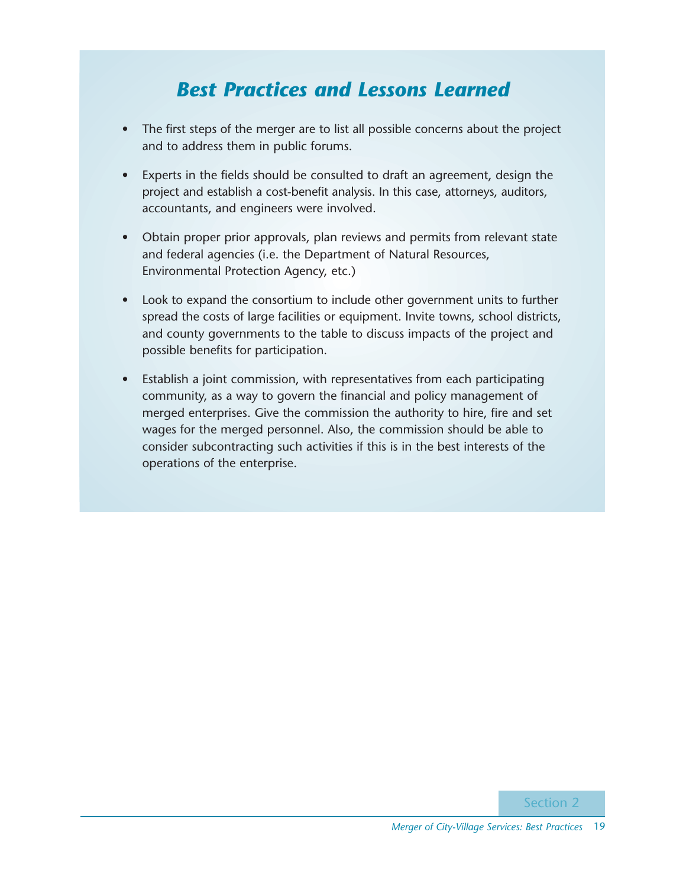## *Best Practices and Lessons Learned*

- The first steps of the merger are to list all possible concerns about the project and to address them in public forums.
- Experts in the fields should be consulted to draft an agreement, design the project and establish a cost-benefit analysis. In this case, attorneys, auditors, accountants, and engineers were involved.
- Obtain proper prior approvals, plan reviews and permits from relevant state and federal agencies (i.e. the Department of Natural Resources, Environmental Protection Agency, etc.)
- Look to expand the consortium to include other government units to further spread the costs of large facilities or equipment. Invite towns, school districts, and county governments to the table to discuss impacts of the project and possible benefits for participation.
- Establish a joint commission, with representatives from each participating community, as a way to govern the financial and policy management of merged enterprises. Give the commission the authority to hire, fire and set wages for the merged personnel. Also, the commission should be able to consider subcontracting such activities if this is in the best interests of the operations of the enterprise.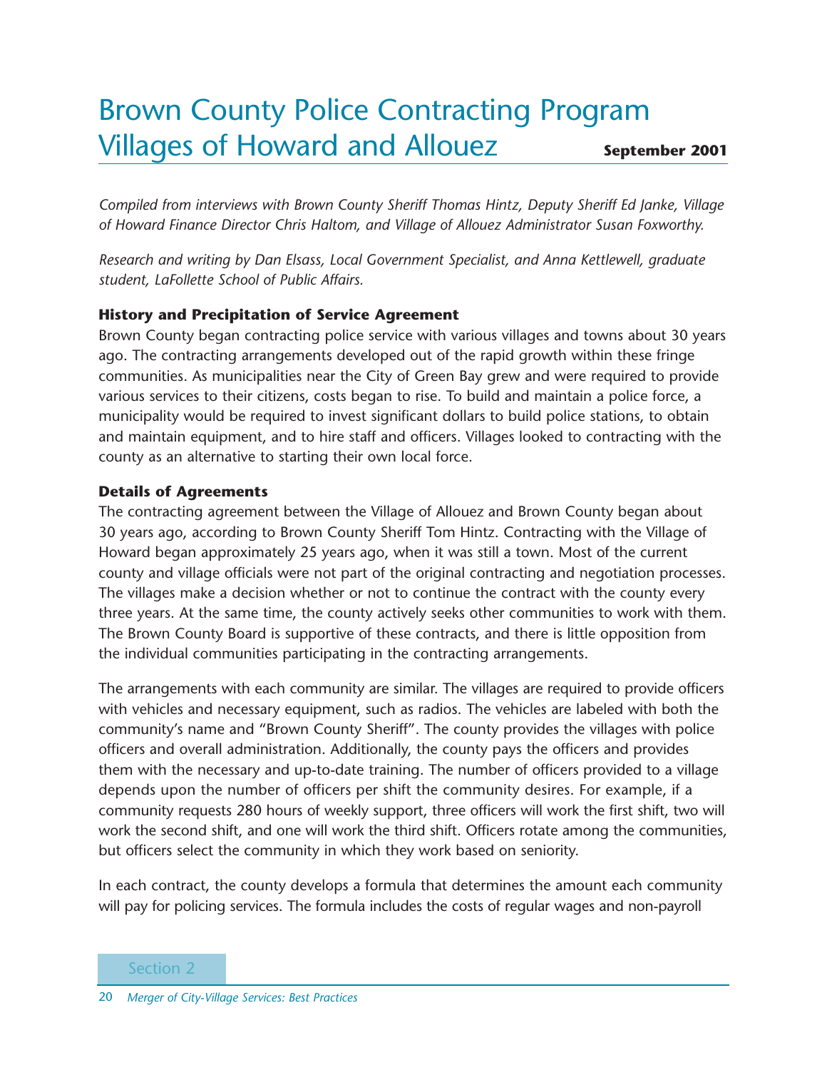# Brown County Police Contracting Program Villages of Howard and Allouez

**September 2001**

*Compiled from interviews with Brown County Sheriff Thomas Hintz, Deputy Sheriff Ed Janke, Village of Howard Finance Director Chris Haltom, and Village of Allouez Administrator Susan Foxworthy.*

*Research and writing by Dan Elsass, Local Government Specialist, and Anna Kettlewell, graduate student, LaFollette School of Public Affairs.*

### History and Precipitation of Service Agreement

Brown County began contracting police service with various villages and towns about 30 years ago. The contracting arrangements developed out of the rapid growth within these fringe communities. As municipalities near the City of Green Bay grew and were required to provide various services to their citizens, costs began to rise. To build and maintain a police force, a municipality would be required to invest significant dollars to build police stations, to obtain and maintain equipment, and to hire staff and officers. Villages looked to contracting with the county as an alternative to starting their own local force.

### Details of Agreements

The contracting agreement between the Village of Allouez and Brown County began about 30 years ago, according to Brown County Sheriff Tom Hintz. Contracting with the Village of Howard began approximately 25 years ago, when it was still a town. Most of the current county and village officials were not part of the original contracting and negotiation processes. The villages make a decision whether or not to continue the contract with the county every three years. At the same time, the county actively seeks other communities to work with them. The Brown County Board is supportive of these contracts, and there is little opposition from the individual communities participating in the contracting arrangements.

The arrangements with each community are similar. The villages are required to provide officers with vehicles and necessary equipment, such as radios. The vehicles are labeled with both the community's name and "Brown County Sheriff". The county provides the villages with police officers and overall administration. Additionally, the county pays the officers and provides them with the necessary and up-to-date training. The number of officers provided to a village depends upon the number of officers per shift the community desires. For example, if a community requests 280 hours of weekly support, three officers will work the first shift, two will work the second shift, and one will work the third shift. Officers rotate among the communities, but officers select the community in which they work based on seniority.

In each contract, the county develops a formula that determines the amount each community will pay for policing services. The formula includes the costs of regular wages and non-payroll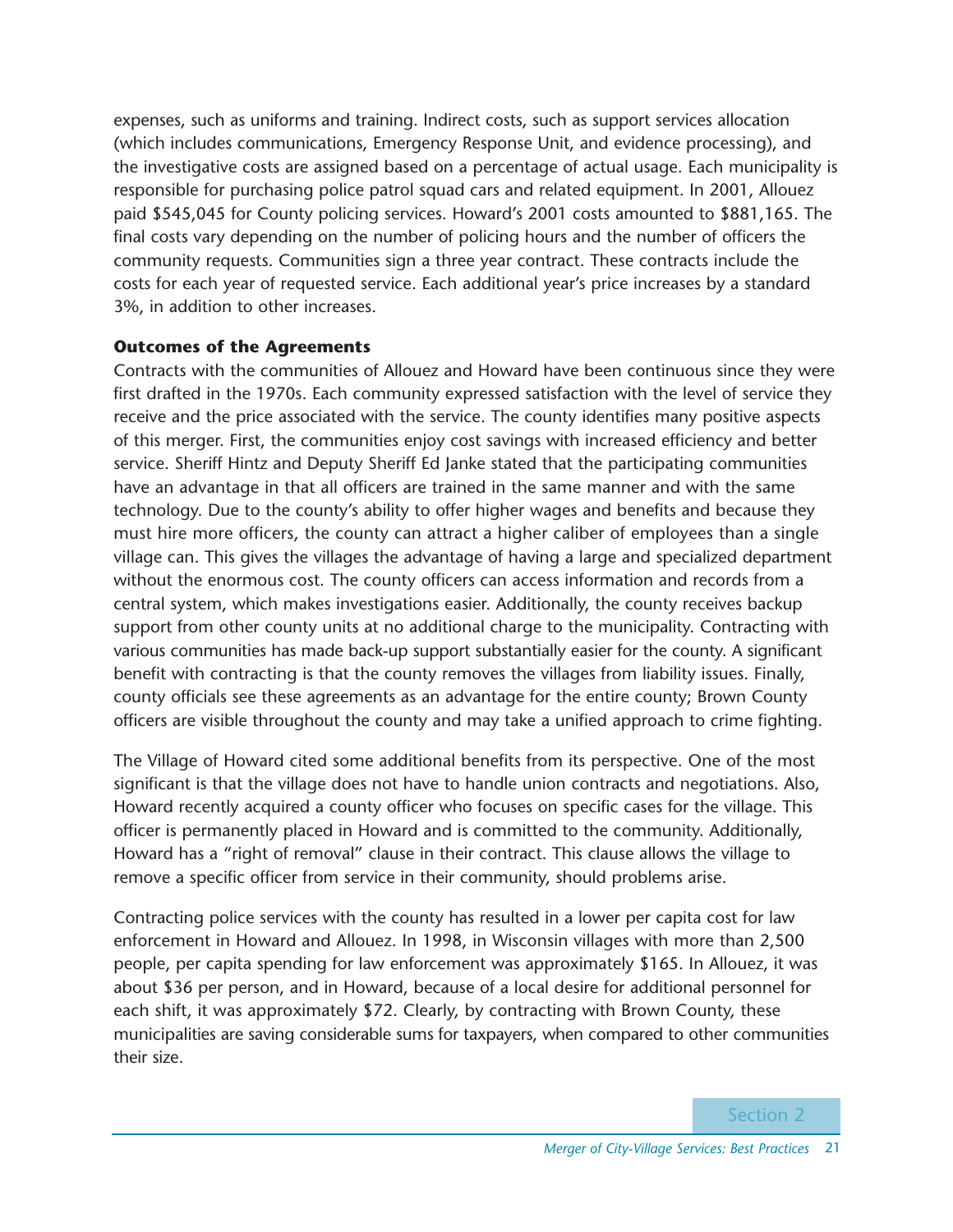expenses, such as uniforms and training. Indirect costs, such as support services allocation (which includes communications, Emergency Response Unit, and evidence processing), and the investigative costs are assigned based on a percentage of actual usage. Each municipality is responsible for purchasing police patrol squad cars and related equipment. In 2001, Allouez paid $545,045 for County policing services. Howard's 2001 costs amounted to $881,165. The final costs vary depending on the number of policing hours and the number of officers the community requests. Communities sign a three year contract. These contracts include the costs for each year of requested service. Each additional year's price increases by a standard 3%, in addition to other increases.

**Outcomes of the Agreements**

Contracts with the communities of Allouez and Howard have been continuous since they were first drafted in the 1970s. Each community expressed satisfaction with the level of service they receive and the price associated with the service. The county identifies many positive aspects of this merger. First, the communities enjoy cost savings with increased efficiency and better service. Sheriff Hintz and Deputy Sheriff Ed Janke stated that the participating communities have an advantage in that all officers are trained in the same manner and with the same technology. Due to the county's ability to offer higher wages and benefits and because they must hire more officers, the county can attract a higher caliber of employees than a single village can. This gives the villages the advantage of having a large and specialized department without the enormous cost. The county officers can access information and records from a central system, which makes investigations easier. Additionally, the county receives backup support from other county units at no additional charge to the municipality. Contracting with various communities has made back-up support substantially easier for the county. A significant benefit with contracting is that the county removes the villages from liability issues. Finally, county officials see these agreements as an advantage for the entire county; Brown County officers are visible throughout the county and may take a unified approach to crime fighting.

The Village of Howard cited some additional benefits from its perspective. One of the most significant is that the village does not have to handle union contracts and negotiations. Also, Howard recently acquired a county officer who focuses on specific cases for the village. This officer is permanently placed in Howard and is committed to the community. Additionally, Howard has a "right of removal" clause in their contract. This clause allows the village to remove a specific officer from service in their community, should problems arise.

Contracting police services with the county has resulted in a lower per capita cost for law enforcement in Howard and Allouez. In 1998, in Wisconsin villages with more than 2,500 people, per capita spending for law enforcement was approximately $165. In Allouez, it was about $36 per person, and in Howard, because of a local desire for additional personnel for each shift, it was approximately $72. Clearly, by contracting with Brown County, these municipalities are saving considerable sums for taxpayers, when compared to other communities their size.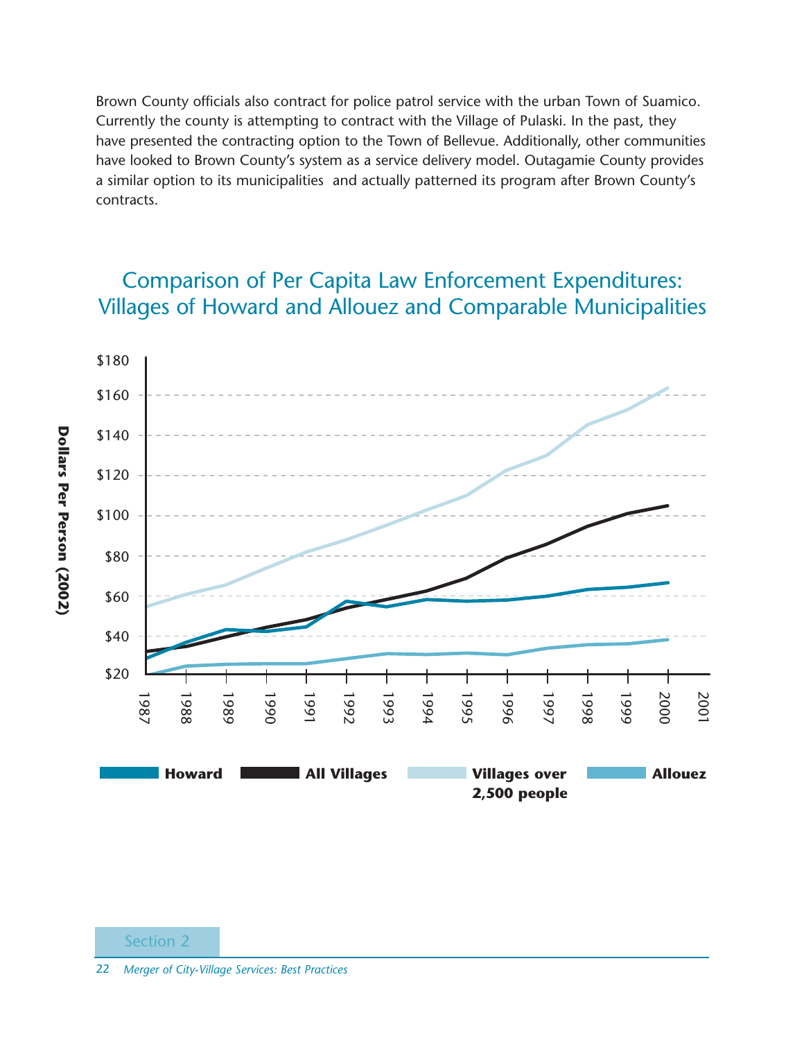Brown County officials also contract for police patrol service with the urban Town of Suamico. Currently the county is attempting to contract with the Village of Pulaski. In the past, they have presented the contracting option to the Town of Bellevue. Additionally, other communities have looked to Brown County's system as a service delivery model. Outagamie County provides a similar option to its municipalities and actually patterned its program after Brown County's contracts.

## Comparison of Per Capita Law Enforcement Expenditures: Villages of Howard and Allouez and Comparable Municipalities

Dollars Per Person (2002)

$180
$160
$140
$120
$100
$80
$60
$40
$20

1987 1988 1989 1990 1991 1992 1993 1994 1995 1996 1997 1998 1999 2000 2001

**Howard** **All Villages** **Villages over 2,500 people** **Allouez**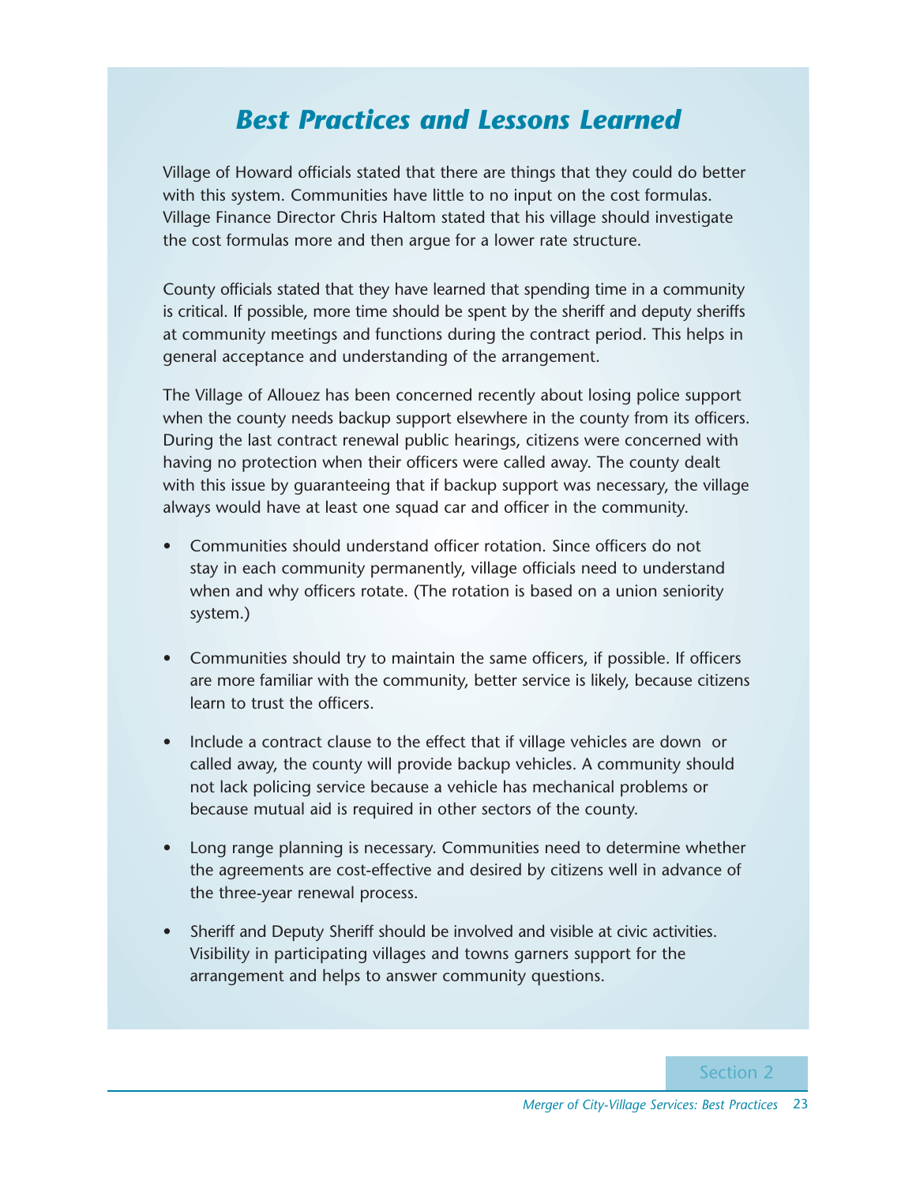## *Best Practices and Lessons Learned*

Village of Howard officials stated that there are things that they could do better with this system. Communities have little to no input on the cost formulas. Village Finance Director Chris Haltom stated that his village should investigate the cost formulas more and then argue for a lower rate structure.

County officials stated that they have learned that spending time in a community is critical. If possible, more time should be spent by the sheriff and deputy sheriffs at community meetings and functions during the contract period. This helps in general acceptance and understanding of the arrangement.

The Village of Allouez has been concerned recently about losing police support when the county needs backup support elsewhere in the county from its officers. During the last contract renewal public hearings, citizens were concerned with having no protection when their officers were called away. The county dealt with this issue by guaranteeing that if backup support was necessary, the village always would have at least one squad car and officer in the community.

- Communities should understand officer rotation. Since officers do not stay in each community permanently, village officials need to understand when and why officers rotate. (The rotation is based on a union seniority system.)

- Communities should try to maintain the same officers, if possible. If officers are more familiar with the community, better service is likely, because citizens learn to trust the officers.

- Include a contract clause to the effect that if village vehicles are down or called away, the county will provide backup vehicles. A community should not lack policing service because a vehicle has mechanical problems or because mutual aid is required in other sectors of the county.

- Long range planning is necessary. Communities need to determine whether the agreements are cost-effective and desired by citizens well in advance of the three-year renewal process.

- Sheriff and Deputy Sheriff should be involved and visible at civic activities. Visibility in participating villages and towns garners support for the arrangement and helps to answer community questions.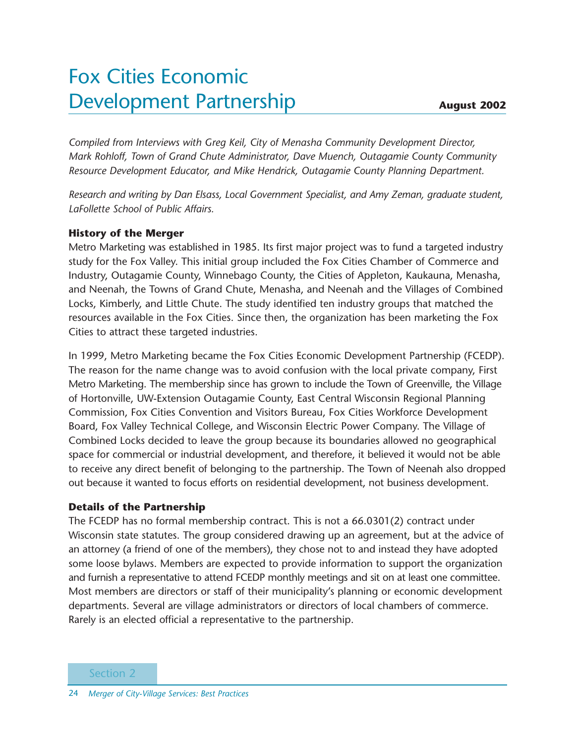# Fox Cities Economic Development Partnership

**August 2002**

*Compiled from Interviews with Greg Keil, City of Menasha Community Development Director, Mark Rohloff, Town of Grand Chute Administrator, Dave Muench, Outagamie County Community Resource Development Educator, and Mike Hendrick, Outagamie County Planning Department.*

*Research and writing by Dan Elsass, Local Government Specialist, and Amy Zeman, graduate student, LaFollette School of Public Affairs.*

### History of the Merger

Metro Marketing was established in 1985. Its first major project was to fund a targeted industry study for the Fox Valley. This initial group included the Fox Cities Chamber of Commerce and Industry, Outagamie County, Winnebago County, the Cities of Appleton, Kaukauna, Menasha, and Neenah, the Towns of Grand Chute, Menasha, and Neenah and the Villages of Combined Locks, Kimberly, and Little Chute. The study identified ten industry groups that matched the resources available in the Fox Cities. Since then, the organization has been marketing the Fox Cities to attract these targeted industries.

In 1999, Metro Marketing became the Fox Cities Economic Development Partnership (FCEDP). The reason for the name change was to avoid confusion with the local private company, First Metro Marketing. The membership since has grown to include the Town of Greenville, the Village of Hortonville, UW-Extension Outagamie County, East Central Wisconsin Regional Planning Commission, Fox Cities Convention and Visitors Bureau, Fox Cities Workforce Development Board, Fox Valley Technical College, and Wisconsin Electric Power Company. The Village of Combined Locks decided to leave the group because its boundaries allowed no geographical space for commercial or industrial development, and therefore, it believed it would not be able to receive any direct benefit of belonging to the partnership. The Town of Neenah also dropped out because it wanted to focus efforts on residential development, not business development.

### Details of the Partnership

The FCEDP has no formal membership contract. This is not a 66.0301(2) contract under Wisconsin state statutes. The group considered drawing up an agreement, but at the advice of an attorney (a friend of one of the members), they chose not to and instead they have adopted some loose bylaws. Members are expected to provide information to support the organization and furnish a representative to attend FCEDP monthly meetings and sit on at least one committee. Most members are directors or staff of their municipality's planning or economic development departments. Several are village administrators or directors of local chambers of commerce. Rarely is an elected official a representative to the partnership.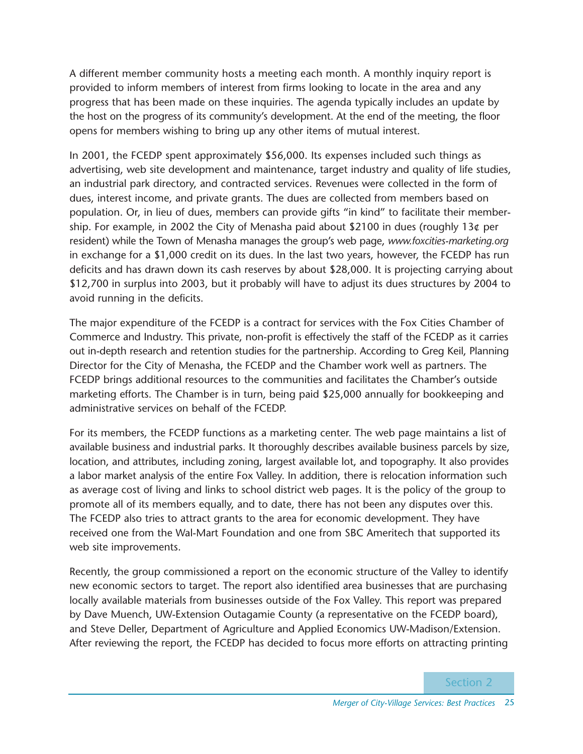A different member community hosts a meeting each month. A monthly inquiry report is provided to inform members of interest from firms looking to locate in the area and any progress that has been made on these inquiries. The agenda typically includes an update by the host on the progress of its community's development. At the end of the meeting, the floor opens for members wishing to bring up any other items of mutual interest.

In 2001, the FCEDP spent approximately $56,000. Its expenses included such things as advertising, web site development and maintenance, target industry and quality of life studies, an industrial park directory, and contracted services. Revenues were collected in the form of dues, interest income, and private grants. The dues are collected from members based on population. Or, in lieu of dues, members can provide gifts "in kind" to facilitate their membership. For example, in 2002 the City of Menasha paid about $2100 in dues (roughly 13¢ per resident) while the Town of Menasha manages the group's web page, *www.foxcities-marketing.org* in exchange for a $1,000 credit on its dues. In the last two years, however, the FCEDP has run deficits and has drawn down its cash reserves by about $28,000. It is projecting carrying about $12,700 in surplus into 2003, but it probably will have to adjust its dues structures by 2004 to avoid running in the deficits.

The major expenditure of the FCEDP is a contract for services with the Fox Cities Chamber of Commerce and Industry. This private, non-profit is effectively the staff of the FCEDP as it carries out in-depth research and retention studies for the partnership. According to Greg Keil, Planning Director for the City of Menasha, the FCEDP and the Chamber work well as partners. The FCEDP brings additional resources to the communities and facilitates the Chamber's outside marketing efforts. The Chamber is in turn, being paid $25,000 annually for bookkeeping and administrative services on behalf of the FCEDP.

For its members, the FCEDP functions as a marketing center. The web page maintains a list of available business and industrial parks. It thoroughly describes available business parcels by size, location, and attributes, including zoning, largest available lot, and topography. It also provides a labor market analysis of the entire Fox Valley. In addition, there is relocation information such as average cost of living and links to school district web pages. It is the policy of the group to promote all of its members equally, and to date, there has not been any disputes over this. The FCEDP also tries to attract grants to the area for economic development. They have received one from the Wal-Mart Foundation and one from SBC Ameritech that supported its web site improvements.

Recently, the group commissioned a report on the economic structure of the Valley to identify new economic sectors to target. The report also identified area businesses that are purchasing locally available materials from businesses outside of the Fox Valley. This report was prepared by Dave Muench, UW-Extension Outagamie County (a representative on the FCEDP board), and Steve Deller, Department of Agriculture and Applied Economics UW-Madison/Extension. After reviewing the report, the FCEDP has decided to focus more efforts on attracting printing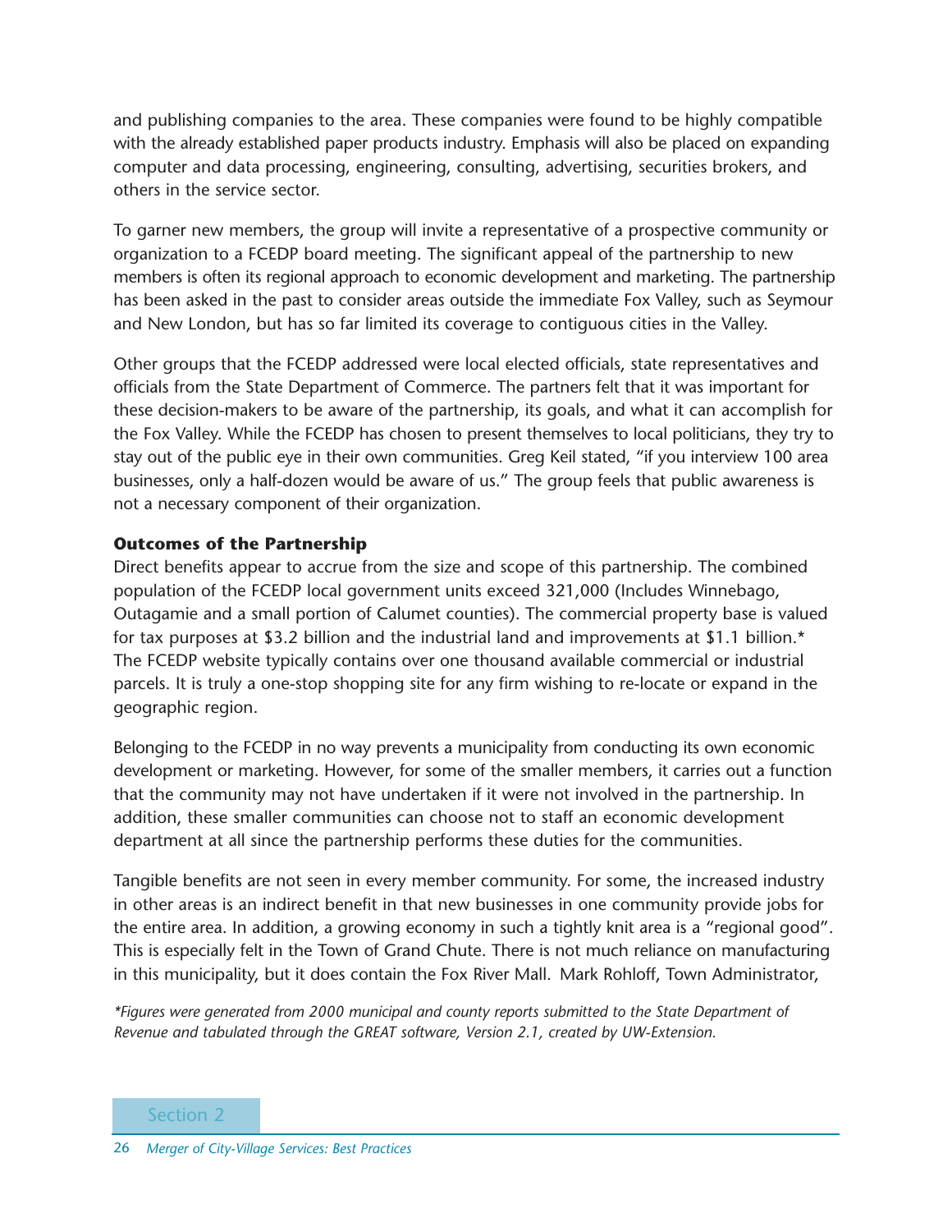and publishing companies to the area. These companies were found to be highly compatible with the already established paper products industry. Emphasis will also be placed on expanding computer and data processing, engineering, consulting, advertising, securities brokers, and others in the service sector.

To garner new members, the group will invite a representative of a prospective community or organization to a FCEDP board meeting. The significant appeal of the partnership to new members is often its regional approach to economic development and marketing. The partnership has been asked in the past to consider areas outside the immediate Fox Valley, such as Seymour and New London, but has so far limited its coverage to contiguous cities in the Valley.

Other groups that the FCEDP addressed were local elected officials, state representatives and officials from the State Department of Commerce. The partners felt that it was important for these decision-makers to be aware of the partnership, its goals, and what it can accomplish for the Fox Valley. While the FCEDP has chosen to present themselves to local politicians, they try to stay out of the public eye in their own communities. Greg Keil stated, "if you interview 100 area businesses, only a half-dozen would be aware of us." The group feels that public awareness is not a necessary component of their organization.

**Outcomes of the Partnership**

Direct benefits appear to accrue from the size and scope of this partnership. The combined population of the FCEDP local government units exceed 321,000 (Includes Winnebago, Outagamie and a small portion of Calumet counties). The commercial property base is valued for tax purposes at $3.2 billion and the industrial land and improvements at $1.1 billion.* The FCEDP website typically contains over one thousand available commercial or industrial parcels. It is truly a one-stop shopping site for any firm wishing to re-locate or expand in the geographic region.

Belonging to the FCEDP in no way prevents a municipality from conducting its own economic development or marketing. However, for some of the smaller members, it carries out a function that the community may not have undertaken if it were not involved in the partnership. In addition, these smaller communities can choose not to staff an economic development department at all since the partnership performs these duties for the communities.

Tangible benefits are not seen in every member community. For some, the increased industry in other areas is an indirect benefit in that new businesses in one community provide jobs for the entire area. In addition, a growing economy in such a tightly knit area is a "regional good". This is especially felt in the Town of Grand Chute. There is not much reliance on manufacturing in this municipality, but it does contain the Fox River Mall. Mark Rohloff, Town Administrator,

*\*Figures were generated from 2000 municipal and county reports submitted to the State Department of Revenue and tabulated through the GREAT software, Version 2.1, created by UW-Extension.*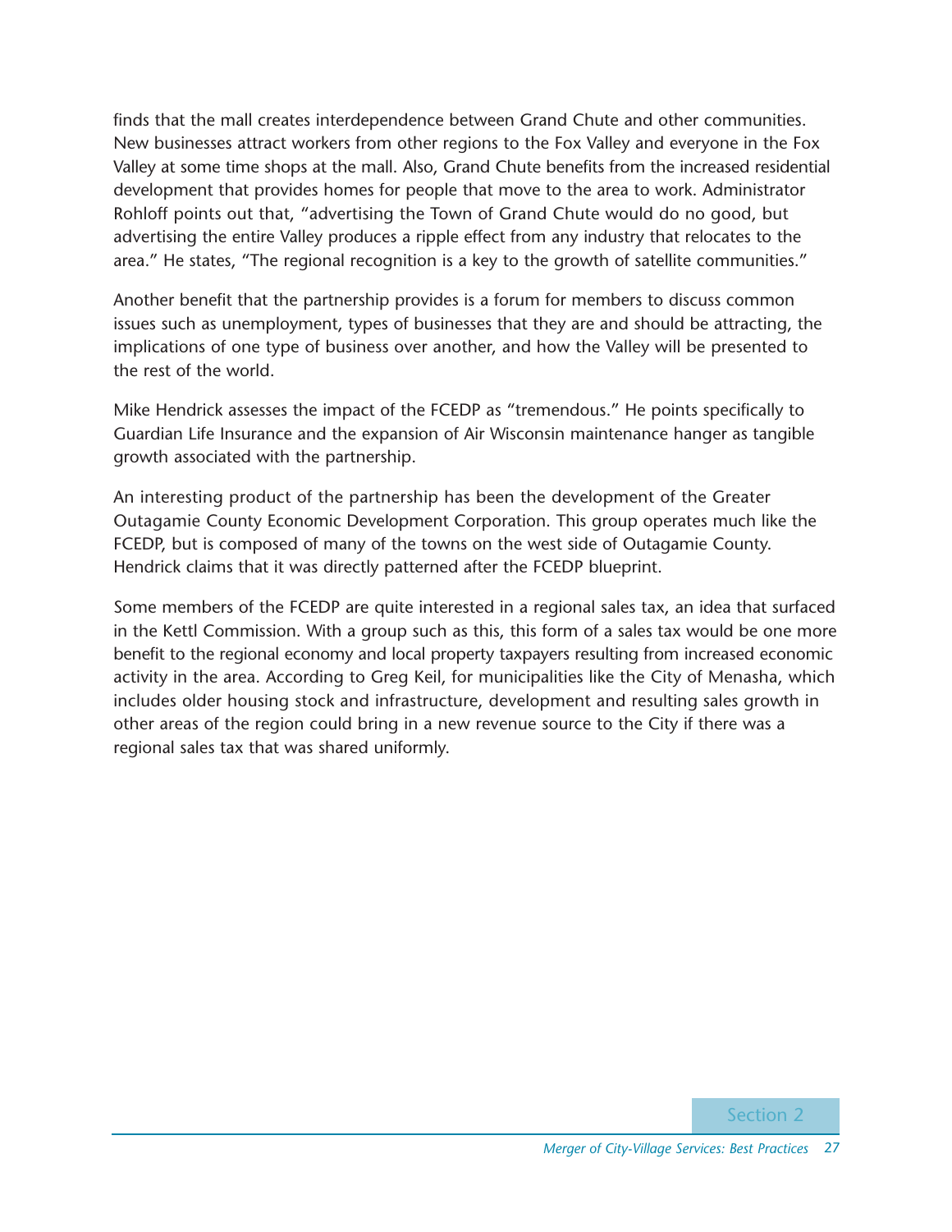finds that the mall creates interdependence between Grand Chute and other communities. New businesses attract workers from other regions to the Fox Valley and everyone in the Fox Valley at some time shops at the mall. Also, Grand Chute benefits from the increased residential development that provides homes for people that move to the area to work. Administrator Rohloff points out that, "advertising the Town of Grand Chute would do no good, but advertising the entire Valley produces a ripple effect from any industry that relocates to the area." He states, "The regional recognition is a key to the growth of satellite communities."

Another benefit that the partnership provides is a forum for members to discuss common issues such as unemployment, types of businesses that they are and should be attracting, the implications of one type of business over another, and how the Valley will be presented to the rest of the world.

Mike Hendrick assesses the impact of the FCEDP as "tremendous." He points specifically to Guardian Life Insurance and the expansion of Air Wisconsin maintenance hanger as tangible growth associated with the partnership.

An interesting product of the partnership has been the development of the Greater Outagamie County Economic Development Corporation. This group operates much like the FCEDP, but is composed of many of the towns on the west side of Outagamie County. Hendrick claims that it was directly patterned after the FCEDP blueprint.

Some members of the FCEDP are quite interested in a regional sales tax, an idea that surfaced in the Kettl Commission. With a group such as this, this form of a sales tax would be one more benefit to the regional economy and local property taxpayers resulting from increased economic activity in the area. According to Greg Keil, for municipalities like the City of Menasha, which includes older housing stock and infrastructure, development and resulting sales growth in other areas of the region could bring in a new revenue source to the City if there was a regional sales tax that was shared uniformly.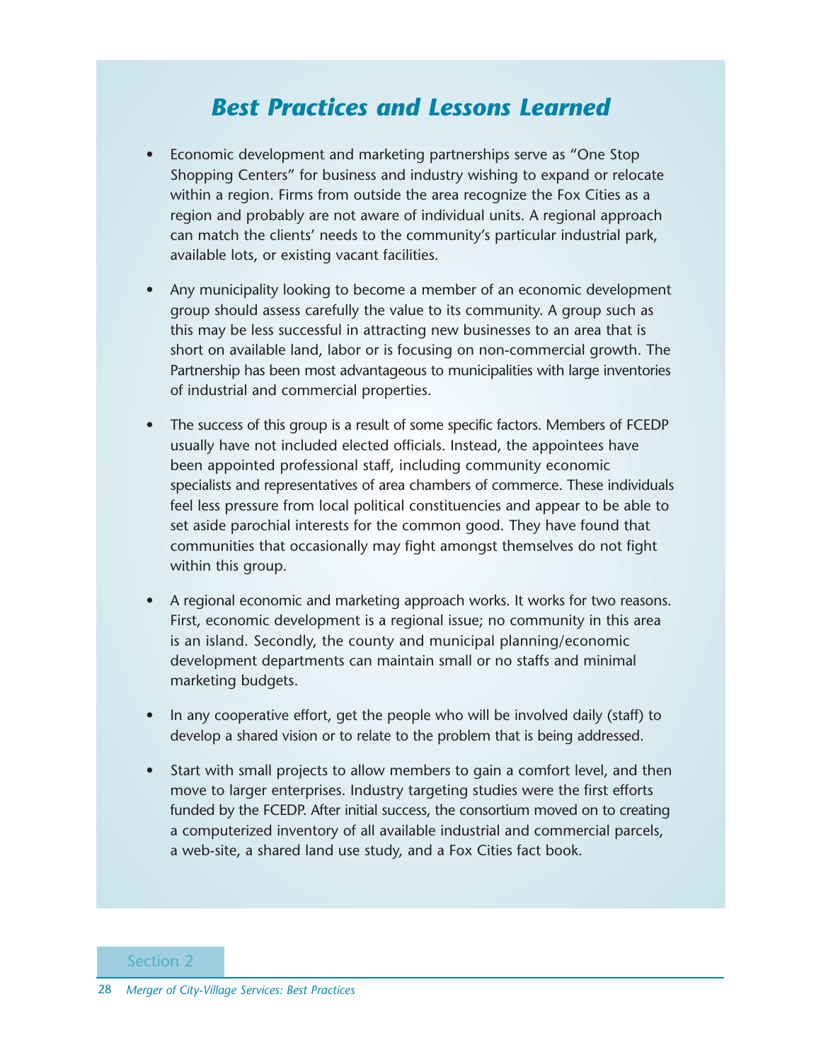## *Best Practices and Lessons Learned*

- Economic development and marketing partnerships serve as "One Stop Shopping Centers" for business and industry wishing to expand or relocate within a region. Firms from outside the area recognize the Fox Cities as a region and probably are not aware of individual units. A regional approach can match the clients' needs to the community's particular industrial park, available lots, or existing vacant facilities.

- Any municipality looking to become a member of an economic development group should assess carefully the value to its community. A group such as this may be less successful in attracting new businesses to an area that is short on available land, labor or is focusing on non-commercial growth. The Partnership has been most advantageous to municipalities with large inventories of industrial and commercial properties.

- The success of this group is a result of some specific factors. Members of FCEDP usually have not included elected officials. Instead, the appointees have been appointed professional staff, including community economic specialists and representatives of area chambers of commerce. These individuals feel less pressure from local political constituencies and appear to be able to set aside parochial interests for the common good. They have found that communities that occasionally may fight amongst themselves do not fight within this group.

- A regional economic and marketing approach works. It works for two reasons. First, economic development is a regional issue; no community in this area is an island. Secondly, the county and municipal planning/economic development departments can maintain small or no staffs and minimal marketing budgets.

- In any cooperative effort, get the people who will be involved daily (staff) to develop a shared vision or to relate to the problem that is being addressed.

- Start with small projects to allow members to gain a comfort level, and then move to larger enterprises. Industry targeting studies were the first efforts funded by the FCEDP. After initial success, the consortium moved on to creating a computerized inventory of all available industrial and commercial parcels, a web-site, a shared land use study, and a Fox Cities fact book.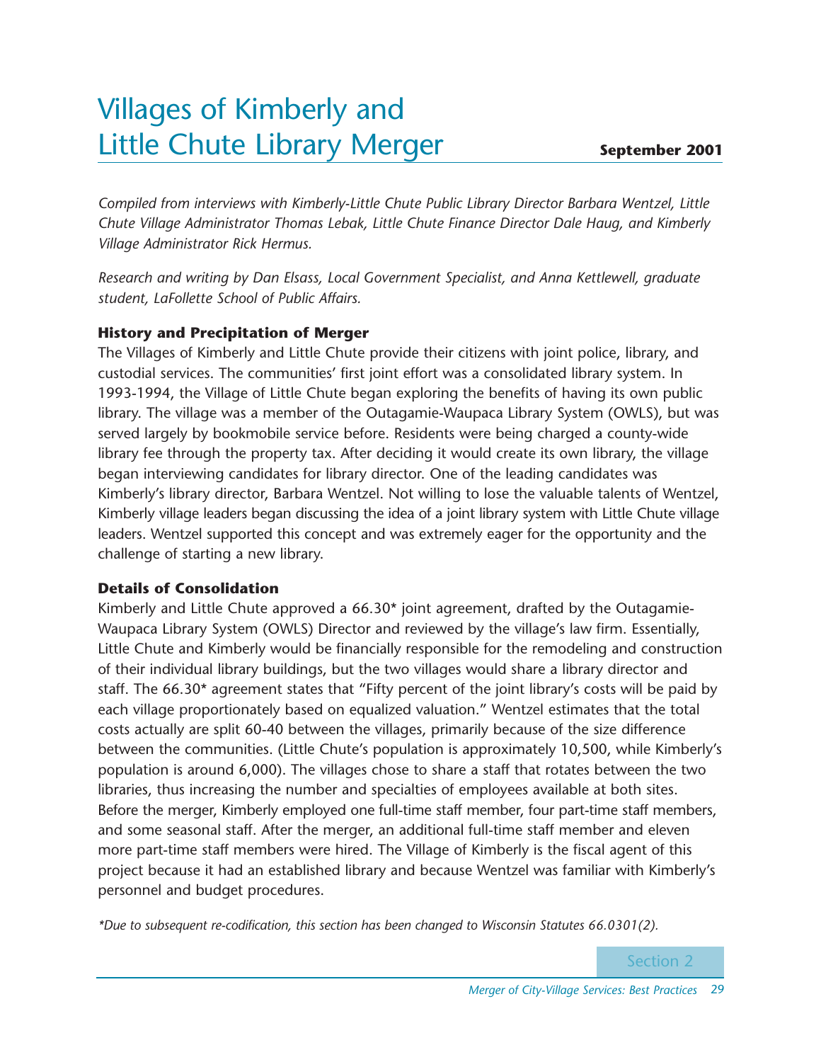# Villages of Kimberly and Little Chute Library Merger

**September 2001**

*Compiled from interviews with Kimberly-Little Chute Public Library Director Barbara Wentzel, Little Chute Village Administrator Thomas Lebak, Little Chute Finance Director Dale Haug, and Kimberly Village Administrator Rick Hermus.*

*Research and writing by Dan Elsass, Local Government Specialist, and Anna Kettlewell, graduate student, LaFollette School of Public Affairs.*

### History and Precipitation of Merger

The Villages of Kimberly and Little Chute provide their citizens with joint police, library, and custodial services. The communities' first joint effort was a consolidated library system. In 1993-1994, the Village of Little Chute began exploring the benefits of having its own public library. The village was a member of the Outagamie-Waupaca Library System (OWLS), but was served largely by bookmobile service before. Residents were being charged a county-wide library fee through the property tax. After deciding it would create its own library, the village began interviewing candidates for library director. One of the leading candidates was Kimberly's library director, Barbara Wentzel. Not willing to lose the valuable talents of Wentzel, Kimberly village leaders began discussing the idea of a joint library system with Little Chute village leaders. Wentzel supported this concept and was extremely eager for the opportunity and the challenge of starting a new library.

### Details of Consolidation

Kimberly and Little Chute approved a 66.30* joint agreement, drafted by the Outagamie-Waupaca Library System (OWLS) Director and reviewed by the village's law firm. Essentially, Little Chute and Kimberly would be financially responsible for the remodeling and construction of their individual library buildings, but the two villages would share a library director and staff. The 66.30* agreement states that "Fifty percent of the joint library's costs will be paid by each village proportionately based on equalized valuation." Wentzel estimates that the total costs actually are split 60-40 between the villages, primarily because of the size difference between the communities. (Little Chute's population is approximately 10,500, while Kimberly's population is around 6,000). The villages chose to share a staff that rotates between the two libraries, thus increasing the number and specialties of employees available at both sites. Before the merger, Kimberly employed one full-time staff member, four part-time staff members, and some seasonal staff. After the merger, an additional full-time staff member and eleven more part-time staff members were hired. The Village of Kimberly is the fiscal agent of this project because it had an established library and because Wentzel was familiar with Kimberly's personnel and budget procedures.

*\*Due to subsequent re-codification, this section has been changed to Wisconsin Statutes 66.0301(2).*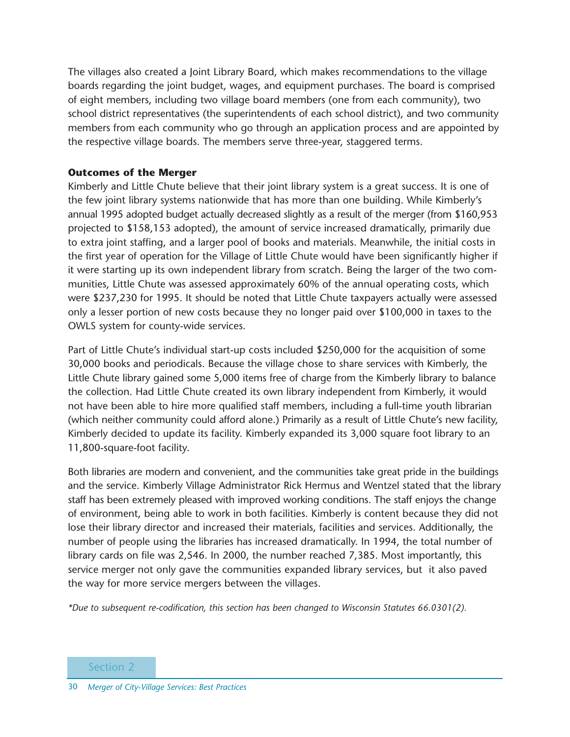The villages also created a Joint Library Board, which makes recommendations to the village boards regarding the joint budget, wages, and equipment purchases. The board is comprised of eight members, including two village board members (one from each community), two school district representatives (the superintendents of each school district), and two community members from each community who go through an application process and are appointed by the respective village boards. The members serve three-year, staggered terms.

**Outcomes of the Merger**

Kimberly and Little Chute believe that their joint library system is a great success. It is one of the few joint library systems nationwide that has more than one building. While Kimberly's annual 1995 adopted budget actually decreased slightly as a result of the merger (from $160,953 projected to $158,153 adopted), the amount of service increased dramatically, primarily due to extra joint staffing, and a larger pool of books and materials. Meanwhile, the initial costs in the first year of operation for the Village of Little Chute would have been significantly higher if it were starting up its own independent library from scratch. Being the larger of the two communities, Little Chute was assessed approximately 60% of the annual operating costs, which were $237,230 for 1995. It should be noted that Little Chute taxpayers actually were assessed only a lesser portion of new costs because they no longer paid over $100,000 in taxes to the OWLS system for county-wide services.

Part of Little Chute's individual start-up costs included $250,000 for the acquisition of some 30,000 books and periodicals. Because the village chose to share services with Kimberly, the Little Chute library gained some 5,000 items free of charge from the Kimberly library to balance the collection. Had Little Chute created its own library independent from Kimberly, it would not have been able to hire more qualified staff members, including a full-time youth librarian (which neither community could afford alone.) Primarily as a result of Little Chute's new facility, Kimberly decided to update its facility. Kimberly expanded its 3,000 square foot library to an 11,800-square-foot facility.

Both libraries are modern and convenient, and the communities take great pride in the buildings and the service. Kimberly Village Administrator Rick Hermus and Wentzel stated that the library staff has been extremely pleased with improved working conditions. The staff enjoys the change of environment, being able to work in both facilities. Kimberly is content because they did not lose their library director and increased their materials, facilities and services. Additionally, the number of people using the libraries has increased dramatically. In 1994, the total number of library cards on file was 2,546. In 2000, the number reached 7,385. Most importantly, this service merger not only gave the communities expanded library services, but it also paved the way for more service mergers between the villages.

*\*Due to subsequent re-codification, this section has been changed to Wisconsin Statutes 66.0301(2).*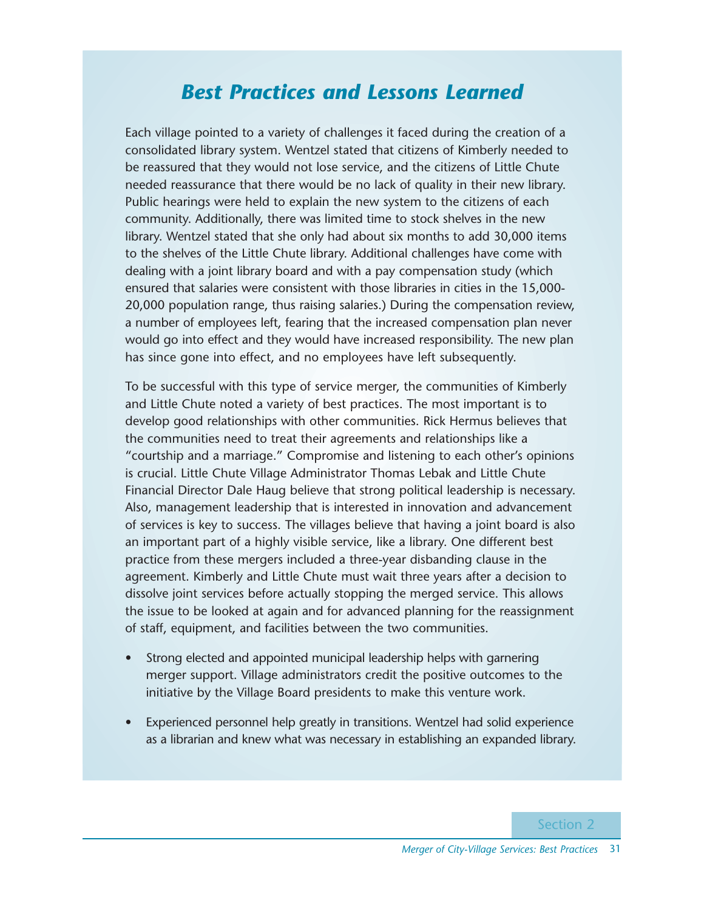## *Best Practices and Lessons Learned*

Each village pointed to a variety of challenges it faced during the creation of a consolidated library system. Wentzel stated that citizens of Kimberly needed to be reassured that they would not lose service, and the citizens of Little Chute needed reassurance that there would be no lack of quality in their new library. Public hearings were held to explain the new system to the citizens of each community. Additionally, there was limited time to stock shelves in the new library. Wentzel stated that she only had about six months to add 30,000 items to the shelves of the Little Chute library. Additional challenges have come with dealing with a joint library board and with a pay compensation study (which ensured that salaries were consistent with those libraries in cities in the 15,000-20,000 population range, thus raising salaries.) During the compensation review, a number of employees left, fearing that the increased compensation plan never would go into effect and they would have increased responsibility. The new plan has since gone into effect, and no employees have left subsequently.

To be successful with this type of service merger, the communities of Kimberly and Little Chute noted a variety of best practices. The most important is to develop good relationships with other communities. Rick Hermus believes that the communities need to treat their agreements and relationships like a "courtship and a marriage." Compromise and listening to each other's opinions is crucial. Little Chute Village Administrator Thomas Lebak and Little Chute Financial Director Dale Haug believe that strong political leadership is necessary. Also, management leadership that is interested in innovation and advancement of services is key to success. The villages believe that having a joint board is also an important part of a highly visible service, like a library. One different best practice from these mergers included a three-year disbanding clause in the agreement. Kimberly and Little Chute must wait three years after a decision to dissolve joint services before actually stopping the merged service. This allows the issue to be looked at again and for advanced planning for the reassignment of staff, equipment, and facilities between the two communities.

- Strong elected and appointed municipal leadership helps with garnering merger support. Village administrators credit the positive outcomes to the initiative by the Village Board presidents to make this venture work.
- Experienced personnel help greatly in transitions. Wentzel had solid experience as a librarian and knew what was necessary in establishing an expanded library.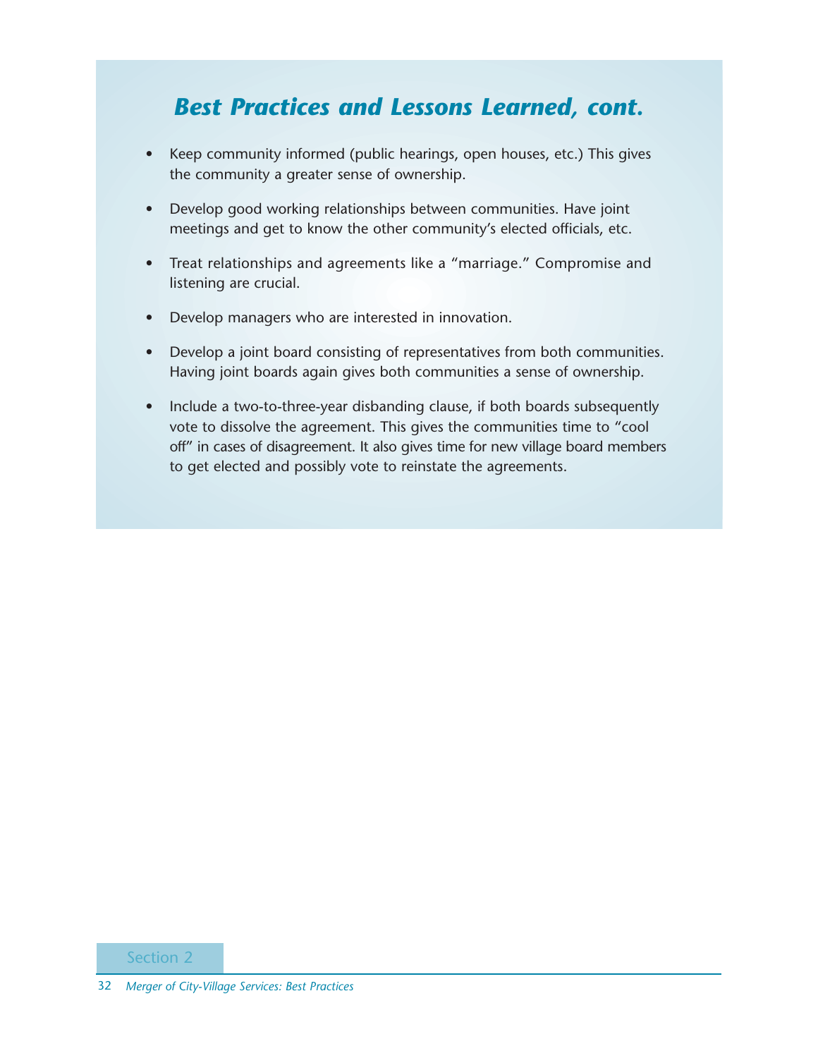## *Best Practices and Lessons Learned, cont.*

- Keep community informed (public hearings, open houses, etc.) This gives the community a greater sense of ownership.
- Develop good working relationships between communities. Have joint meetings and get to know the other community's elected officials, etc.
- Treat relationships and agreements like a "marriage." Compromise and listening are crucial.
- Develop managers who are interested in innovation.
- Develop a joint board consisting of representatives from both communities. Having joint boards again gives both communities a sense of ownership.
- Include a two-to-three-year disbanding clause, if both boards subsequently vote to dissolve the agreement. This gives the communities time to "cool off" in cases of disagreement. It also gives time for new village board members to get elected and possibly vote to reinstate the agreements.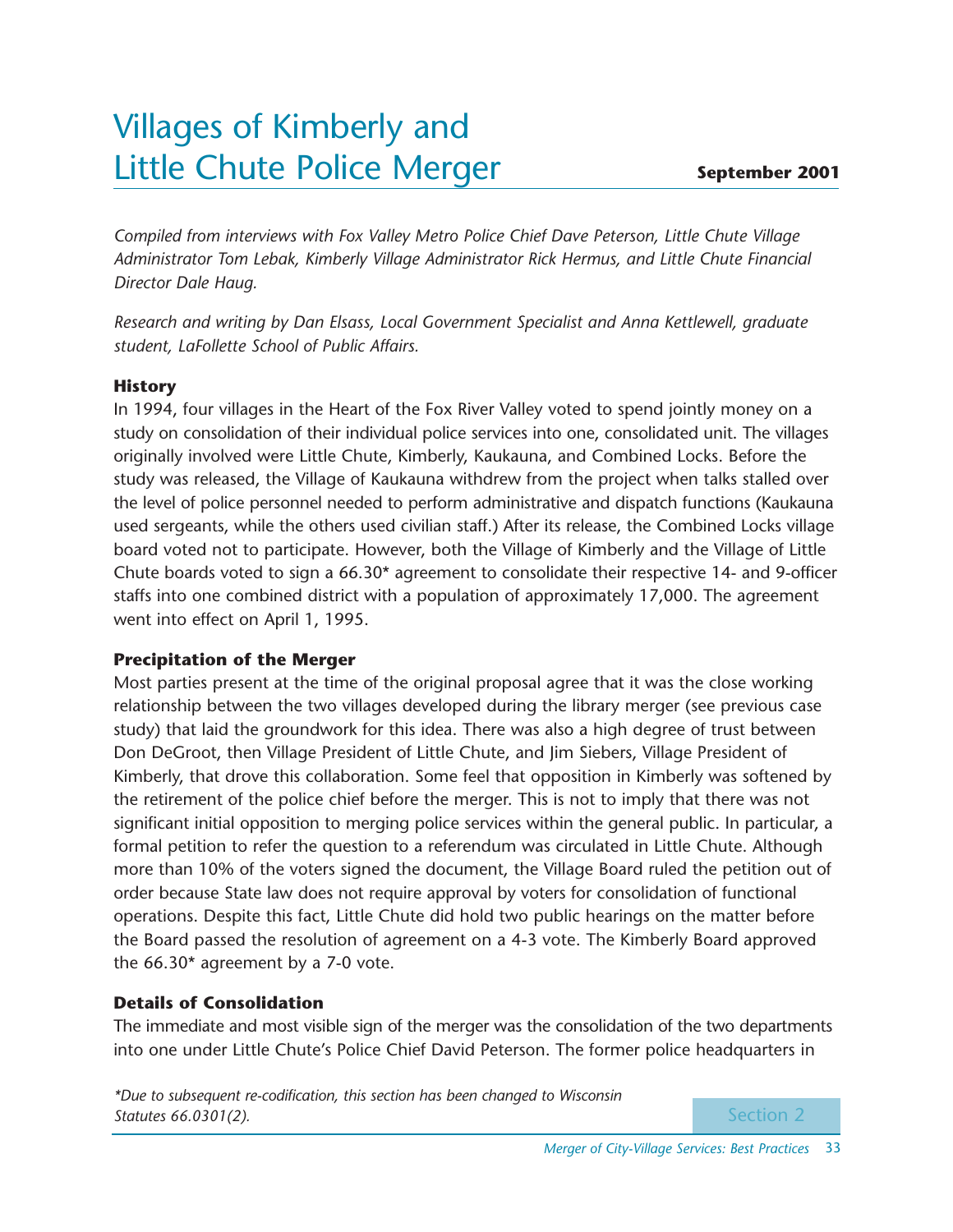# Villages of Kimberly and Little Chute Police Merger

**September 2001**

*Compiled from interviews with Fox Valley Metro Police Chief Dave Peterson, Little Chute Village Administrator Tom Lebak, Kimberly Village Administrator Rick Hermus, and Little Chute Financial Director Dale Haug.*

*Research and writing by Dan Elsass, Local Government Specialist and Anna Kettlewell, graduate student, LaFollette School of Public Affairs.*

### History

In 1994, four villages in the Heart of the Fox River Valley voted to spend jointly money on a study on consolidation of their individual police services into one, consolidated unit. The villages originally involved were Little Chute, Kimberly, Kaukauna, and Combined Locks. Before the study was released, the Village of Kaukauna withdrew from the project when talks stalled over the level of police personnel needed to perform administrative and dispatch functions (Kaukauna used sergeants, while the others used civilian staff.) After its release, the Combined Locks village board voted not to participate. However, both the Village of Kimberly and the Village of Little Chute boards voted to sign a 66.30* agreement to consolidate their respective 14- and 9-officer staffs into one combined district with a population of approximately 17,000. The agreement went into effect on April 1, 1995.

### Precipitation of the Merger

Most parties present at the time of the original proposal agree that it was the close working relationship between the two villages developed during the library merger (see previous case study) that laid the groundwork for this idea. There was also a high degree of trust between Don DeGroot, then Village President of Little Chute, and Jim Siebers, Village President of Kimberly, that drove this collaboration. Some feel that opposition in Kimberly was softened by the retirement of the police chief before the merger. This is not to imply that there was not significant initial opposition to merging police services within the general public. In particular, a formal petition to refer the question to a referendum was circulated in Little Chute. Although more than 10% of the voters signed the document, the Village Board ruled the petition out of order because State law does not require approval by voters for consolidation of functional operations. Despite this fact, Little Chute did hold two public hearings on the matter before the Board passed the resolution of agreement on a 4-3 vote. The Kimberly Board approved the 66.30* agreement by a 7-0 vote.

### Details of Consolidation

The immediate and most visible sign of the merger was the consolidation of the two departments into one under Little Chute's Police Chief David Peterson. The former police headquarters in

*\*Due to subsequent re-codification, this section has been changed to Wisconsin Statutes 66.0301(2).*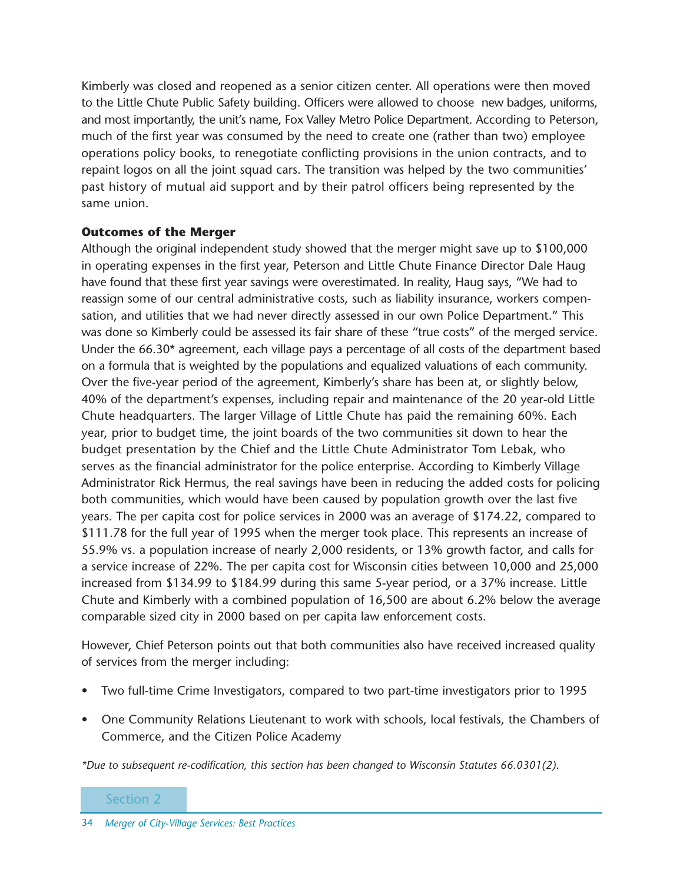Kimberly was closed and reopened as a senior citizen center. All operations were then moved to the Little Chute Public Safety building. Officers were allowed to choose new badges, uniforms, and most importantly, the unit's name, Fox Valley Metro Police Department. According to Peterson, much of the first year was consumed by the need to create one (rather than two) employee operations policy books, to renegotiate conflicting provisions in the union contracts, and to repaint logos on all the joint squad cars. The transition was helped by the two communities' past history of mutual aid support and by their patrol officers being represented by the same union.

**Outcomes of the Merger**

Although the original independent study showed that the merger might save up to $100,000 in operating expenses in the first year, Peterson and Little Chute Finance Director Dale Haug have found that these first year savings were overestimated. In reality, Haug says, "We had to reassign some of our central administrative costs, such as liability insurance, workers compensation, and utilities that we had never directly assessed in our own Police Department." This was done so Kimberly could be assessed its fair share of these "true costs" of the merged service. Under the 66.30* agreement, each village pays a percentage of all costs of the department based on a formula that is weighted by the populations and equalized valuations of each community. Over the five-year period of the agreement, Kimberly's share has been at, or slightly below, 40% of the department's expenses, including repair and maintenance of the 20 year-old Little Chute headquarters. The larger Village of Little Chute has paid the remaining 60%. Each year, prior to budget time, the joint boards of the two communities sit down to hear the budget presentation by the Chief and the Little Chute Administrator Tom Lebak, who serves as the financial administrator for the police enterprise. According to Kimberly Village Administrator Rick Hermus, the real savings have been in reducing the added costs for policing both communities, which would have been caused by population growth over the last five years. The per capita cost for police services in 2000 was an average of $174.22, compared to $111.78 for the full year of 1995 when the merger took place. This represents an increase of 55.9% vs. a population increase of nearly 2,000 residents, or 13% growth factor, and calls for a service increase of 22%. The per capita cost for Wisconsin cities between 10,000 and 25,000 increased from $134.99 to $184.99 during this same 5-year period, or a 37% increase. Little Chute and Kimberly with a combined population of 16,500 are about 6.2% below the average comparable sized city in 2000 based on per capita law enforcement costs.

However, Chief Peterson points out that both communities also have received increased quality of services from the merger including:

- Two full-time Crime Investigators, compared to two part-time investigators prior to 1995
- One Community Relations Lieutenant to work with schools, local festivals, the Chambers of Commerce, and the Citizen Police Academy

*\*Due to subsequent re-codification, this section has been changed to Wisconsin Statutes 66.0301(2).*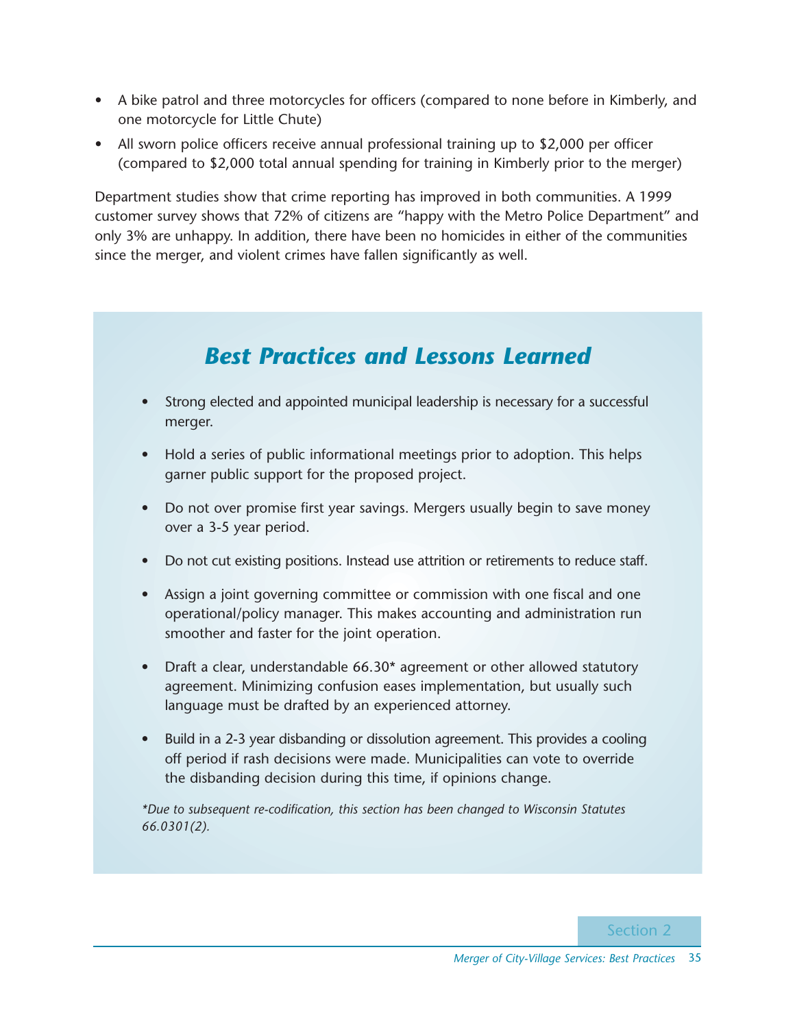- A bike patrol and three motorcycles for officers (compared to none before in Kimberly, and one motorcycle for Little Chute)
- All sworn police officers receive annual professional training up to $2,000 per officer (compared to $2,000 total annual spending for training in Kimberly prior to the merger)

Department studies show that crime reporting has improved in both communities. A 1999 customer survey shows that 72% of citizens are "happy with the Metro Police Department" and only 3% are unhappy. In addition, there have been no homicides in either of the communities since the merger, and violent crimes have fallen significantly as well.

## *Best Practices and Lessons Learned*

- Strong elected and appointed municipal leadership is necessary for a successful merger.
- Hold a series of public informational meetings prior to adoption. This helps garner public support for the proposed project.
- Do not over promise first year savings. Mergers usually begin to save money over a 3-5 year period.
- Do not cut existing positions. Instead use attrition or retirements to reduce staff.
- Assign a joint governing committee or commission with one fiscal and one operational/policy manager. This makes accounting and administration run smoother and faster for the joint operation.
- Draft a clear, understandable 66.30* agreement or other allowed statutory agreement. Minimizing confusion eases implementation, but usually such language must be drafted by an experienced attorney.
- Build in a 2-3 year disbanding or dissolution agreement. This provides a cooling off period if rash decisions were made. Municipalities can vote to override the disbanding decision during this time, if opinions change.

*\*Due to subsequent re-codification, this section has been changed to Wisconsin Statutes 66.0301(2).*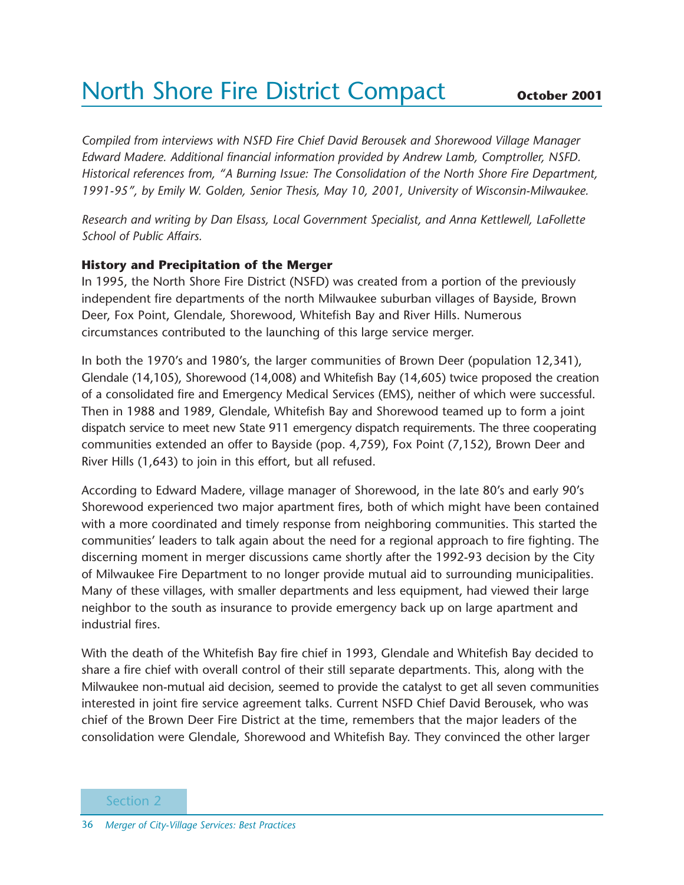# North Shore Fire District Compact

**October 2001**

*Compiled from interviews with NSFD Fire Chief David Berousek and Shorewood Village Manager Edward Madere. Additional financial information provided by Andrew Lamb, Comptroller, NSFD. Historical references from, "A Burning Issue: The Consolidation of the North Shore Fire Department, 1991-95", by Emily W. Golden, Senior Thesis, May 10, 2001, University of Wisconsin-Milwaukee.*

*Research and writing by Dan Elsass, Local Government Specialist, and Anna Kettlewell, LaFollette School of Public Affairs.*

**History and Precipitation of the Merger**

In 1995, the North Shore Fire District (NSFD) was created from a portion of the previously independent fire departments of the north Milwaukee suburban villages of Bayside, Brown Deer, Fox Point, Glendale, Shorewood, Whitefish Bay and River Hills. Numerous circumstances contributed to the launching of this large service merger.

In both the 1970's and 1980's, the larger communities of Brown Deer (population 12,341), Glendale (14,105), Shorewood (14,008) and Whitefish Bay (14,605) twice proposed the creation of a consolidated fire and Emergency Medical Services (EMS), neither of which were successful. Then in 1988 and 1989, Glendale, Whitefish Bay and Shorewood teamed up to form a joint dispatch service to meet new State 911 emergency dispatch requirements. The three cooperating communities extended an offer to Bayside (pop. 4,759), Fox Point (7,152), Brown Deer and River Hills (1,643) to join in this effort, but all refused.

According to Edward Madere, village manager of Shorewood, in the late 80's and early 90's Shorewood experienced two major apartment fires, both of which might have been contained with a more coordinated and timely response from neighboring communities. This started the communities' leaders to talk again about the need for a regional approach to fire fighting. The discerning moment in merger discussions came shortly after the 1992-93 decision by the City of Milwaukee Fire Department to no longer provide mutual aid to surrounding municipalities. Many of these villages, with smaller departments and less equipment, had viewed their large neighbor to the south as insurance to provide emergency back up on large apartment and industrial fires.

With the death of the Whitefish Bay fire chief in 1993, Glendale and Whitefish Bay decided to share a fire chief with overall control of their still separate departments. This, along with the Milwaukee non-mutual aid decision, seemed to provide the catalyst to get all seven communities interested in joint fire service agreement talks. Current NSFD Chief David Berousek, who was chief of the Brown Deer Fire District at the time, remembers that the major leaders of the consolidation were Glendale, Shorewood and Whitefish Bay. They convinced the other larger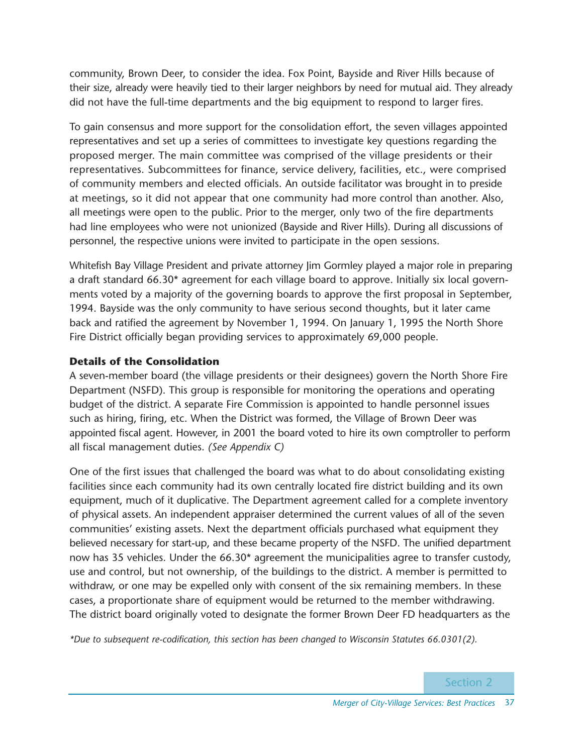community, Brown Deer, to consider the idea. Fox Point, Bayside and River Hills because of their size, already were heavily tied to their larger neighbors by need for mutual aid. They already did not have the full-time departments and the big equipment to respond to larger fires.

To gain consensus and more support for the consolidation effort, the seven villages appointed representatives and set up a series of committees to investigate key questions regarding the proposed merger. The main committee was comprised of the village presidents or their representatives. Subcommittees for finance, service delivery, facilities, etc., were comprised of community members and elected officials. An outside facilitator was brought in to preside at meetings, so it did not appear that one community had more control than another. Also, all meetings were open to the public. Prior to the merger, only two of the fire departments had line employees who were not unionized (Bayside and River Hills). During all discussions of personnel, the respective unions were invited to participate in the open sessions.

Whitefish Bay Village President and private attorney Jim Gormley played a major role in preparing a draft standard 66.30* agreement for each village board to approve. Initially six local governments voted by a majority of the governing boards to approve the first proposal in September, 1994. Bayside was the only community to have serious second thoughts, but it later came back and ratified the agreement by November 1, 1994. On January 1, 1995 the North Shore Fire District officially began providing services to approximately 69,000 people.

**Details of the Consolidation**

A seven-member board (the village presidents or their designees) govern the North Shore Fire Department (NSFD). This group is responsible for monitoring the operations and operating budget of the district. A separate Fire Commission is appointed to handle personnel issues such as hiring, firing, etc. When the District was formed, the Village of Brown Deer was appointed fiscal agent. However, in 2001 the board voted to hire its own comptroller to perform all fiscal management duties. *(See Appendix C)*

One of the first issues that challenged the board was what to do about consolidating existing facilities since each community had its own centrally located fire district building and its own equipment, much of it duplicative. The Department agreement called for a complete inventory of physical assets. An independent appraiser determined the current values of all of the seven communities' existing assets. Next the department officials purchased what equipment they believed necessary for start-up, and these became property of the NSFD. The unified department now has 35 vehicles. Under the 66.30* agreement the municipalities agree to transfer custody, use and control, but not ownership, of the buildings to the district. A member is permitted to withdraw, or one may be expelled only with consent of the six remaining members. In these cases, a proportionate share of equipment would be returned to the member withdrawing. The district board originally voted to designate the former Brown Deer FD headquarters as the

*\*Due to subsequent re-codification, this section has been changed to Wisconsin Statutes 66.0301(2).*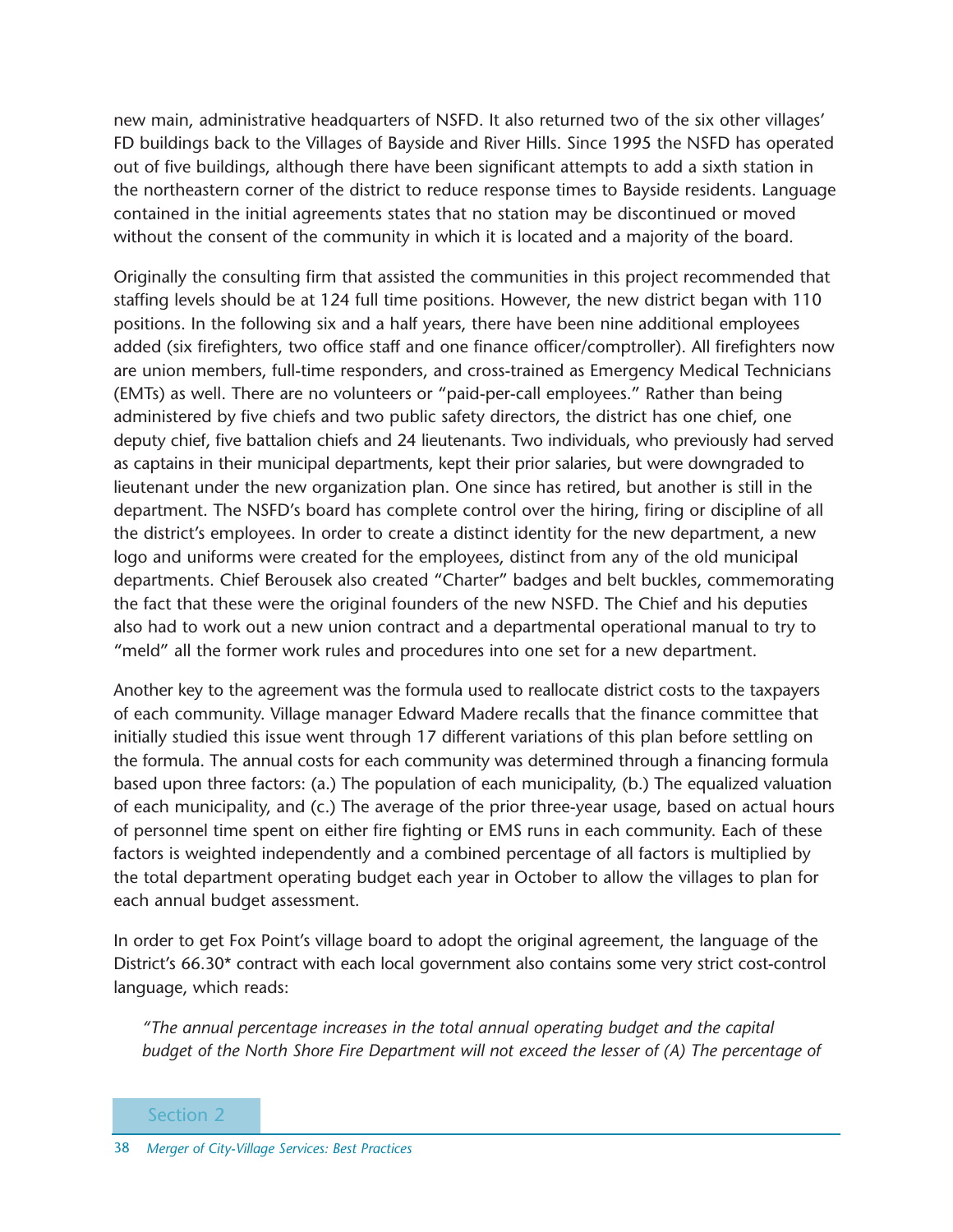new main, administrative headquarters of NSFD. It also returned two of the six other villages' FD buildings back to the Villages of Bayside and River Hills. Since 1995 the NSFD has operated out of five buildings, although there have been significant attempts to add a sixth station in the northeastern corner of the district to reduce response times to Bayside residents. Language contained in the initial agreements states that no station may be discontinued or moved without the consent of the community in which it is located and a majority of the board.

Originally the consulting firm that assisted the communities in this project recommended that staffing levels should be at 124 full time positions. However, the new district began with 110 positions. In the following six and a half years, there have been nine additional employees added (six firefighters, two office staff and one finance officer/comptroller). All firefighters now are union members, full-time responders, and cross-trained as Emergency Medical Technicians (EMTs) as well. There are no volunteers or "paid-per-call employees." Rather than being administered by five chiefs and two public safety directors, the district has one chief, one deputy chief, five battalion chiefs and 24 lieutenants. Two individuals, who previously had served as captains in their municipal departments, kept their prior salaries, but were downgraded to lieutenant under the new organization plan. One since has retired, but another is still in the department. The NSFD's board has complete control over the hiring, firing or discipline of all the district's employees. In order to create a distinct identity for the new department, a new logo and uniforms were created for the employees, distinct from any of the old municipal departments. Chief Berousek also created "Charter" badges and belt buckles, commemorating the fact that these were the original founders of the new NSFD. The Chief and his deputies also had to work out a new union contract and a departmental operational manual to try to "meld" all the former work rules and procedures into one set for a new department.

Another key to the agreement was the formula used to reallocate district costs to the taxpayers of each community. Village manager Edward Madere recalls that the finance committee that initially studied this issue went through 17 different variations of this plan before settling on the formula. The annual costs for each community was determined through a financing formula based upon three factors: (a.) The population of each municipality, (b.) The equalized valuation of each municipality, and (c.) The average of the prior three-year usage, based on actual hours of personnel time spent on either fire fighting or EMS runs in each community. Each of these factors is weighted independently and a combined percentage of all factors is multiplied by the total department operating budget each year in October to allow the villages to plan for each annual budget assessment.

In order to get Fox Point's village board to adopt the original agreement, the language of the District's 66.30* contract with each local government also contains some very strict cost-control language, which reads:

> *"The annual percentage increases in the total annual operating budget and the capital budget of the North Shore Fire Department will not exceed the lesser of (A) The percentage of*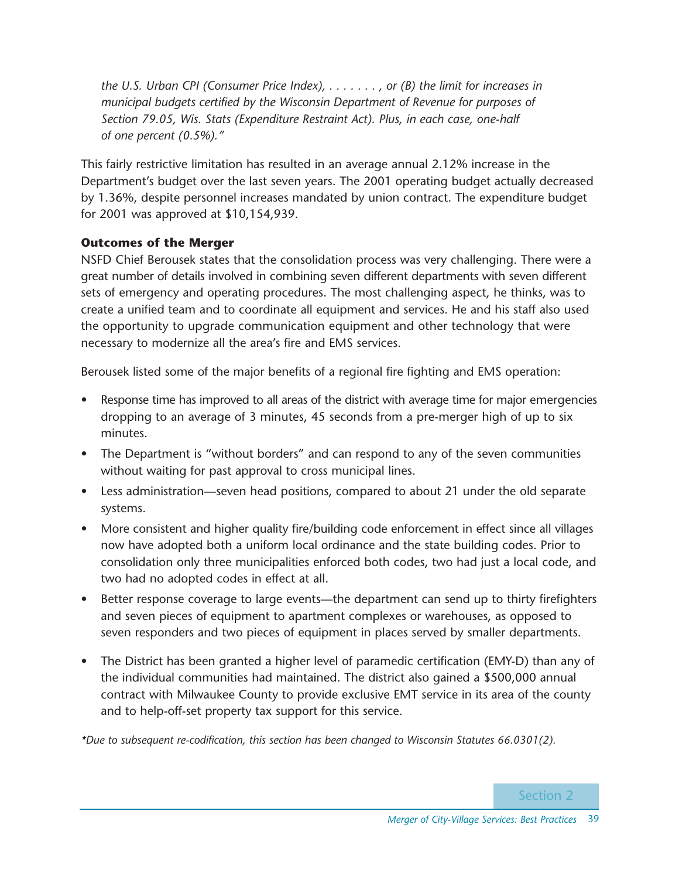*the U.S. Urban CPI (Consumer Price Index), . . . . . . . , or (B) the limit for increases in municipal budgets certified by the Wisconsin Department of Revenue for purposes of Section 79.05, Wis. Stats (Expenditure Restraint Act). Plus, in each case, one-half of one percent (0.5%)."*

This fairly restrictive limitation has resulted in an average annual 2.12% increase in the Department's budget over the last seven years. The 2001 operating budget actually decreased by 1.36%, despite personnel increases mandated by union contract. The expenditure budget for 2001 was approved at $10,154,939.

**Outcomes of the Merger**

NSFD Chief Berousek states that the consolidation process was very challenging. There were a great number of details involved in combining seven different departments with seven different sets of emergency and operating procedures. The most challenging aspect, he thinks, was to create a unified team and to coordinate all equipment and services. He and his staff also used the opportunity to upgrade communication equipment and other technology that were necessary to modernize all the area's fire and EMS services.

Berousek listed some of the major benefits of a regional fire fighting and EMS operation:

- Response time has improved to all areas of the district with average time for major emergencies dropping to an average of 3 minutes, 45 seconds from a pre-merger high of up to six minutes.
- The Department is "without borders" and can respond to any of the seven communities without waiting for past approval to cross municipal lines.
- Less administration—seven head positions, compared to about 21 under the old separate systems.
- More consistent and higher quality fire/building code enforcement in effect since all villages now have adopted both a uniform local ordinance and the state building codes. Prior to consolidation only three municipalities enforced both codes, two had just a local code, and two had no adopted codes in effect at all.
- Better response coverage to large events—the department can send up to thirty firefighters and seven pieces of equipment to apartment complexes or warehouses, as opposed to seven responders and two pieces of equipment in places served by smaller departments.
- The District has been granted a higher level of paramedic certification (EMY-D) than any of the individual communities had maintained. The district also gained a $500,000 annual contract with Milwaukee County to provide exclusive EMT service in its area of the county and to help-off-set property tax support for this service.

*\*Due to subsequent re-codification, this section has been changed to Wisconsin Statutes 66.0301(2).*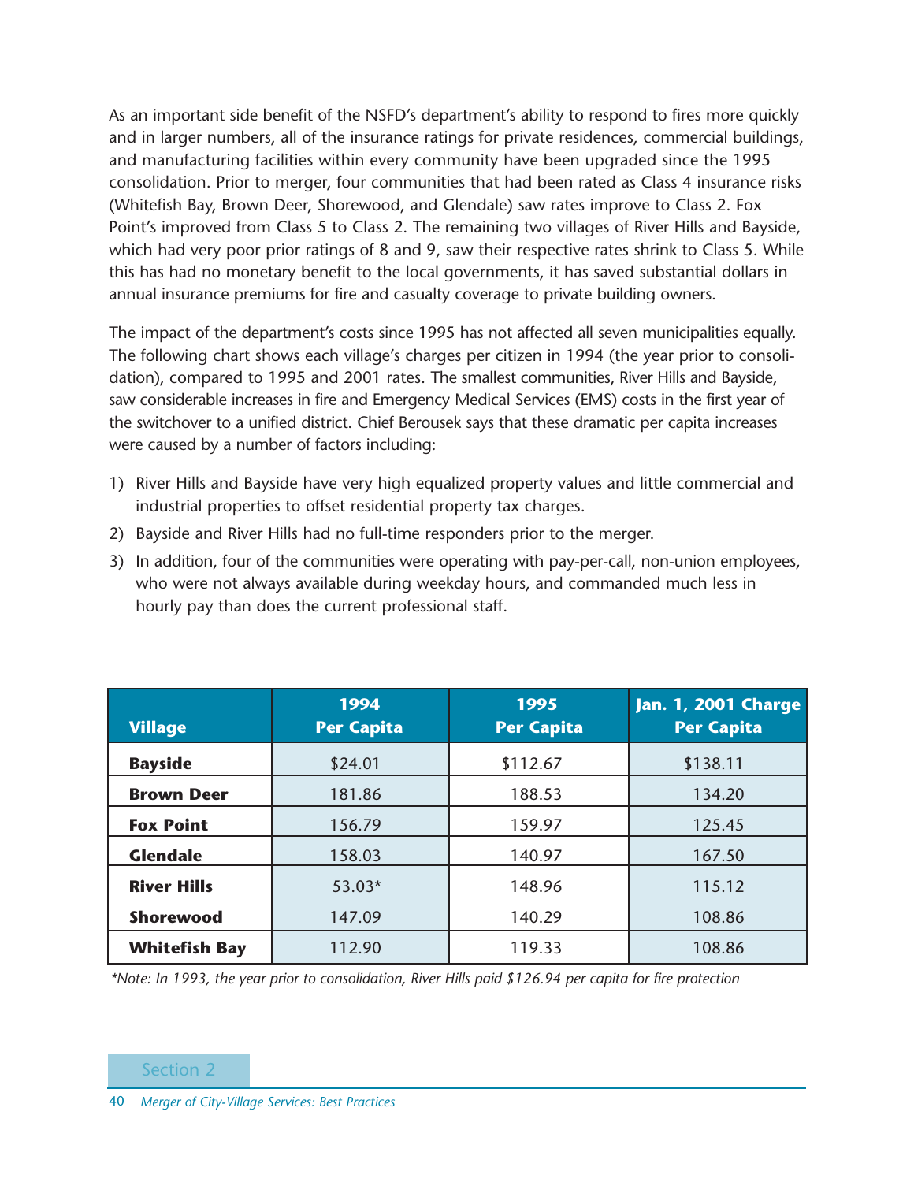As an important side benefit of the NSFD's department's ability to respond to fires more quickly and in larger numbers, all of the insurance ratings for private residences, commercial buildings, and manufacturing facilities within every community have been upgraded since the 1995 consolidation. Prior to merger, four communities that had been rated as Class 4 insurance risks (Whitefish Bay, Brown Deer, Shorewood, and Glendale) saw rates improve to Class 2. Fox Point's improved from Class 5 to Class 2. The remaining two villages of River Hills and Bayside, which had very poor prior ratings of 8 and 9, saw their respective rates shrink to Class 5. While this has had no monetary benefit to the local governments, it has saved substantial dollars in annual insurance premiums for fire and casualty coverage to private building owners.

The impact of the department's costs since 1995 has not affected all seven municipalities equally. The following chart shows each village's charges per citizen in 1994 (the year prior to consolidation), compared to 1995 and 2001 rates. The smallest communities, River Hills and Bayside, saw considerable increases in fire and Emergency Medical Services (EMS) costs in the first year of the switchover to a unified district. Chief Berousek says that these dramatic per capita increases were caused by a number of factors including:

1) River Hills and Bayside have very high equalized property values and little commercial and industrial properties to offset residential property tax charges.
2) Bayside and River Hills had no full-time responders prior to the merger.
3) In addition, four of the communities were operating with pay-per-call, non-union employees, who were not always available during weekday hours, and commanded much less in hourly pay than does the current professional staff.

| Village | 1994 Per Capita | 1995 Per Capita | Jan. 1, 2001 Charge Per Capita |
|---|---|---|---|
| **Bayside** | $24.01 | $112.67 | $138.11 |
| **Brown Deer** | 181.86 | 188.53 | 134.20 |
| **Fox Point** | 156.79 | 159.97 | 125.45 |
| **Glendale** | 158.03 | 140.97 | 167.50 |
| **River Hills** | 53.03* | 148.96 | 115.12 |
| **Shorewood** | 147.09 | 140.29 | 108.86 |
| **Whitefish Bay** | 112.90 | 119.33 | 108.86 |

*\*Note: In 1993, the year prior to consolidation, River Hills paid $126.94 per capita for fire protection*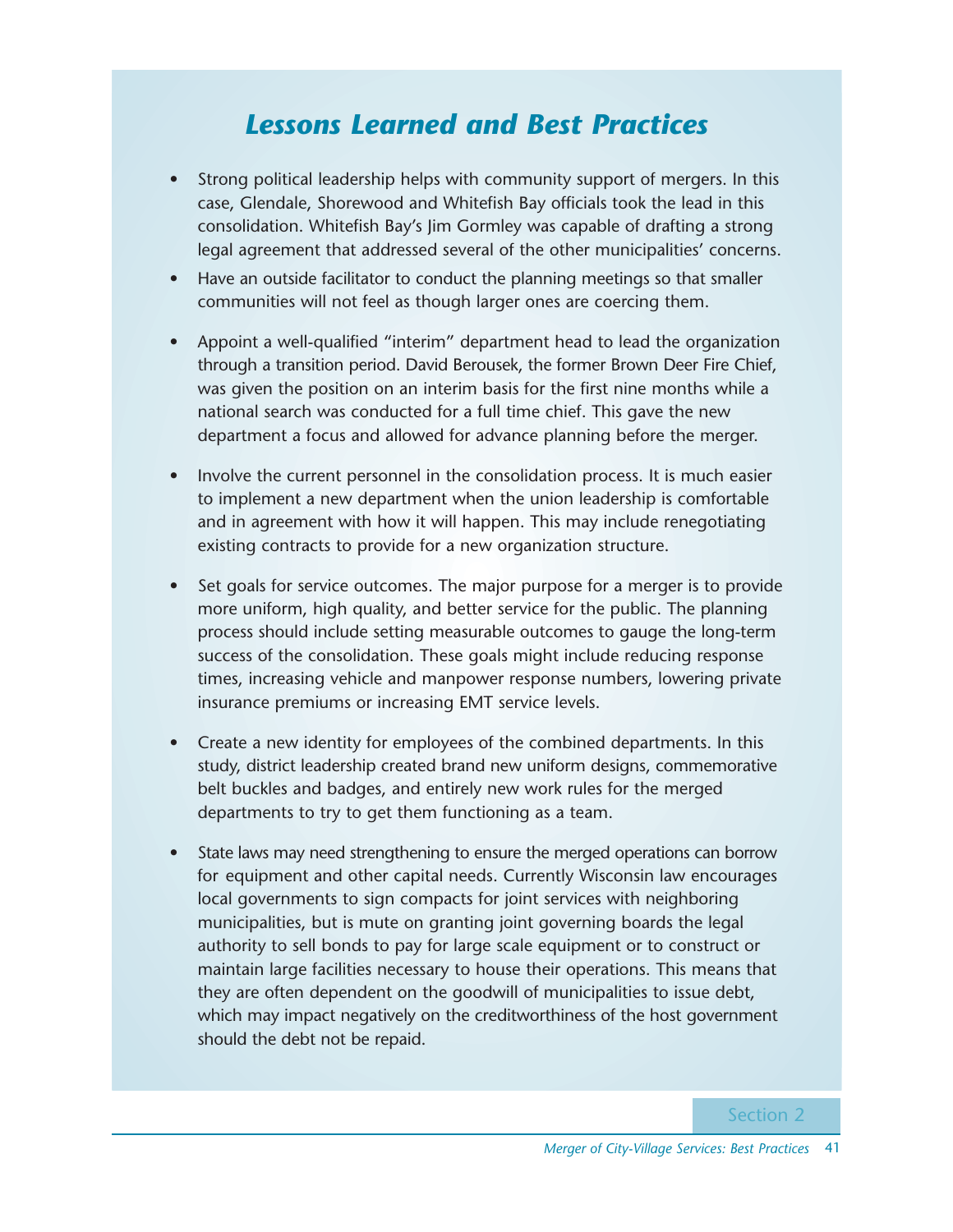## *Lessons Learned and Best Practices*

- Strong political leadership helps with community support of mergers. In this case, Glendale, Shorewood and Whitefish Bay officials took the lead in this consolidation. Whitefish Bay's Jim Gormley was capable of drafting a strong legal agreement that addressed several of the other municipalities' concerns.
- Have an outside facilitator to conduct the planning meetings so that smaller communities will not feel as though larger ones are coercing them.
- Appoint a well-qualified "interim" department head to lead the organization through a transition period. David Berousek, the former Brown Deer Fire Chief, was given the position on an interim basis for the first nine months while a national search was conducted for a full time chief. This gave the new department a focus and allowed for advance planning before the merger.
- Involve the current personnel in the consolidation process. It is much easier to implement a new department when the union leadership is comfortable and in agreement with how it will happen. This may include renegotiating existing contracts to provide for a new organization structure.
- Set goals for service outcomes. The major purpose for a merger is to provide more uniform, high quality, and better service for the public. The planning process should include setting measurable outcomes to gauge the long-term success of the consolidation. These goals might include reducing response times, increasing vehicle and manpower response numbers, lowering private insurance premiums or increasing EMT service levels.
- Create a new identity for employees of the combined departments. In this study, district leadership created brand new uniform designs, commemorative belt buckles and badges, and entirely new work rules for the merged departments to try to get them functioning as a team.
- State laws may need strengthening to ensure the merged operations can borrow for equipment and other capital needs. Currently Wisconsin law encourages local governments to sign compacts for joint services with neighboring municipalities, but is mute on granting joint governing boards the legal authority to sell bonds to pay for large scale equipment or to construct or maintain large facilities necessary to house their operations. This means that they are often dependent on the goodwill of municipalities to issue debt, which may impact negatively on the creditworthiness of the host government should the debt not be repaid.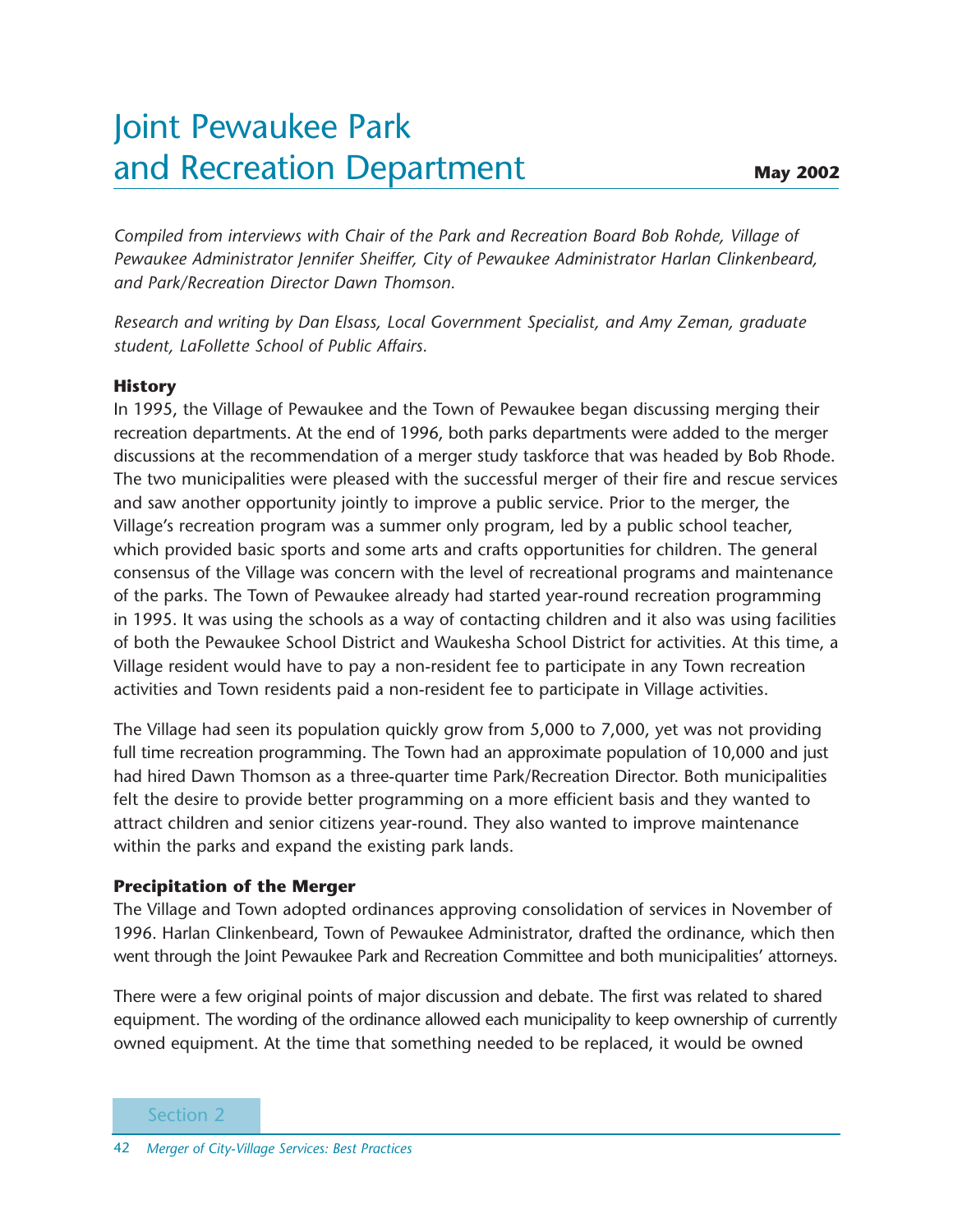# Joint Pewaukee Park and Recreation Department

**May 2002**

*Compiled from interviews with Chair of the Park and Recreation Board Bob Rohde, Village of Pewaukee Administrator Jennifer Sheiffer, City of Pewaukee Administrator Harlan Clinkenbeard, and Park/Recreation Director Dawn Thomson.*

*Research and writing by Dan Elsass, Local Government Specialist, and Amy Zeman, graduate student, LaFollette School of Public Affairs.*

### History

In 1995, the Village of Pewaukee and the Town of Pewaukee began discussing merging their recreation departments. At the end of 1996, both parks departments were added to the merger discussions at the recommendation of a merger study taskforce that was headed by Bob Rhode. The two municipalities were pleased with the successful merger of their fire and rescue services and saw another opportunity jointly to improve a public service. Prior to the merger, the Village's recreation program was a summer only program, led by a public school teacher, which provided basic sports and some arts and crafts opportunities for children. The general consensus of the Village was concern with the level of recreational programs and maintenance of the parks. The Town of Pewaukee already had started year-round recreation programming in 1995. It was using the schools as a way of contacting children and it also was using facilities of both the Pewaukee School District and Waukesha School District for activities. At this time, a Village resident would have to pay a non-resident fee to participate in any Town recreation activities and Town residents paid a non-resident fee to participate in Village activities.

The Village had seen its population quickly grow from 5,000 to 7,000, yet was not providing full time recreation programming. The Town had an approximate population of 10,000 and just had hired Dawn Thomson as a three-quarter time Park/Recreation Director. Both municipalities felt the desire to provide better programming on a more efficient basis and they wanted to attract children and senior citizens year-round. They also wanted to improve maintenance within the parks and expand the existing park lands.

### Precipitation of the Merger

The Village and Town adopted ordinances approving consolidation of services in November of 1996. Harlan Clinkenbeard, Town of Pewaukee Administrator, drafted the ordinance, which then went through the Joint Pewaukee Park and Recreation Committee and both municipalities' attorneys.

There were a few original points of major discussion and debate. The first was related to shared equipment. The wording of the ordinance allowed each municipality to keep ownership of currently owned equipment. At the time that something needed to be replaced, it would be owned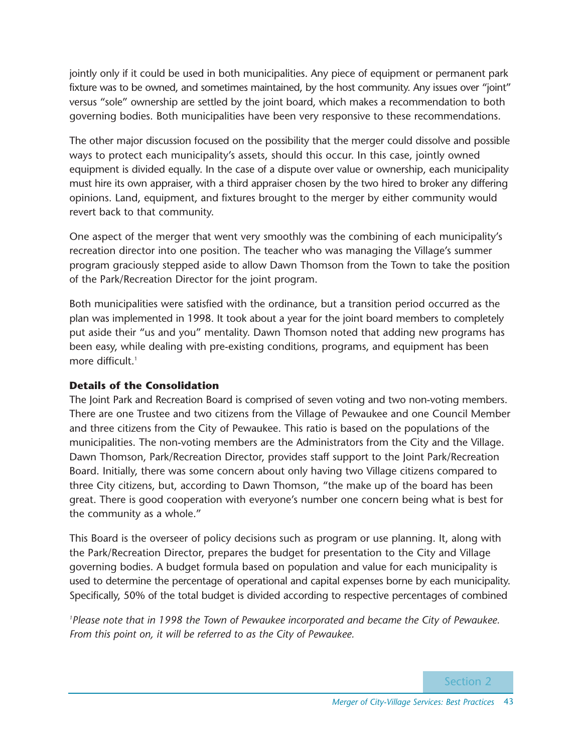jointly only if it could be used in both municipalities. Any piece of equipment or permanent park fixture was to be owned, and sometimes maintained, by the host community. Any issues over "joint" versus "sole" ownership are settled by the joint board, which makes a recommendation to both governing bodies. Both municipalities have been very responsive to these recommendations.

The other major discussion focused on the possibility that the merger could dissolve and possible ways to protect each municipality's assets, should this occur. In this case, jointly owned equipment is divided equally. In the case of a dispute over value or ownership, each municipality must hire its own appraiser, with a third appraiser chosen by the two hired to broker any differing opinions. Land, equipment, and fixtures brought to the merger by either community would revert back to that community.

One aspect of the merger that went very smoothly was the combining of each municipality's recreation director into one position. The teacher who was managing the Village's summer program graciously stepped aside to allow Dawn Thomson from the Town to take the position of the Park/Recreation Director for the joint program.

Both municipalities were satisfied with the ordinance, but a transition period occurred as the plan was implemented in 1998. It took about a year for the joint board members to completely put aside their "us and you" mentality. Dawn Thomson noted that adding new programs has been easy, while dealing with pre-existing conditions, programs, and equipment has been more difficult.[1]

### Details of the Consolidation

The Joint Park and Recreation Board is comprised of seven voting and two non-voting members. There are one Trustee and two citizens from the Village of Pewaukee and one Council Member and three citizens from the City of Pewaukee. This ratio is based on the populations of the municipalities. The non-voting members are the Administrators from the City and the Village. Dawn Thomson, Park/Recreation Director, provides staff support to the Joint Park/Recreation Board. Initially, there was some concern about only having two Village citizens compared to three City citizens, but, according to Dawn Thomson, "the make up of the board has been great. There is good cooperation with everyone's number one concern being what is best for the community as a whole."

This Board is the overseer of policy decisions such as program or use planning. It, along with the Park/Recreation Director, prepares the budget for presentation to the City and Village governing bodies. A budget formula based on population and value for each municipality is used to determine the percentage of operational and capital expenses borne by each municipality. Specifically, 50% of the total budget is divided according to respective percentages of combined

*[1]Please note that in 1998 the Town of Pewaukee incorporated and became the City of Pewaukee. From this point on, it will be referred to as the City of Pewaukee.*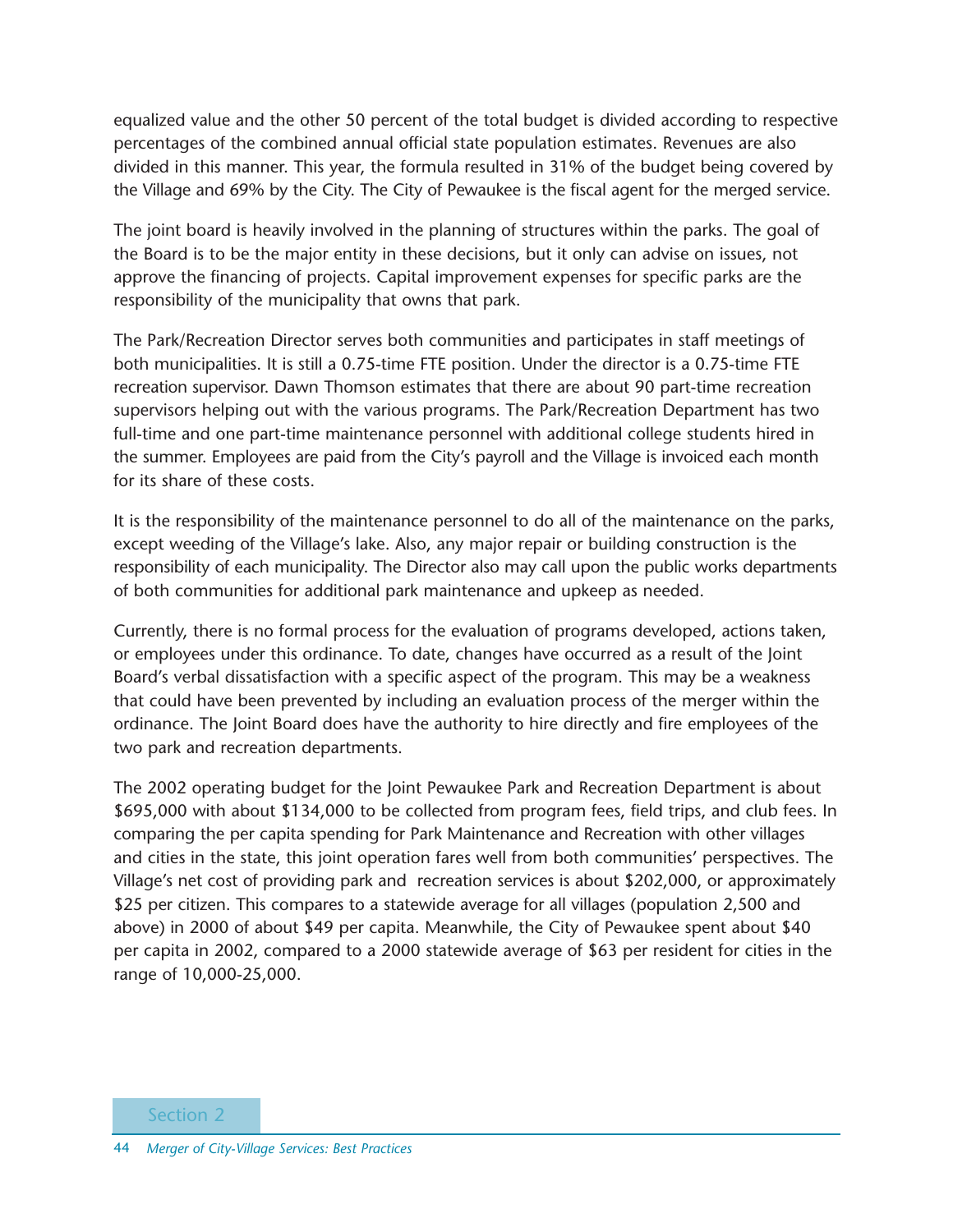equalized value and the other 50 percent of the total budget is divided according to respective percentages of the combined annual official state population estimates. Revenues are also divided in this manner. This year, the formula resulted in 31% of the budget being covered by the Village and 69% by the City. The City of Pewaukee is the fiscal agent for the merged service.

The joint board is heavily involved in the planning of structures within the parks. The goal of the Board is to be the major entity in these decisions, but it only can advise on issues, not approve the financing of projects. Capital improvement expenses for specific parks are the responsibility of the municipality that owns that park.

The Park/Recreation Director serves both communities and participates in staff meetings of both municipalities. It is still a 0.75-time FTE position. Under the director is a 0.75-time FTE recreation supervisor. Dawn Thomson estimates that there are about 90 part-time recreation supervisors helping out with the various programs. The Park/Recreation Department has two full-time and one part-time maintenance personnel with additional college students hired in the summer. Employees are paid from the City's payroll and the Village is invoiced each month for its share of these costs.

It is the responsibility of the maintenance personnel to do all of the maintenance on the parks, except weeding of the Village's lake. Also, any major repair or building construction is the responsibility of each municipality. The Director also may call upon the public works departments of both communities for additional park maintenance and upkeep as needed.

Currently, there is no formal process for the evaluation of programs developed, actions taken, or employees under this ordinance. To date, changes have occurred as a result of the Joint Board's verbal dissatisfaction with a specific aspect of the program. This may be a weakness that could have been prevented by including an evaluation process of the merger within the ordinance. The Joint Board does have the authority to hire directly and fire employees of the two park and recreation departments.

The 2002 operating budget for the Joint Pewaukee Park and Recreation Department is about $695,000 with about $134,000 to be collected from program fees, field trips, and club fees. In comparing the per capita spending for Park Maintenance and Recreation with other villages and cities in the state, this joint operation fares well from both communities' perspectives. The Village's net cost of providing park and recreation services is about $202,000, or approximately $25 per citizen. This compares to a statewide average for all villages (population 2,500 and above) in 2000 of about $49 per capita. Meanwhile, the City of Pewaukee spent about $40 per capita in 2002, compared to a 2000 statewide average of $63 per resident for cities in the range of 10,000-25,000.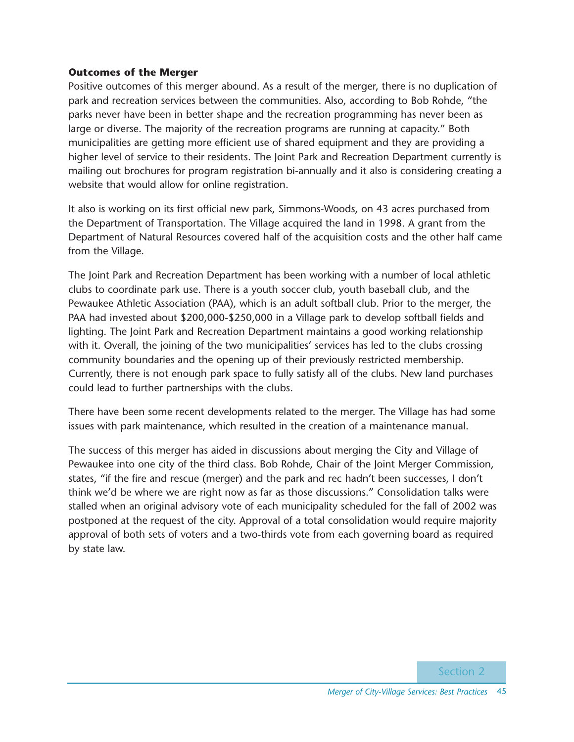### Outcomes of the Merger

Positive outcomes of this merger abound. As a result of the merger, there is no duplication of park and recreation services between the communities. Also, according to Bob Rohde, "the parks never have been in better shape and the recreation programming has never been as large or diverse. The majority of the recreation programs are running at capacity." Both municipalities are getting more efficient use of shared equipment and they are providing a higher level of service to their residents. The Joint Park and Recreation Department currently is mailing out brochures for program registration bi-annually and it also is considering creating a website that would allow for online registration.

It also is working on its first official new park, Simmons-Woods, on 43 acres purchased from the Department of Transportation. The Village acquired the land in 1998. A grant from the Department of Natural Resources covered half of the acquisition costs and the other half came from the Village.

The Joint Park and Recreation Department has been working with a number of local athletic clubs to coordinate park use. There is a youth soccer club, youth baseball club, and the Pewaukee Athletic Association (PAA), which is an adult softball club. Prior to the merger, the PAA had invested about $200,000-$250,000 in a Village park to develop softball fields and lighting. The Joint Park and Recreation Department maintains a good working relationship with it. Overall, the joining of the two municipalities' services has led to the clubs crossing community boundaries and the opening up of their previously restricted membership. Currently, there is not enough park space to fully satisfy all of the clubs. New land purchases could lead to further partnerships with the clubs.

There have been some recent developments related to the merger. The Village has had some issues with park maintenance, which resulted in the creation of a maintenance manual.

The success of this merger has aided in discussions about merging the City and Village of Pewaukee into one city of the third class. Bob Rohde, Chair of the Joint Merger Commission, states, "if the fire and rescue (merger) and the park and rec hadn't been successes, I don't think we'd be where we are right now as far as those discussions." Consolidation talks were stalled when an original advisory vote of each municipality scheduled for the fall of 2002 was postponed at the request of the city. Approval of a total consolidation would require majority approval of both sets of voters and a two-thirds vote from each governing board as required by state law.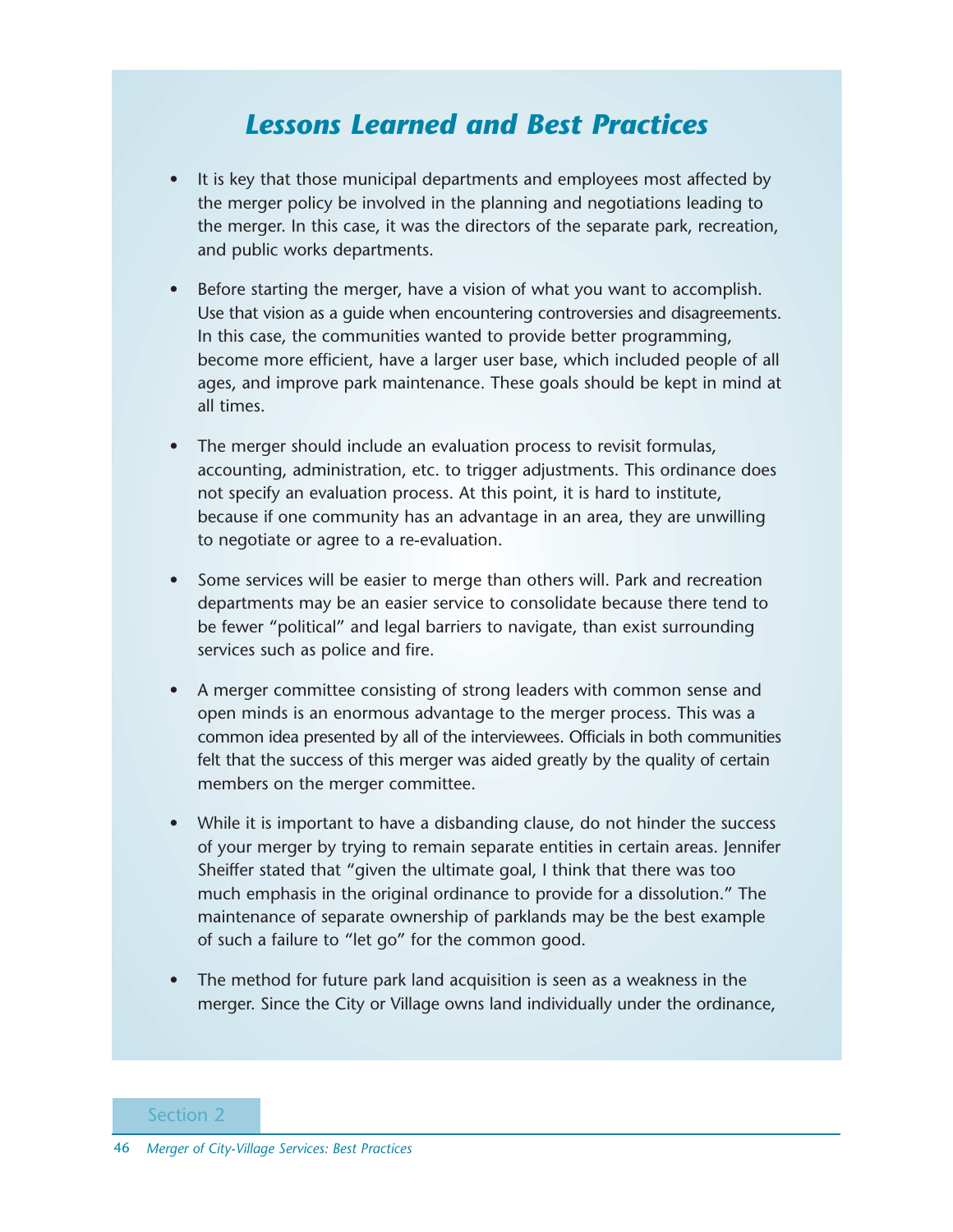## *Lessons Learned and Best Practices*

- It is key that those municipal departments and employees most affected by the merger policy be involved in the planning and negotiations leading to the merger. In this case, it was the directors of the separate park, recreation, and public works departments.

- Before starting the merger, have a vision of what you want to accomplish. Use that vision as a guide when encountering controversies and disagreements. In this case, the communities wanted to provide better programming, become more efficient, have a larger user base, which included people of all ages, and improve park maintenance. These goals should be kept in mind at all times.

- The merger should include an evaluation process to revisit formulas, accounting, administration, etc. to trigger adjustments. This ordinance does not specify an evaluation process. At this point, it is hard to institute, because if one community has an advantage in an area, they are unwilling to negotiate or agree to a re-evaluation.

- Some services will be easier to merge than others will. Park and recreation departments may be an easier service to consolidate because there tend to be fewer "political" and legal barriers to navigate, than exist surrounding services such as police and fire.

- A merger committee consisting of strong leaders with common sense and open minds is an enormous advantage to the merger process. This was a common idea presented by all of the interviewees. Officials in both communities felt that the success of this merger was aided greatly by the quality of certain members on the merger committee.

- While it is important to have a disbanding clause, do not hinder the success of your merger by trying to remain separate entities in certain areas. Jennifer Sheiffer stated that "given the ultimate goal, I think that there was too much emphasis in the original ordinance to provide for a dissolution." The maintenance of separate ownership of parklands may be the best example of such a failure to "let go" for the common good.

- The method for future park land acquisition is seen as a weakness in the merger. Since the City or Village owns land individually under the ordinance,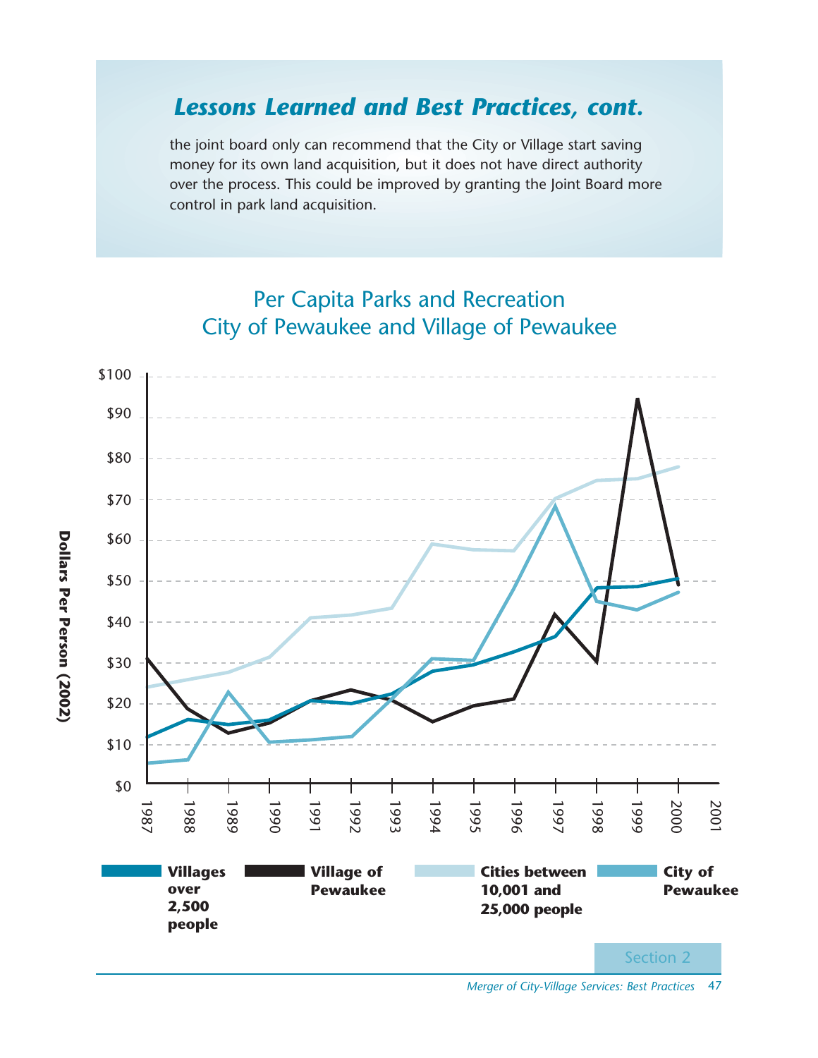## *Lessons Learned and Best Practices, cont.*

the joint board only can recommend that the City or Village start saving money for its own land acquisition, but it does not have direct authority over the process. This could be improved by granting the Joint Board more control in park land acquisition.

Per Capita Parks and Recreation
City of Pewaukee and Village of Pewaukee

Dollars Per Person (2002)

$0, $10, $20, $30, $40, $50, $60, $70, $80, $90, $100

1987, 1988, 1989, 1990, 1991, 1992, 1993, 1994, 1995, 1996, 1997, 1998, 1999, 2000, 2001

**Villages over 2,500 people** | **Village of Pewaukee** | **Cities between 10,001 and 25,000 people** | **City of Pewaukee**

Section 2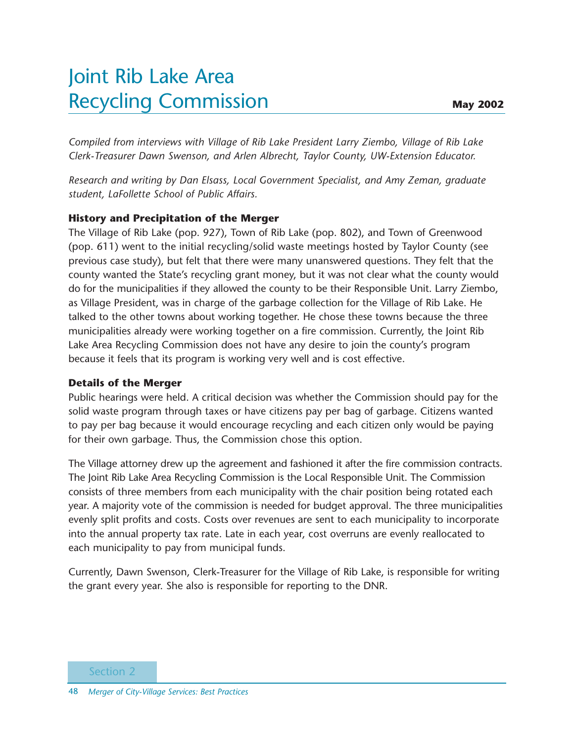# Joint Rib Lake Area Recycling Commission

**May 2002**

*Compiled from interviews with Village of Rib Lake President Larry Ziembo, Village of Rib Lake Clerk-Treasurer Dawn Swenson, and Arlen Albrecht, Taylor County, UW-Extension Educator.*

*Research and writing by Dan Elsass, Local Government Specialist, and Amy Zeman, graduate student, LaFollette School of Public Affairs.*

### History and Precipitation of the Merger

The Village of Rib Lake (pop. 927), Town of Rib Lake (pop. 802), and Town of Greenwood (pop. 611) went to the initial recycling/solid waste meetings hosted by Taylor County (see previous case study), but felt that there were many unanswered questions. They felt that the county wanted the State's recycling grant money, but it was not clear what the county would do for the municipalities if they allowed the county to be their Responsible Unit. Larry Ziembo, as Village President, was in charge of the garbage collection for the Village of Rib Lake. He talked to the other towns about working together. He chose these towns because the three municipalities already were working together on a fire commission. Currently, the Joint Rib Lake Area Recycling Commission does not have any desire to join the county's program because it feels that its program is working very well and is cost effective.

### Details of the Merger

Public hearings were held. A critical decision was whether the Commission should pay for the solid waste program through taxes or have citizens pay per bag of garbage. Citizens wanted to pay per bag because it would encourage recycling and each citizen only would be paying for their own garbage. Thus, the Commission chose this option.

The Village attorney drew up the agreement and fashioned it after the fire commission contracts. The Joint Rib Lake Area Recycling Commission is the Local Responsible Unit. The Commission consists of three members from each municipality with the chair position being rotated each year. A majority vote of the commission is needed for budget approval. The three municipalities evenly split profits and costs. Costs over revenues are sent to each municipality to incorporate into the annual property tax rate. Late in each year, cost overruns are evenly reallocated to each municipality to pay from municipal funds.

Currently, Dawn Swenson, Clerk-Treasurer for the Village of Rib Lake, is responsible for writing the grant every year. She also is responsible for reporting to the DNR.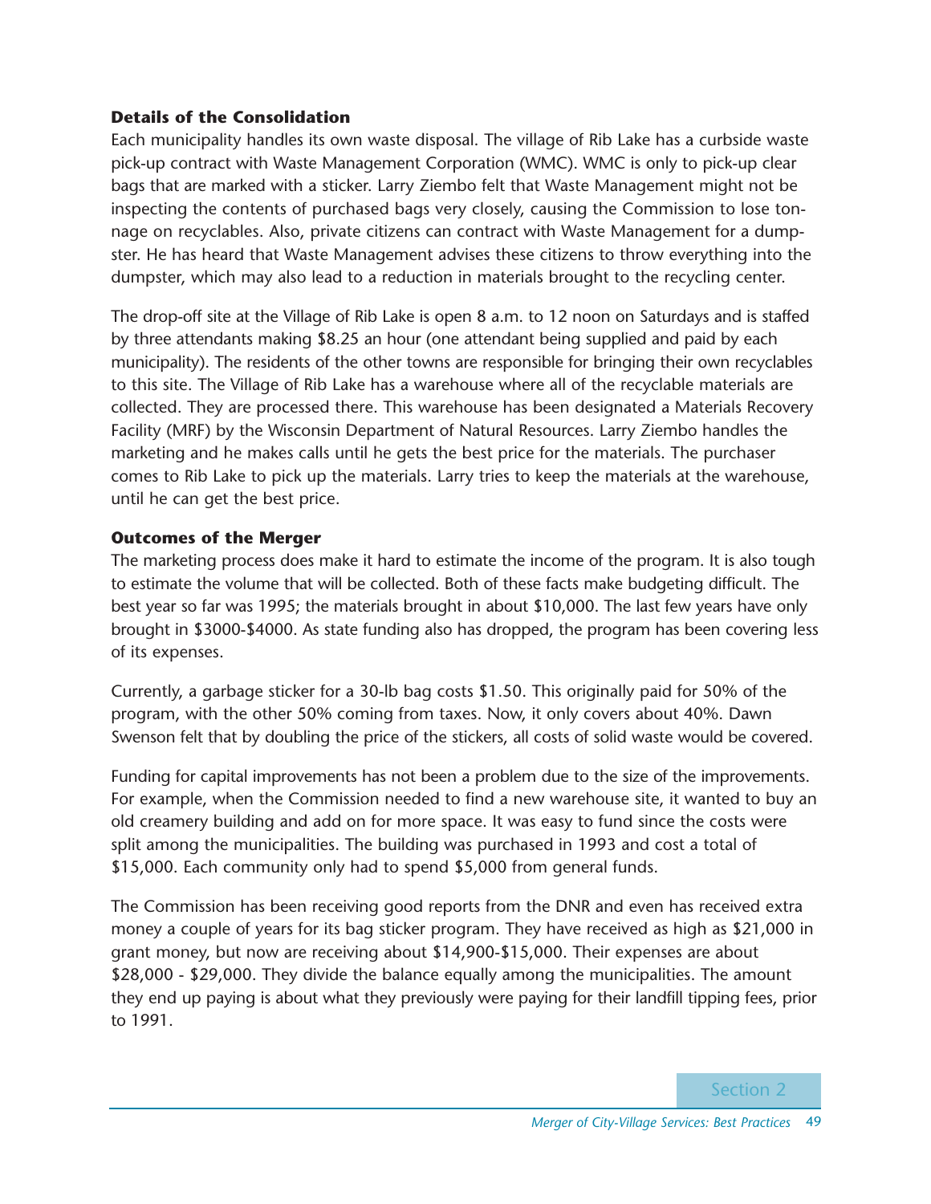### Details of the Consolidation

Each municipality handles its own waste disposal. The village of Rib Lake has a curbside waste pick-up contract with Waste Management Corporation (WMC). WMC is only to pick-up clear bags that are marked with a sticker. Larry Ziembo felt that Waste Management might not be inspecting the contents of purchased bags very closely, causing the Commission to lose tonnage on recyclables. Also, private citizens can contract with Waste Management for a dumpster. He has heard that Waste Management advises these citizens to throw everything into the dumpster, which may also lead to a reduction in materials brought to the recycling center.

The drop-off site at the Village of Rib Lake is open 8 a.m. to 12 noon on Saturdays and is staffed by three attendants making $8.25 an hour (one attendant being supplied and paid by each municipality). The residents of the other towns are responsible for bringing their own recyclables to this site. The Village of Rib Lake has a warehouse where all of the recyclable materials are collected. They are processed there. This warehouse has been designated a Materials Recovery Facility (MRF) by the Wisconsin Department of Natural Resources. Larry Ziembo handles the marketing and he makes calls until he gets the best price for the materials. The purchaser comes to Rib Lake to pick up the materials. Larry tries to keep the materials at the warehouse, until he can get the best price.

### Outcomes of the Merger

The marketing process does make it hard to estimate the income of the program. It is also tough to estimate the volume that will be collected. Both of these facts make budgeting difficult. The best year so far was 1995; the materials brought in about $10,000. The last few years have only brought in $3000-$4000. As state funding also has dropped, the program has been covering less of its expenses.

Currently, a garbage sticker for a 30-lb bag costs $1.50. This originally paid for 50% of the program, with the other 50% coming from taxes. Now, it only covers about 40%. Dawn Swenson felt that by doubling the price of the stickers, all costs of solid waste would be covered.

Funding for capital improvements has not been a problem due to the size of the improvements. For example, when the Commission needed to find a new warehouse site, it wanted to buy an old creamery building and add on for more space. It was easy to fund since the costs were split among the municipalities. The building was purchased in 1993 and cost a total of $15,000. Each community only had to spend $5,000 from general funds.

The Commission has been receiving good reports from the DNR and even has received extra money a couple of years for its bag sticker program. They have received as high as $21,000 in grant money, but now are receiving about $14,900-$15,000. Their expenses are about $28,000 - $29,000. They divide the balance equally among the municipalities. The amount they end up paying is about what they previously were paying for their landfill tipping fees, prior to 1991.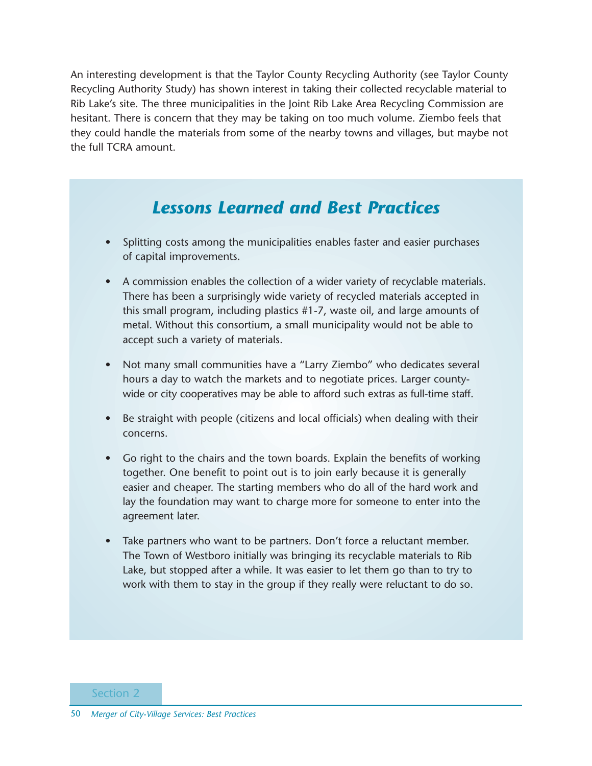An interesting development is that the Taylor County Recycling Authority (see Taylor County Recycling Authority Study) has shown interest in taking their collected recyclable material to Rib Lake's site. The three municipalities in the Joint Rib Lake Area Recycling Commission are hesitant. There is concern that they may be taking on too much volume. Ziembo feels that they could handle the materials from some of the nearby towns and villages, but maybe not the full TCRA amount.

## *Lessons Learned and Best Practices*

- Splitting costs among the municipalities enables faster and easier purchases of capital improvements.
- A commission enables the collection of a wider variety of recyclable materials. There has been a surprisingly wide variety of recycled materials accepted in this small program, including plastics #1-7, waste oil, and large amounts of metal. Without this consortium, a small municipality would not be able to accept such a variety of materials.
- Not many small communities have a "Larry Ziembo" who dedicates several hours a day to watch the markets and to negotiate prices. Larger county-wide or city cooperatives may be able to afford such extras as full-time staff.
- Be straight with people (citizens and local officials) when dealing with their concerns.
- Go right to the chairs and the town boards. Explain the benefits of working together. One benefit to point out is to join early because it is generally easier and cheaper. The starting members who do all of the hard work and lay the foundation may want to charge more for someone to enter into the agreement later.
- Take partners who want to be partners. Don't force a reluctant member. The Town of Westboro initially was bringing its recyclable materials to Rib Lake, but stopped after a while. It was easier to let them go than to try to work with them to stay in the group if they really were reluctant to do so.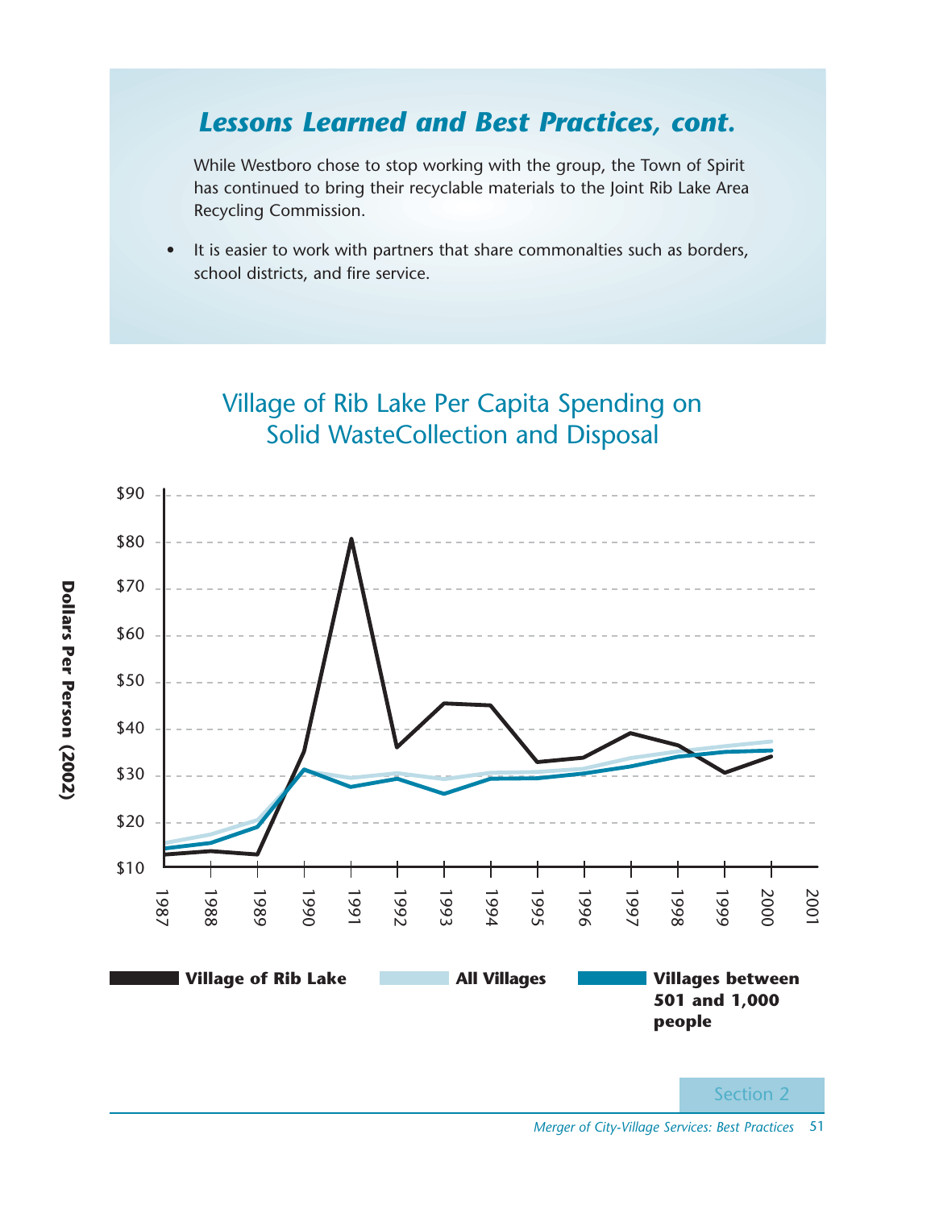## *Lessons Learned and Best Practices, cont.*

While Westboro chose to stop working with the group, the Town of Spirit has continued to bring their recyclable materials to the Joint Rib Lake Area Recycling Commission.

- It is easier to work with partners that share commonalties such as borders, school districts, and fire service.

Village of Rib Lake Per Capita Spending on Solid WasteCollection and Disposal

Dollars Per Person (2002)

$90
$80
$70
$60
$50
$40
$30
$20
$10

1987 1988 1989 1990 1991 1992 1993 1994 1995 1996 1997 1998 1999 2000 2001

**Village of Rib Lake** **All Villages** **Villages between 501 and 1,000 people**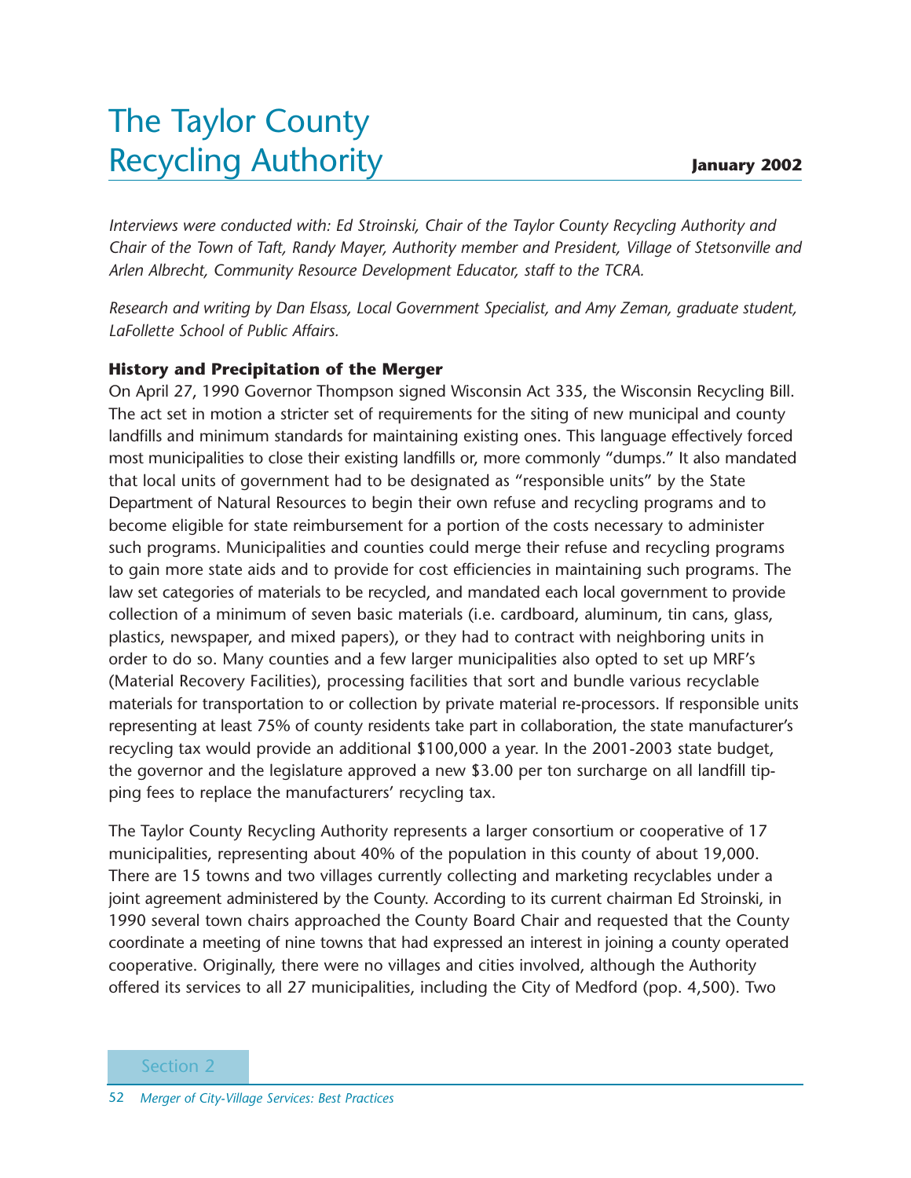# The Taylor County Recycling Authority

**January 2002**

*Interviews were conducted with: Ed Stroinski, Chair of the Taylor County Recycling Authority and Chair of the Town of Taft, Randy Mayer, Authority member and President, Village of Stetsonville and Arlen Albrecht, Community Resource Development Educator, staff to the TCRA.*

*Research and writing by Dan Elsass, Local Government Specialist, and Amy Zeman, graduate student, LaFollette School of Public Affairs.*

### History and Precipitation of the Merger

On April 27, 1990 Governor Thompson signed Wisconsin Act 335, the Wisconsin Recycling Bill. The act set in motion a stricter set of requirements for the siting of new municipal and county landfills and minimum standards for maintaining existing ones. This language effectively forced most municipalities to close their existing landfills or, more commonly "dumps." It also mandated that local units of government had to be designated as "responsible units" by the State Department of Natural Resources to begin their own refuse and recycling programs and to become eligible for state reimbursement for a portion of the costs necessary to administer such programs. Municipalities and counties could merge their refuse and recycling programs to gain more state aids and to provide for cost efficiencies in maintaining such programs. The law set categories of materials to be recycled, and mandated each local government to provide collection of a minimum of seven basic materials (i.e. cardboard, aluminum, tin cans, glass, plastics, newspaper, and mixed papers), or they had to contract with neighboring units in order to do so. Many counties and a few larger municipalities also opted to set up MRF's (Material Recovery Facilities), processing facilities that sort and bundle various recyclable materials for transportation to or collection by private material re-processors. If responsible units representing at least 75% of county residents take part in collaboration, the state manufacturer's recycling tax would provide an additional $100,000 a year. In the 2001-2003 state budget, the governor and the legislature approved a new $3.00 per ton surcharge on all landfill tipping fees to replace the manufacturers' recycling tax.

The Taylor County Recycling Authority represents a larger consortium or cooperative of 17 municipalities, representing about 40% of the population in this county of about 19,000. There are 15 towns and two villages currently collecting and marketing recyclables under a joint agreement administered by the County. According to its current chairman Ed Stroinski, in 1990 several town chairs approached the County Board Chair and requested that the County coordinate a meeting of nine towns that had expressed an interest in joining a county operated cooperative. Originally, there were no villages and cities involved, although the Authority offered its services to all 27 municipalities, including the City of Medford (pop. 4,500). Two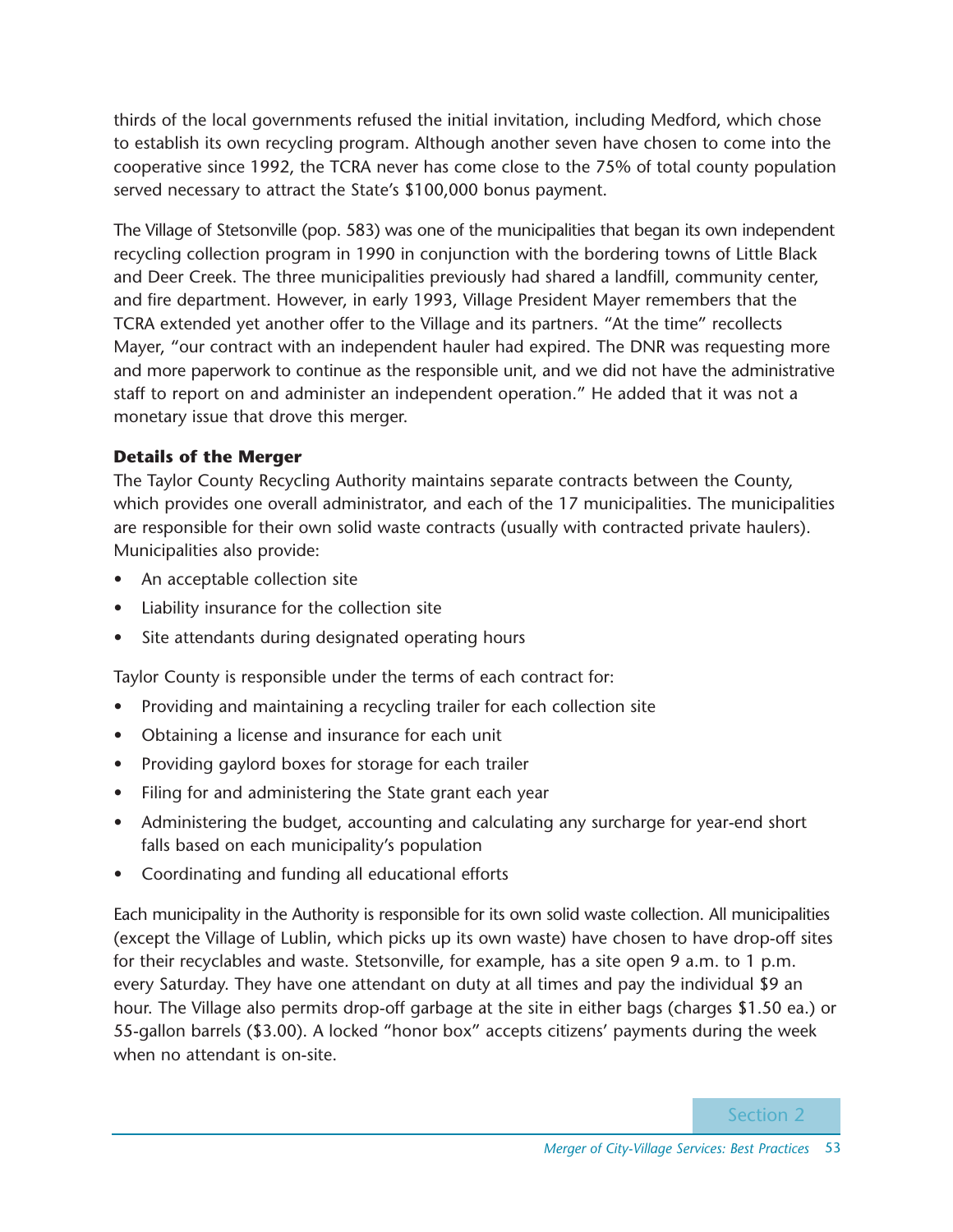thirds of the local governments refused the initial invitation, including Medford, which chose to establish its own recycling program. Although another seven have chosen to come into the cooperative since 1992, the TCRA never has come close to the 75% of total county population served necessary to attract the State's $100,000 bonus payment.

The Village of Stetsonville (pop. 583) was one of the municipalities that began its own independent recycling collection program in 1990 in conjunction with the bordering towns of Little Black and Deer Creek. The three municipalities previously had shared a landfill, community center, and fire department. However, in early 1993, Village President Mayer remembers that the TCRA extended yet another offer to the Village and its partners. "At the time" recollects Mayer, "our contract with an independent hauler had expired. The DNR was requesting more and more paperwork to continue as the responsible unit, and we did not have the administrative staff to report on and administer an independent operation." He added that it was not a monetary issue that drove this merger.

**Details of the Merger**

The Taylor County Recycling Authority maintains separate contracts between the County, which provides one overall administrator, and each of the 17 municipalities. The municipalities are responsible for their own solid waste contracts (usually with contracted private haulers). Municipalities also provide:

- An acceptable collection site
- Liability insurance for the collection site
- Site attendants during designated operating hours

Taylor County is responsible under the terms of each contract for:

- Providing and maintaining a recycling trailer for each collection site
- Obtaining a license and insurance for each unit
- Providing gaylord boxes for storage for each trailer
- Filing for and administering the State grant each year
- Administering the budget, accounting and calculating any surcharge for year-end short falls based on each municipality's population
- Coordinating and funding all educational efforts

Each municipality in the Authority is responsible for its own solid waste collection. All municipalities (except the Village of Lublin, which picks up its own waste) have chosen to have drop-off sites for their recyclables and waste. Stetsonville, for example, has a site open 9 a.m. to 1 p.m. every Saturday. They have one attendant on duty at all times and pay the individual $9 an hour. The Village also permits drop-off garbage at the site in either bags (charges $1.50 ea.) or 55-gallon barrels ($3.00). A locked "honor box" accepts citizens' payments during the week when no attendant is on-site.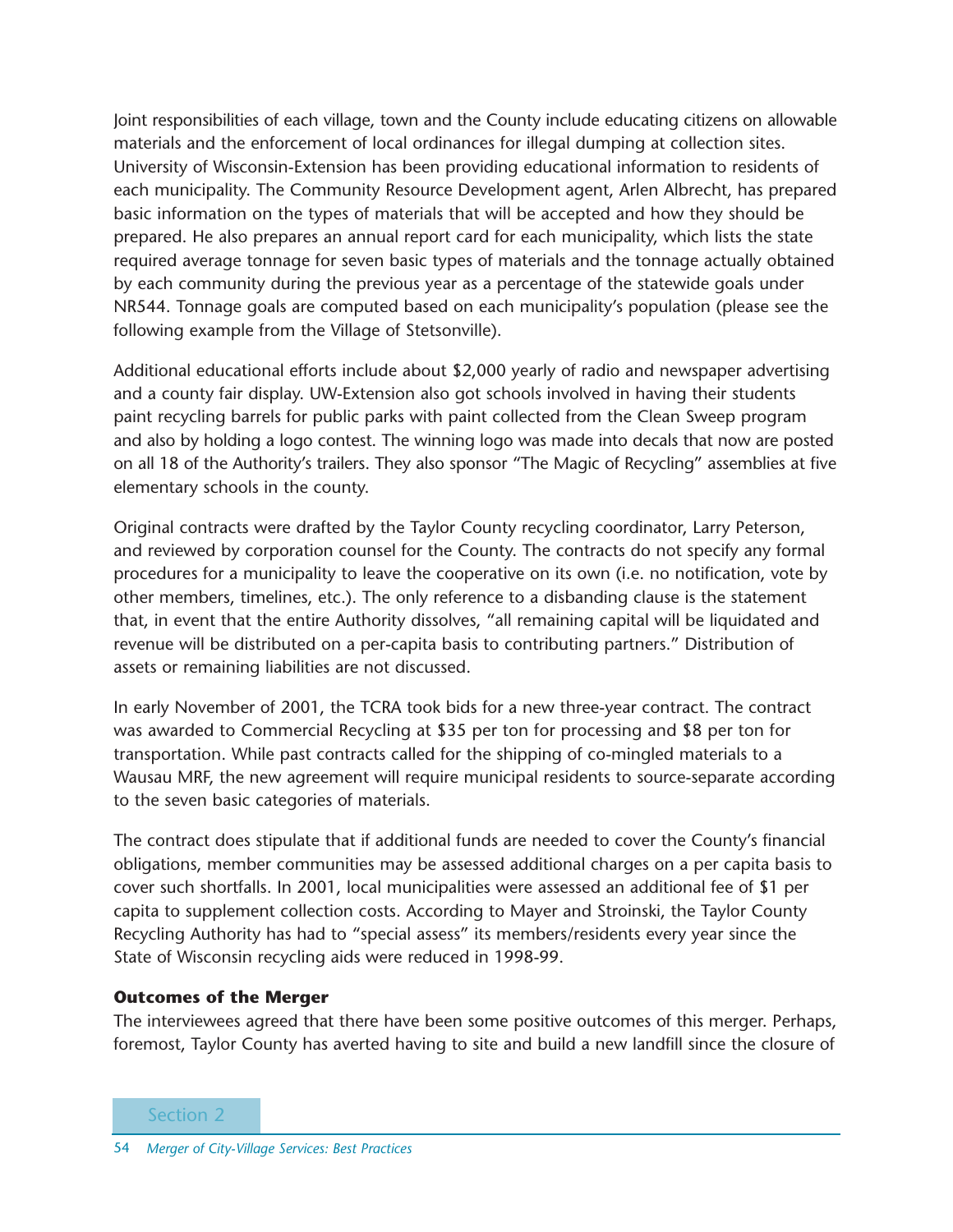Joint responsibilities of each village, town and the County include educating citizens on allowable materials and the enforcement of local ordinances for illegal dumping at collection sites. University of Wisconsin-Extension has been providing educational information to residents of each municipality. The Community Resource Development agent, Arlen Albrecht, has prepared basic information on the types of materials that will be accepted and how they should be prepared. He also prepares an annual report card for each municipality, which lists the state required average tonnage for seven basic types of materials and the tonnage actually obtained by each community during the previous year as a percentage of the statewide goals under NR544. Tonnage goals are computed based on each municipality's population (please see the following example from the Village of Stetsonville).

Additional educational efforts include about $2,000 yearly of radio and newspaper advertising and a county fair display. UW-Extension also got schools involved in having their students paint recycling barrels for public parks with paint collected from the Clean Sweep program and also by holding a logo contest. The winning logo was made into decals that now are posted on all 18 of the Authority's trailers. They also sponsor "The Magic of Recycling" assemblies at five elementary schools in the county.

Original contracts were drafted by the Taylor County recycling coordinator, Larry Peterson, and reviewed by corporation counsel for the County. The contracts do not specify any formal procedures for a municipality to leave the cooperative on its own (i.e. no notification, vote by other members, timelines, etc.). The only reference to a disbanding clause is the statement that, in event that the entire Authority dissolves, "all remaining capital will be liquidated and revenue will be distributed on a per-capita basis to contributing partners." Distribution of assets or remaining liabilities are not discussed.

In early November of 2001, the TCRA took bids for a new three-year contract. The contract was awarded to Commercial Recycling at $35 per ton for processing and $8 per ton for transportation. While past contracts called for the shipping of co-mingled materials to a Wausau MRF, the new agreement will require municipal residents to source-separate according to the seven basic categories of materials.

The contract does stipulate that if additional funds are needed to cover the County's financial obligations, member communities may be assessed additional charges on a per capita basis to cover such shortfalls. In 2001, local municipalities were assessed an additional fee of $1 per capita to supplement collection costs. According to Mayer and Stroinski, the Taylor County Recycling Authority has had to "special assess" its members/residents every year since the State of Wisconsin recycling aids were reduced in 1998-99.

### Outcomes of the Merger

The interviewees agreed that there have been some positive outcomes of this merger. Perhaps, foremost, Taylor County has averted having to site and build a new landfill since the closure of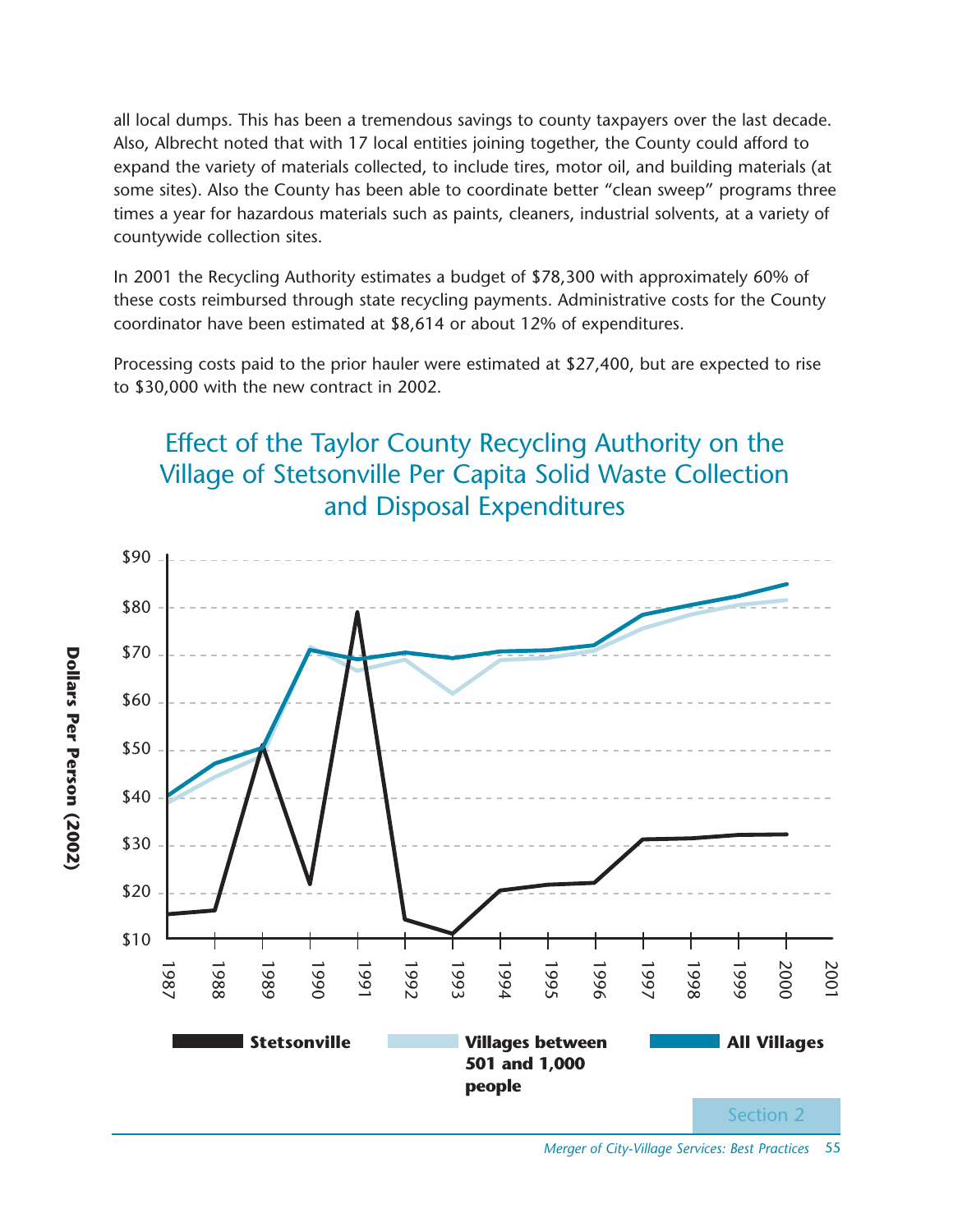all local dumps. This has been a tremendous savings to county taxpayers over the last decade. Also, Albrecht noted that with 17 local entities joining together, the County could afford to expand the variety of materials collected, to include tires, motor oil, and building materials (at some sites). Also the County has been able to coordinate better "clean sweep" programs three times a year for hazardous materials such as paints, cleaners, industrial solvents, at a variety of countywide collection sites.

In 2001 the Recycling Authority estimates a budget of $78,300 with approximately 60% of these costs reimbursed through state recycling payments. Administrative costs for the County coordinator have been estimated at $8,614 or about 12% of expenditures.

Processing costs paid to the prior hauler were estimated at $27,400, but are expected to rise to $30,000 with the new contract in 2002.

## Effect of the Taylor County Recycling Authority on the Village of Stetsonville Per Capita Solid Waste Collection and Disposal Expenditures

Dollars Per Person (2002)

$90, $80, $70, $60, $50, $40, $30, $20, $10

1987, 1988, 1989, 1990, 1991, 1992, 1993, 1994, 1995, 1996, 1997, 1998, 1999, 2000, 2001

**Stetsonville** | **Villages between 501 and 1,000 people** | **All Villages**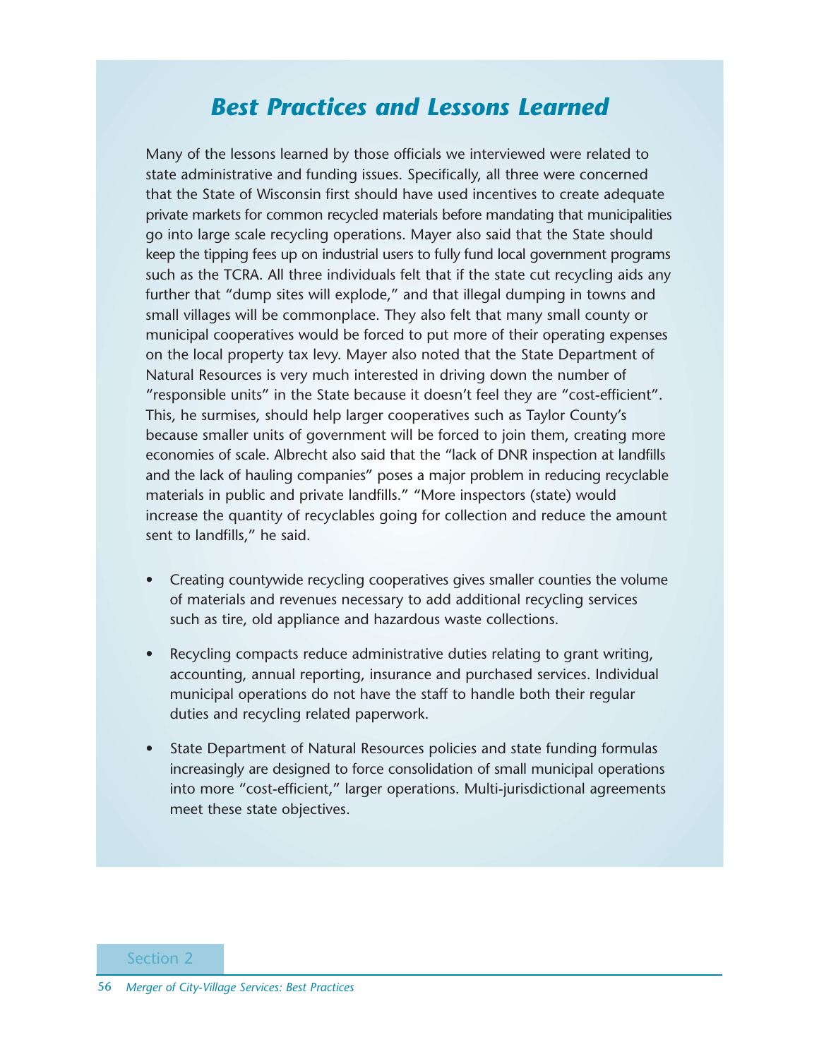## Best Practices and Lessons Learned

Many of the lessons learned by those officials we interviewed were related to state administrative and funding issues. Specifically, all three were concerned that the State of Wisconsin first should have used incentives to create adequate private markets for common recycled materials before mandating that municipalities go into large scale recycling operations. Mayer also said that the State should keep the tipping fees up on industrial users to fully fund local government programs such as the TCRA. All three individuals felt that if the state cut recycling aids any further that "dump sites will explode," and that illegal dumping in towns and small villages will be commonplace. They also felt that many small county or municipal cooperatives would be forced to put more of their operating expenses on the local property tax levy. Mayer also noted that the State Department of Natural Resources is very much interested in driving down the number of "responsible units" in the State because it doesn't feel they are "cost-efficient". This, he surmises, should help larger cooperatives such as Taylor County's because smaller units of government will be forced to join them, creating more economies of scale. Albrecht also said that the "lack of DNR inspection at landfills and the lack of hauling companies" poses a major problem in reducing recyclable materials in public and private landfills." "More inspectors (state) would increase the quantity of recyclables going for collection and reduce the amount sent to landfills," he said.

- Creating countywide recycling cooperatives gives smaller counties the volume of materials and revenues necessary to add additional recycling services such as tire, old appliance and hazardous waste collections.
- Recycling compacts reduce administrative duties relating to grant writing, accounting, annual reporting, insurance and purchased services. Individual municipal operations do not have the staff to handle both their regular duties and recycling related paperwork.
- State Department of Natural Resources policies and state funding formulas increasingly are designed to force consolidation of small municipal operations into more "cost-efficient," larger operations. Multi-jurisdictional agreements meet these state objectives.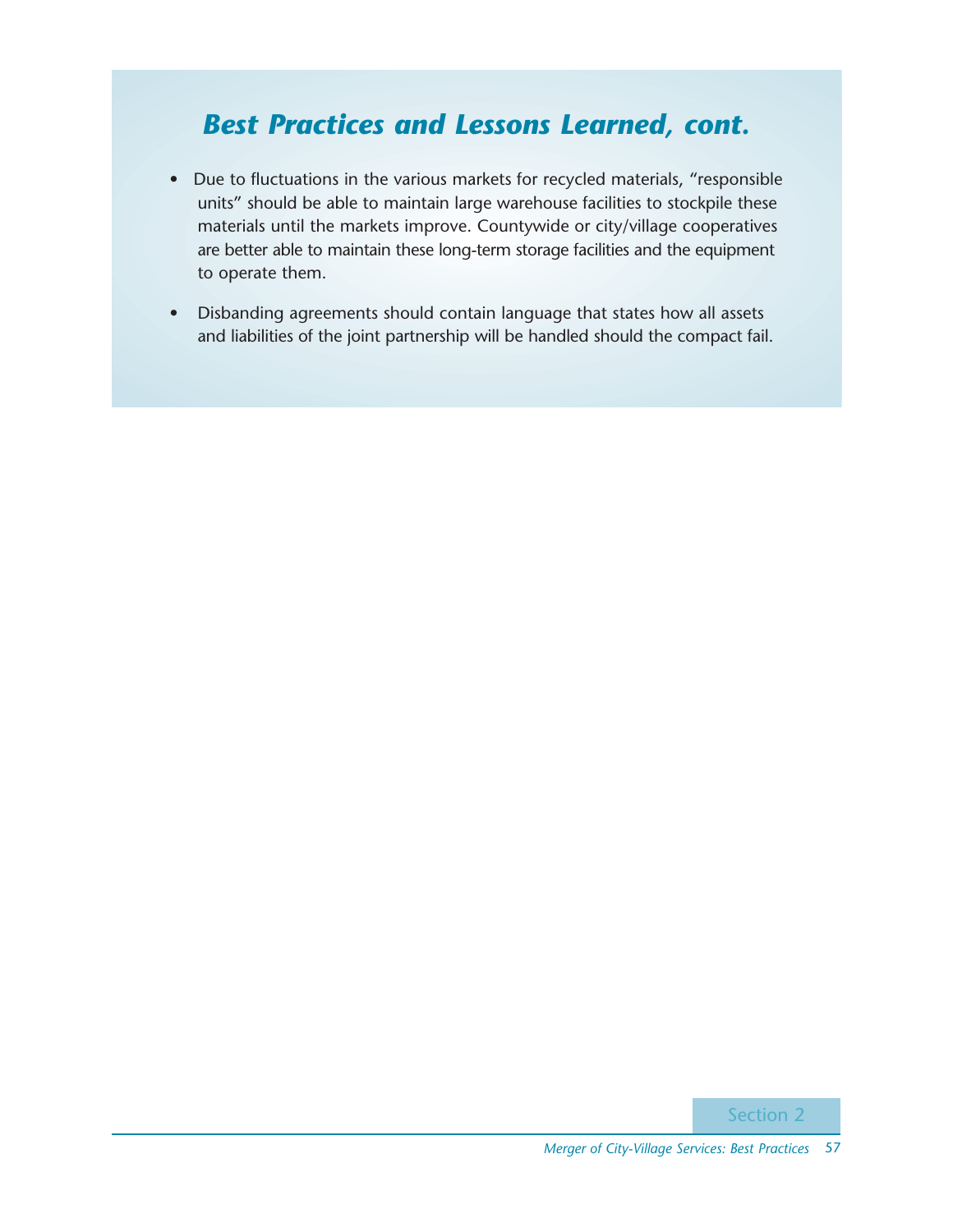## *Best Practices and Lessons Learned, cont.*

- Due to fluctuations in the various markets for recycled materials, "responsible units" should be able to maintain large warehouse facilities to stockpile these materials until the markets improve. Countywide or city/village cooperatives are better able to maintain these long-term storage facilities and the equipment to operate them.
- Disbanding agreements should contain language that states how all assets and liabilities of the joint partnership will be handled should the compact fail.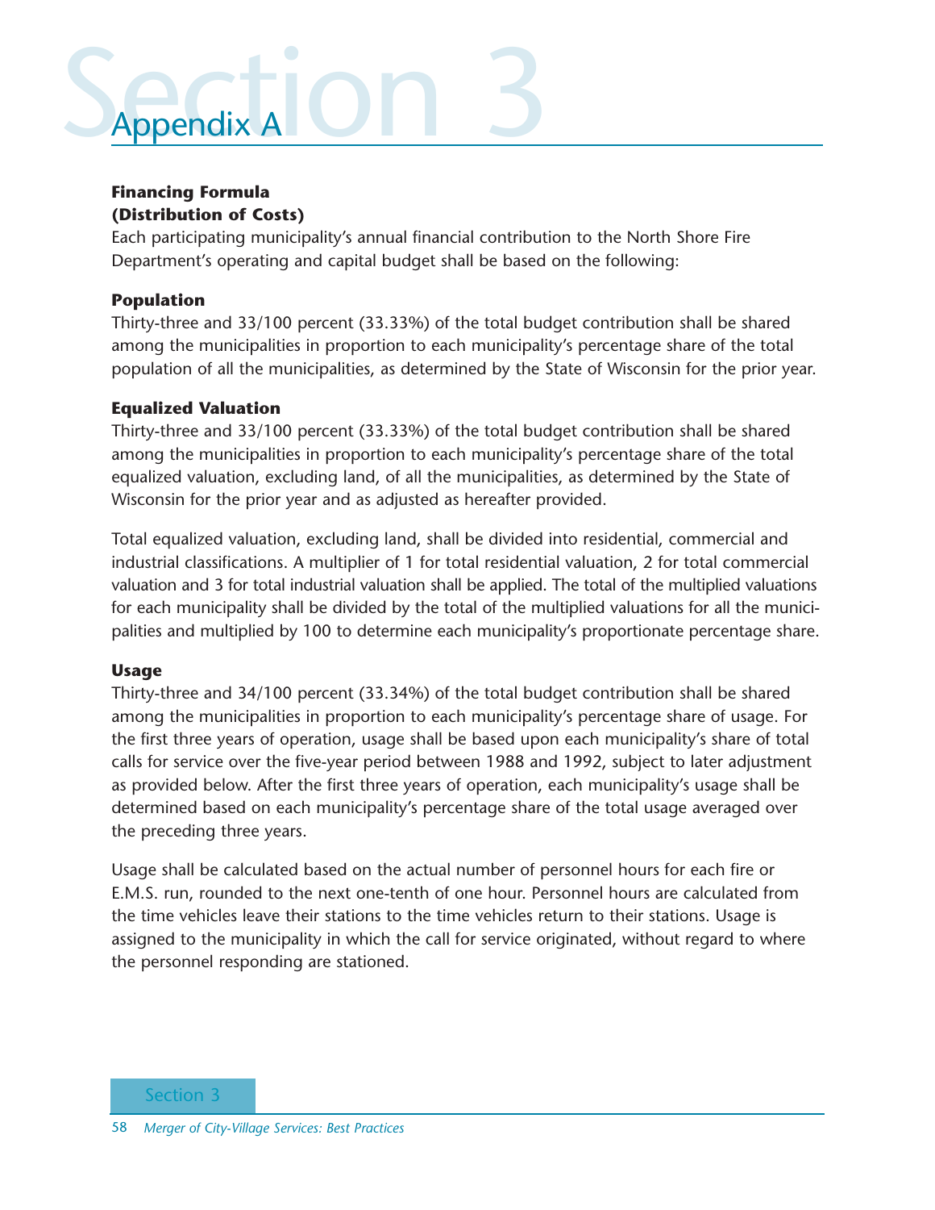# Appendix A

**Financing Formula**
**(Distribution of Costs)**

Each participating municipality's annual financial contribution to the North Shore Fire Department's operating and capital budget shall be based on the following:

### Population

Thirty-three and 33/100 percent (33.33%) of the total budget contribution shall be shared among the municipalities in proportion to each municipality's percentage share of the total population of all the municipalities, as determined by the State of Wisconsin for the prior year.

### Equalized Valuation

Thirty-three and 33/100 percent (33.33%) of the total budget contribution shall be shared among the municipalities in proportion to each municipality's percentage share of the total equalized valuation, excluding land, of all the municipalities, as determined by the State of Wisconsin for the prior year and as adjusted as hereafter provided.

Total equalized valuation, excluding land, shall be divided into residential, commercial and industrial classifications. A multiplier of 1 for total residential valuation, 2 for total commercial valuation and 3 for total industrial valuation shall be applied. The total of the multiplied valuations for each municipality shall be divided by the total of the multiplied valuations for all the municipalities and multiplied by 100 to determine each municipality's proportionate percentage share.

### Usage

Thirty-three and 34/100 percent (33.34%) of the total budget contribution shall be shared among the municipalities in proportion to each municipality's percentage share of usage. For the first three years of operation, usage shall be based upon each municipality's share of total calls for service over the five-year period between 1988 and 1992, subject to later adjustment as provided below. After the first three years of operation, each municipality's usage shall be determined based on each municipality's percentage share of the total usage averaged over the preceding three years.

Usage shall be calculated based on the actual number of personnel hours for each fire or E.M.S. run, rounded to the next one-tenth of one hour. Personnel hours are calculated from the time vehicles leave their stations to the time vehicles return to their stations. Usage is assigned to the municipality in which the call for service originated, without regard to where the personnel responding are stationed.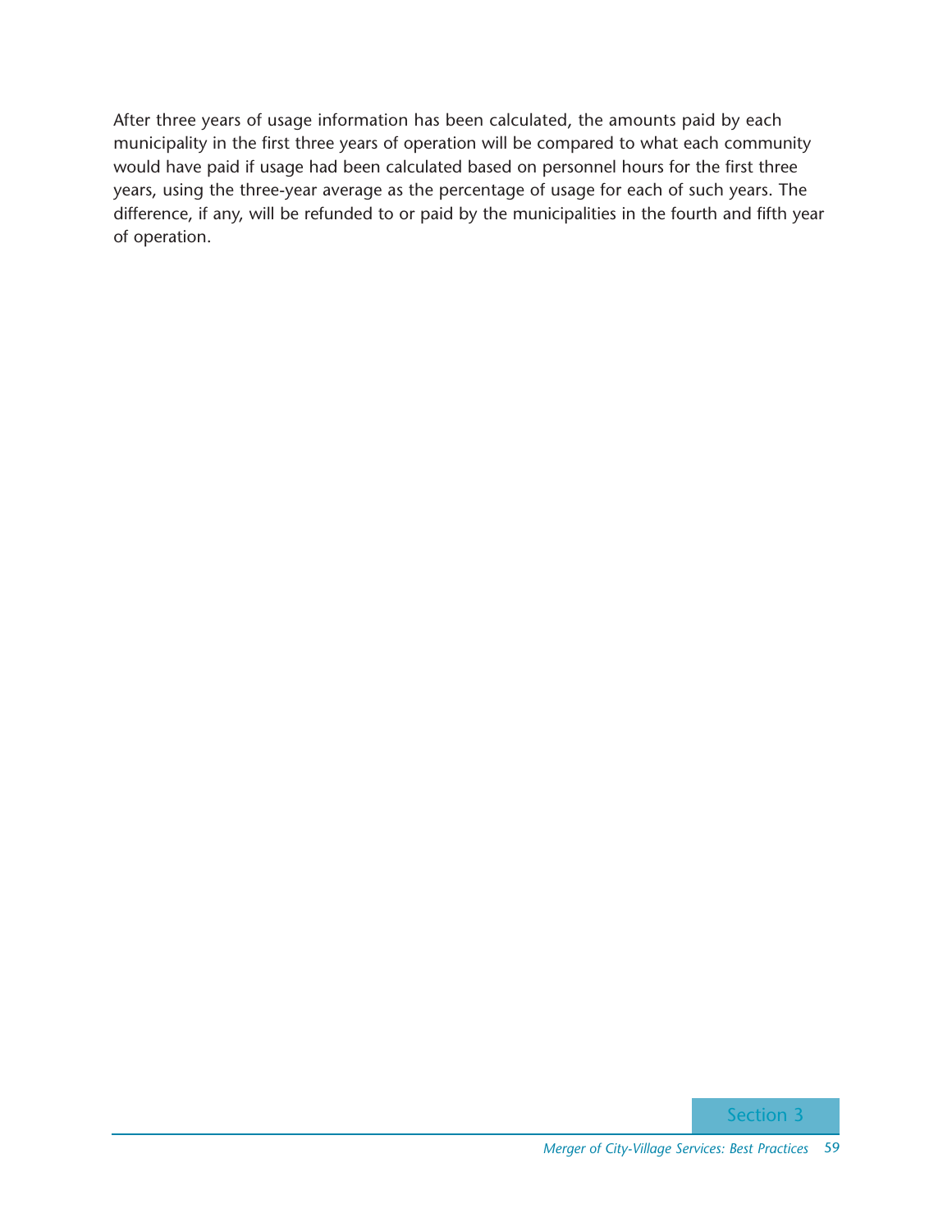After three years of usage information has been calculated, the amounts paid by each municipality in the first three years of operation will be compared to what each community would have paid if usage had been calculated based on personnel hours for the first three years, using the three-year average as the percentage of usage for each of such years. The difference, if any, will be refunded to or paid by the municipalities in the fourth and fifth year of operation.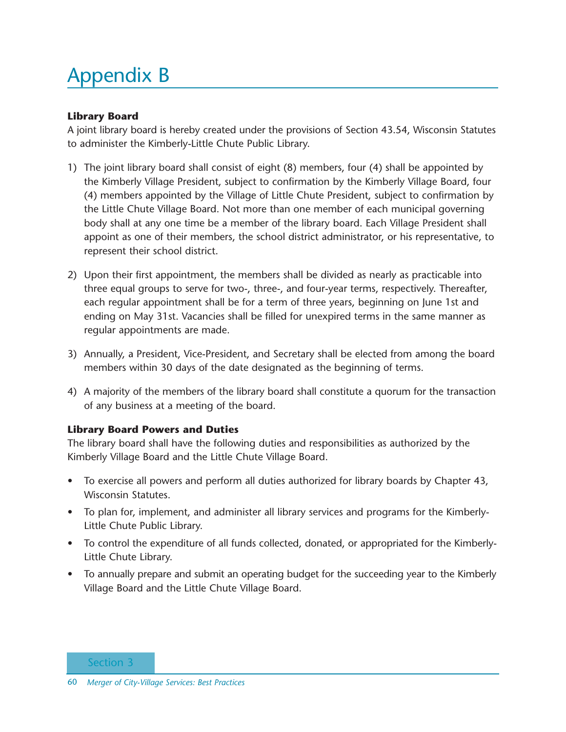# Appendix B

**Library Board**

A joint library board is hereby created under the provisions of Section 43.54, Wisconsin Statutes to administer the Kimberly-Little Chute Public Library.

1) The joint library board shall consist of eight (8) members, four (4) shall be appointed by the Kimberly Village President, subject to confirmation by the Kimberly Village Board, four (4) members appointed by the Village of Little Chute President, subject to confirmation by the Little Chute Village Board. Not more than one member of each municipal governing body shall at any one time be a member of the library board. Each Village President shall appoint as one of their members, the school district administrator, or his representative, to represent their school district.

2) Upon their first appointment, the members shall be divided as nearly as practicable into three equal groups to serve for two-, three-, and four-year terms, respectively. Thereafter, each regular appointment shall be for a term of three years, beginning on June 1st and ending on May 31st. Vacancies shall be filled for unexpired terms in the same manner as regular appointments are made.

3) Annually, a President, Vice-President, and Secretary shall be elected from among the board members within 30 days of the date designated as the beginning of terms.

4) A majority of the members of the library board shall constitute a quorum for the transaction of any business at a meeting of the board.

**Library Board Powers and Duties**

The library board shall have the following duties and responsibilities as authorized by the Kimberly Village Board and the Little Chute Village Board.

- To exercise all powers and perform all duties authorized for library boards by Chapter 43, Wisconsin Statutes.
- To plan for, implement, and administer all library services and programs for the Kimberly-Little Chute Public Library.
- To control the expenditure of all funds collected, donated, or appropriated for the Kimberly-Little Chute Library.
- To annually prepare and submit an operating budget for the succeeding year to the Kimberly Village Board and the Little Chute Village Board.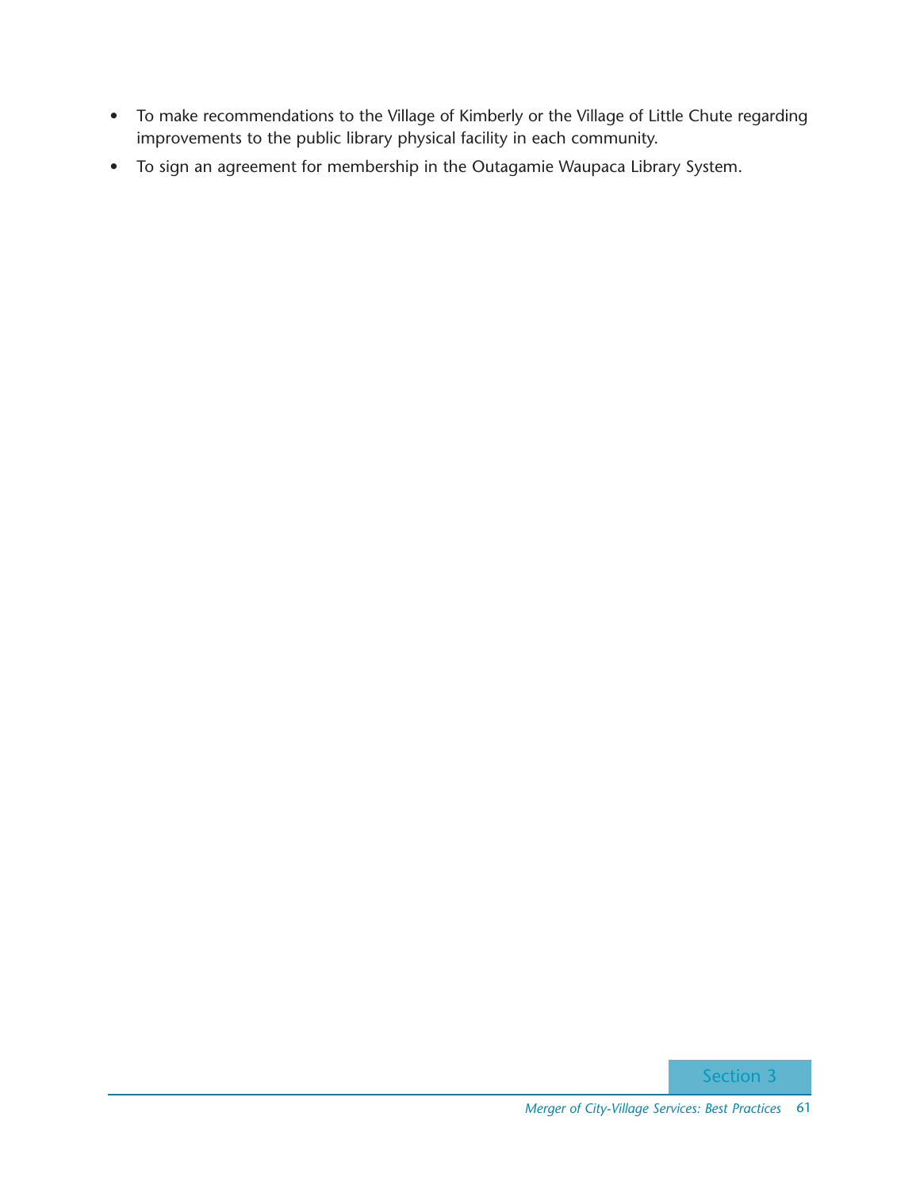- To make recommendations to the Village of Kimberly or the Village of Little Chute regarding improvements to the public library physical facility in each community.
- To sign an agreement for membership in the Outagamie Waupaca Library System.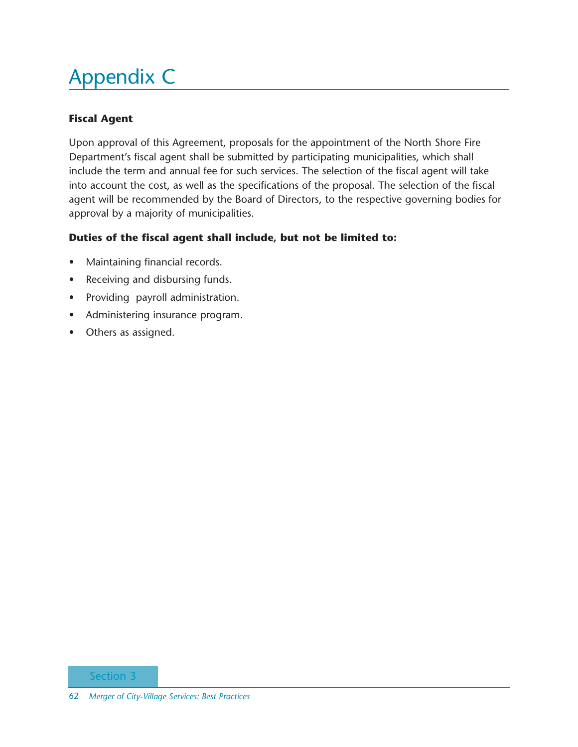# Appendix C

**Fiscal Agent**

Upon approval of this Agreement, proposals for the appointment of the North Shore Fire Department's fiscal agent shall be submitted by participating municipalities, which shall include the term and annual fee for such services. The selection of the fiscal agent will take into account the cost, as well as the specifications of the proposal. The selection of the fiscal agent will be recommended by the Board of Directors, to the respective governing bodies for approval by a majority of municipalities.

**Duties of the fiscal agent shall include, but not be limited to:**

- Maintaining financial records.
- Receiving and disbursing funds.
- Providing payroll administration.
- Administering insurance program.
- Others as assigned.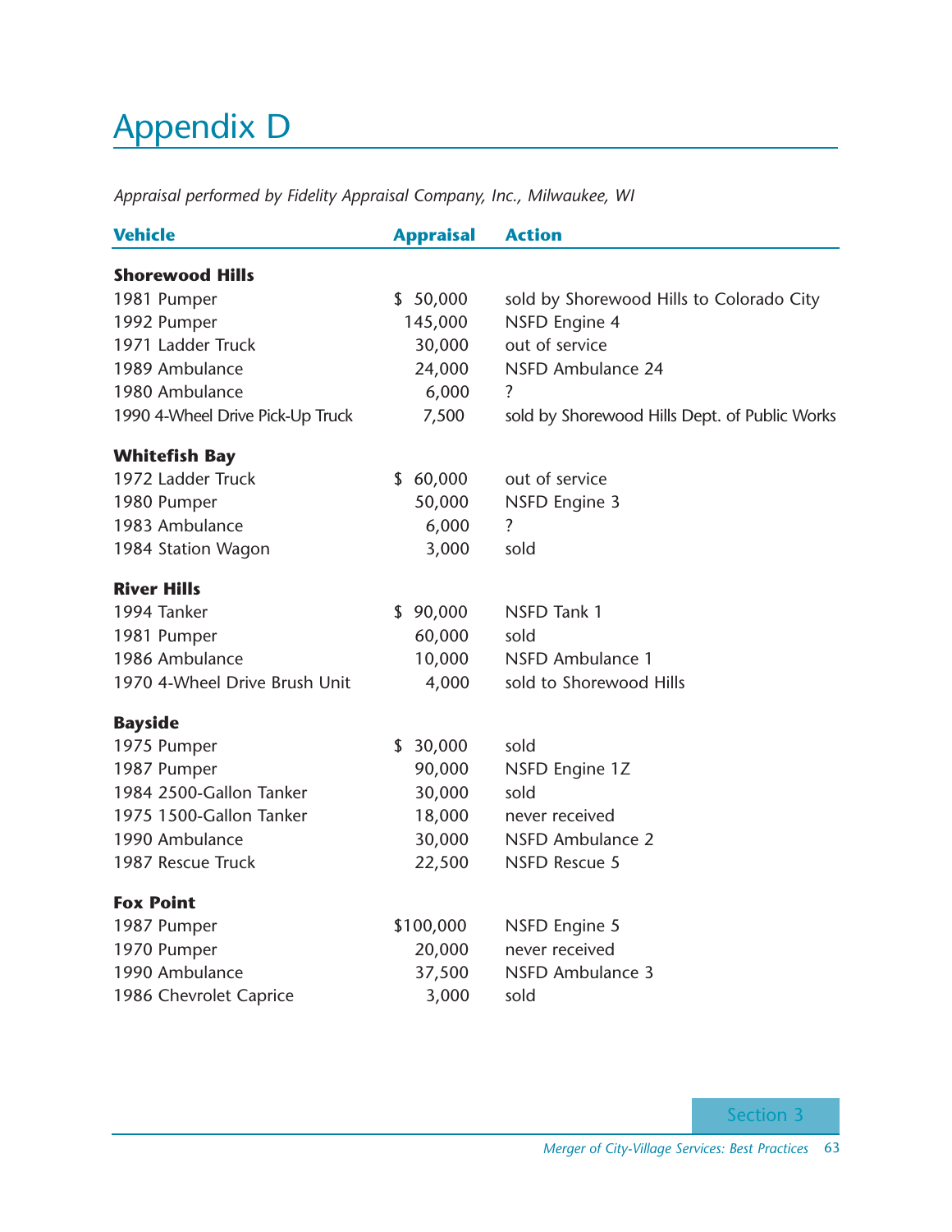# Appendix D

*Appraisal performed by Fidelity Appraisal Company, Inc., Milwaukee, WI*

| Vehicle | Appraisal | Action |
|---|---|---|
| **Shorewood Hills** | | |
| 1981 Pumper | $ 50,000 | sold by Shorewood Hills to Colorado City |
| 1992 Pumper | 145,000 | NSFD Engine 4 |
| 1971 Ladder Truck | 30,000 | out of service |
| 1989 Ambulance | 24,000 | NSFD Ambulance 24 |
| 1980 Ambulance | 6,000 | ? |
| 1990 4-Wheel Drive Pick-Up Truck | 7,500 | sold by Shorewood Hills Dept. of Public Works |
| **Whitefish Bay** | | |
| 1972 Ladder Truck | $ 60,000 | out of service |
| 1980 Pumper | 50,000 | NSFD Engine 3 |
| 1983 Ambulance | 6,000 | ? |
| 1984 Station Wagon | 3,000 | sold |
| **River Hills** | | |
| 1994 Tanker | $ 90,000 | NSFD Tank 1 |
| 1981 Pumper | 60,000 | sold |
| 1986 Ambulance | 10,000 | NSFD Ambulance 1 |
| 1970 4-Wheel Drive Brush Unit | 4,000 | sold to Shorewood Hills |
| **Bayside** | | |
| 1975 Pumper | $ 30,000 | sold |
| 1987 Pumper | 90,000 | NSFD Engine 1Z |
| 1984 2500-Gallon Tanker | 30,000 | sold |
| 1975 1500-Gallon Tanker | 18,000 | never received |
| 1990 Ambulance | 30,000 | NSFD Ambulance 2 |
| 1987 Rescue Truck | 22,500 | NSFD Rescue 5 |
| **Fox Point** | | |
| 1987 Pumper | $100,000 | NSFD Engine 5 |
| 1970 Pumper | 20,000 | never received |
| 1990 Ambulance | 37,500 | NSFD Ambulance 3 |
| 1986 Chevrolet Caprice | 3,000 | sold |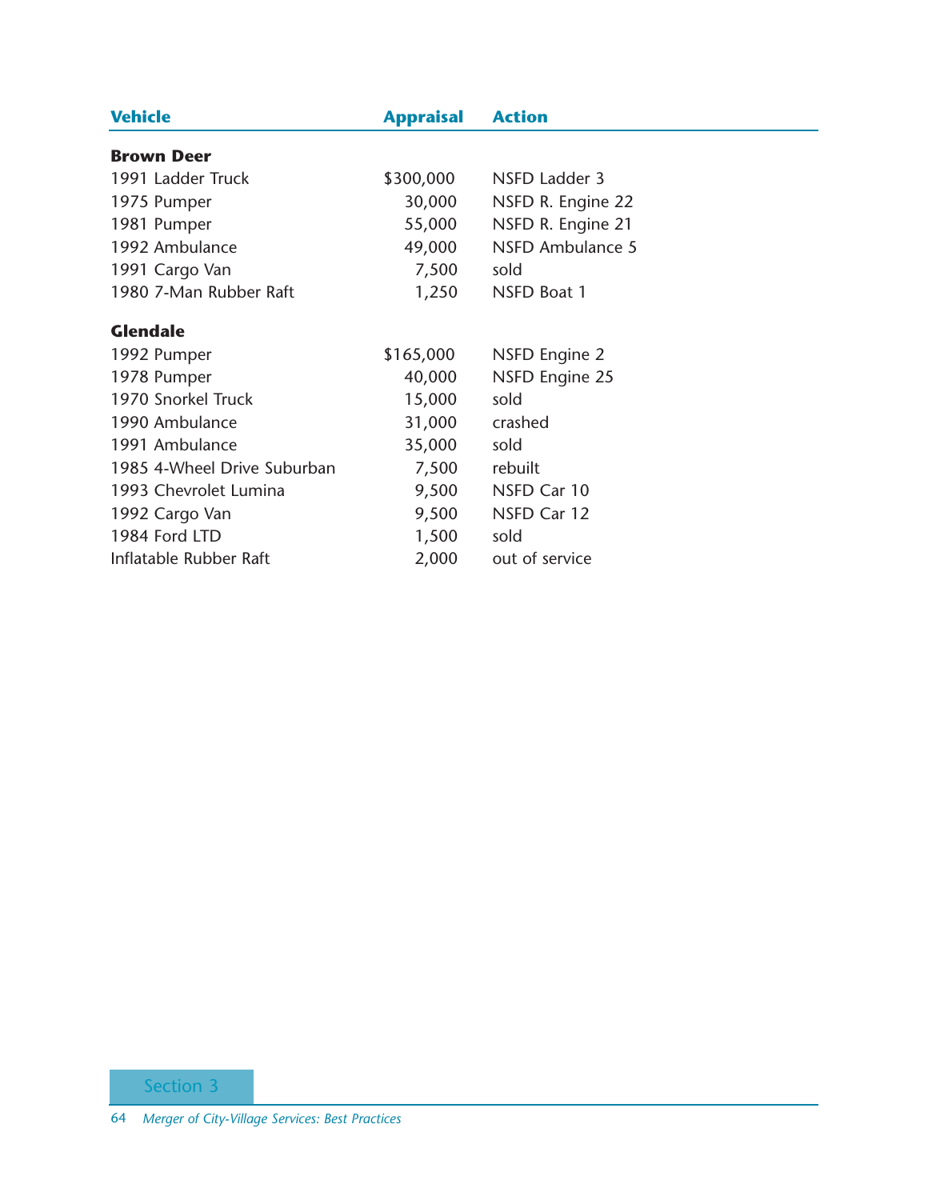| Vehicle | Appraisal | Action |
|---|---|---|
| **Brown Deer** | | |
| 1991 Ladder Truck | $300,000 | NSFD Ladder 3 |
| 1975 Pumper | 30,000 | NSFD R. Engine 22 |
| 1981 Pumper | 55,000 | NSFD R. Engine 21 |
| 1992 Ambulance | 49,000 | NSFD Ambulance 5 |
| 1991 Cargo Van | 7,500 | sold |
| 1980 7-Man Rubber Raft | 1,250 | NSFD Boat 1 |
| **Glendale** | | |
| 1992 Pumper | $165,000 | NSFD Engine 2 |
| 1978 Pumper | 40,000 | NSFD Engine 25 |
| 1970 Snorkel Truck | 15,000 | sold |
| 1990 Ambulance | 31,000 | crashed |
| 1991 Ambulance | 35,000 | sold |
| 1985 4-Wheel Drive Suburban | 7,500 | rebuilt |
| 1993 Chevrolet Lumina | 9,500 | NSFD Car 10 |
| 1992 Cargo Van | 9,500 | NSFD Car 12 |
| 1984 Ford LTD | 1,500 | sold |
| Inflatable Rubber Raft | 2,000 | out of service |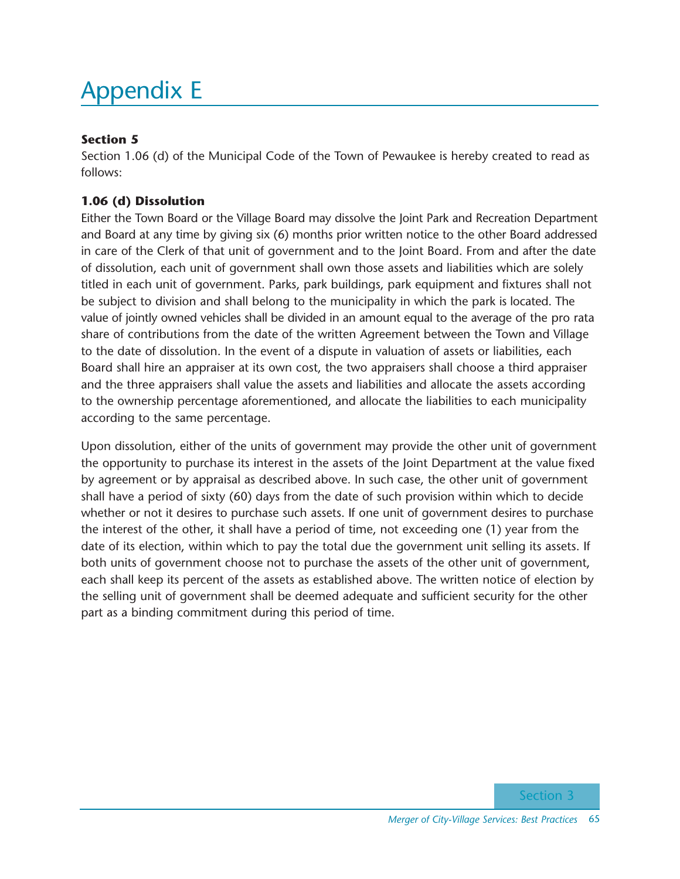# Appendix E

**Section 5**

Section 1.06 (d) of the Municipal Code of the Town of Pewaukee is hereby created to read as follows:

**1.06 (d) Dissolution**

Either the Town Board or the Village Board may dissolve the Joint Park and Recreation Department and Board at any time by giving six (6) months prior written notice to the other Board addressed in care of the Clerk of that unit of government and to the Joint Board. From and after the date of dissolution, each unit of government shall own those assets and liabilities which are solely titled in each unit of government. Parks, park buildings, park equipment and fixtures shall not be subject to division and shall belong to the municipality in which the park is located. The value of jointly owned vehicles shall be divided in an amount equal to the average of the pro rata share of contributions from the date of the written Agreement between the Town and Village to the date of dissolution. In the event of a dispute in valuation of assets or liabilities, each Board shall hire an appraiser at its own cost, the two appraisers shall choose a third appraiser and the three appraisers shall value the assets and liabilities and allocate the assets according to the ownership percentage aforementioned, and allocate the liabilities to each municipality according to the same percentage.

Upon dissolution, either of the units of government may provide the other unit of government the opportunity to purchase its interest in the assets of the Joint Department at the value fixed by agreement or by appraisal as described above. In such case, the other unit of government shall have a period of sixty (60) days from the date of such provision within which to decide whether or not it desires to purchase such assets. If one unit of government desires to purchase the interest of the other, it shall have a period of time, not exceeding one (1) year from the date of its election, within which to pay the total due the government unit selling its assets. If both units of government choose not to purchase the assets of the other unit of government, each shall keep its percent of the assets as established above. The written notice of election by the selling unit of government shall be deemed adequate and sufficient security for the other part as a binding commitment during this period of time.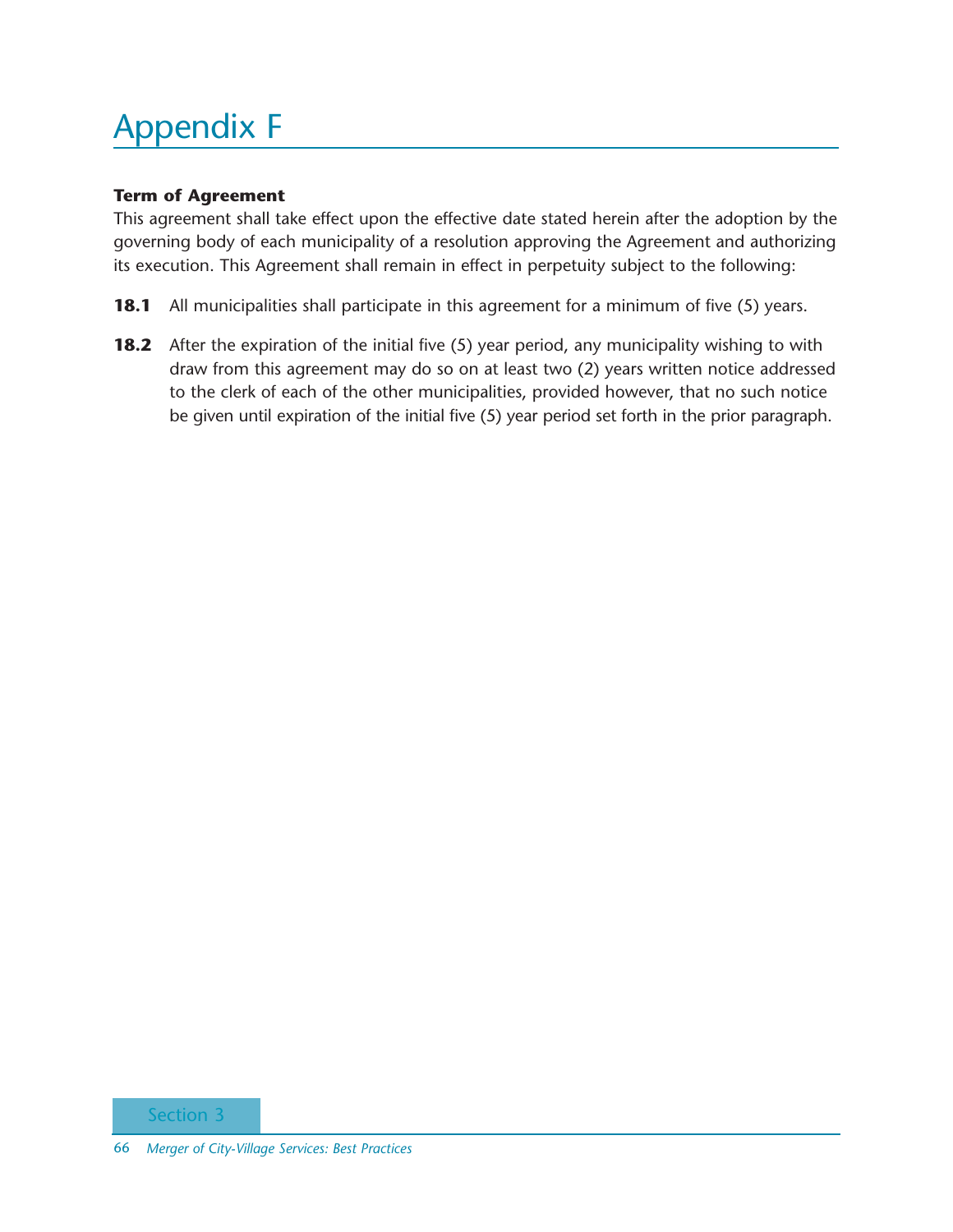# Appendix F

**Term of Agreement**

This agreement shall take effect upon the effective date stated herein after the adoption by the governing body of each municipality of a resolution approving the Agreement and authorizing its execution. This Agreement shall remain in effect in perpetuity subject to the following:

**18.1** All municipalities shall participate in this agreement for a minimum of five (5) years.

**18.2** After the expiration of the initial five (5) year period, any municipality wishing to with draw from this agreement may do so on at least two (2) years written notice addressed to the clerk of each of the other municipalities, provided however, that no such notice be given until expiration of the initial five (5) year period set forth in the prior paragraph.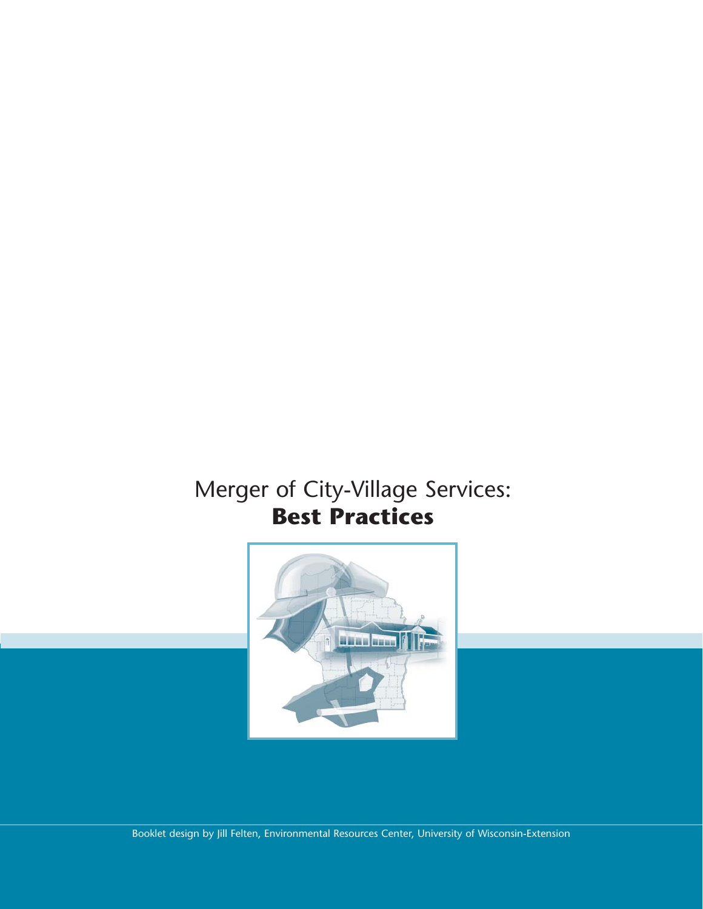Merger of City-Village Services:
**Best Practices**

Booklet design by Jill Felten, Environmental Resources Center, University of Wisconsin-Extension